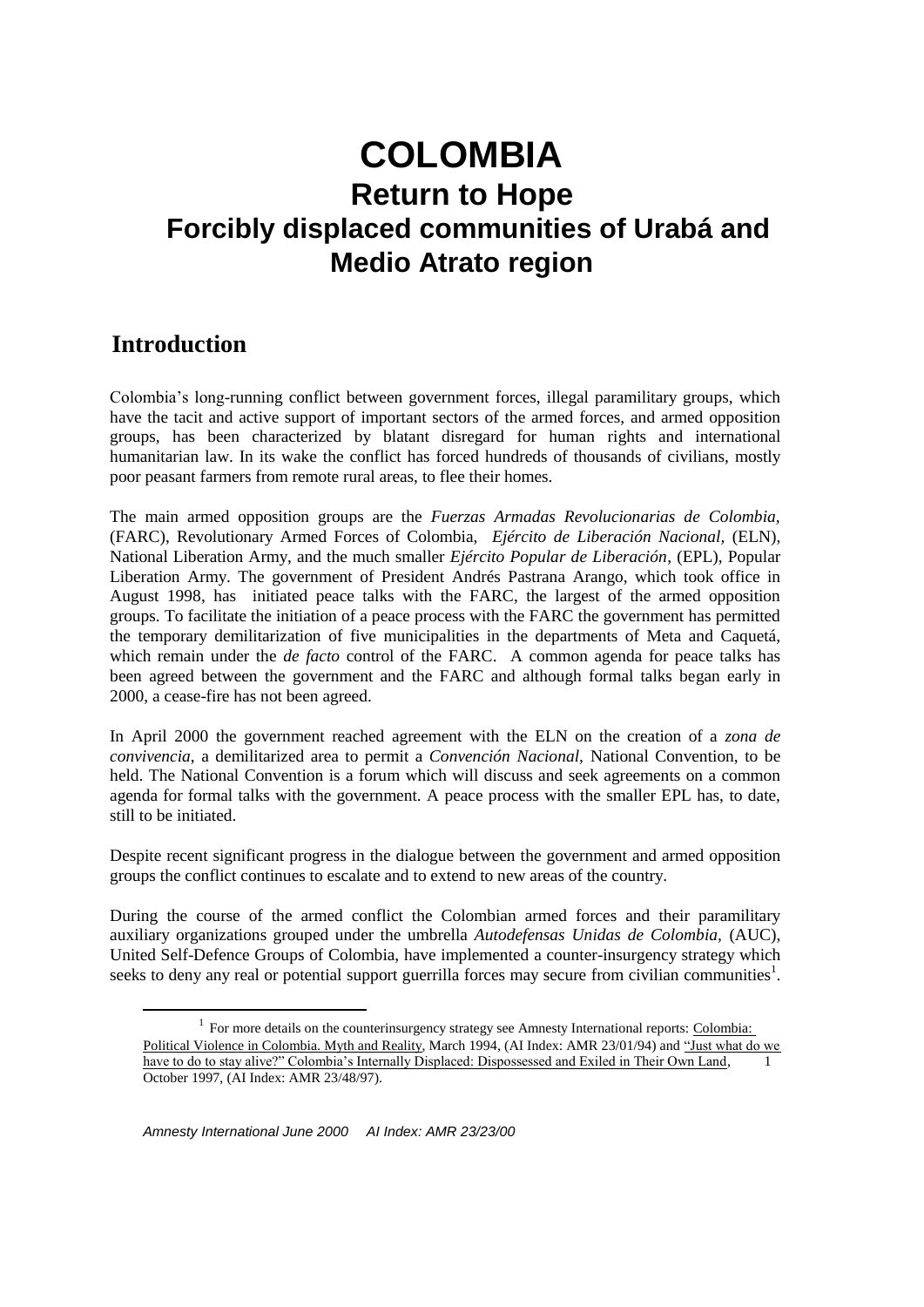# COLOMBIA
## Return to Hope
## Forcibly displaced communities of Urabá and Medio Atrato region

## Introduction

Colombia's long-running conflict between government forces, illegal paramilitary groups, which have the tacit and active support of important sectors of the armed forces, and armed opposition groups, has been characterized by blatant disregard for human rights and international humanitarian law. In its wake the conflict has forced hundreds of thousands of civilians, mostly poor peasant farmers from remote rural areas, to flee their homes.

The main armed opposition groups are the *Fuerzas Armadas Revolucionarias de Colombia,* (FARC), Revolutionary Armed Forces of Colombia, *Ejército de Liberación Nacional,* (ELN), National Liberation Army, and the much smaller *Ejército Popular de Liberación*, (EPL), Popular Liberation Army. The government of President Andrés Pastrana Arango, which took office in August 1998, has initiated peace talks with the FARC, the largest of the armed opposition groups. To facilitate the initiation of a peace process with the FARC the government has permitted the temporary demilitarization of five municipalities in the departments of Meta and Caquetá, which remain under the *de facto* control of the FARC. A common agenda for peace talks has been agreed between the government and the FARC and although formal talks began early in 2000, a cease-fire has not been agreed.

In April 2000 the government reached agreement with the ELN on the creation of a *zona de convivencia*, a demilitarized area to permit a *Convención Nacional,* National Convention, to be held. The National Convention is a forum which will discuss and seek agreements on a common agenda for formal talks with the government. A peace process with the smaller EPL has, to date, still to be initiated.

Despite recent significant progress in the dialogue between the government and armed opposition groups the conflict continues to escalate and to extend to new areas of the country.

During the course of the armed conflict the Colombian armed forces and their paramilitary auxiliary organizations grouped under the umbrella *Autodefensas Unidas de Colombia,* (AUC), United Self-Defence Groups of Colombia, have implemented a counter-insurgency strategy which seeks to deny any real or potential support guerrilla forces may secure from civilian communities[1].

---

[1] For more details on the counterinsurgency strategy see Amnesty International reports: Colombia: Political Violence in Colombia. Myth and Reality, March 1994, (AI Index: AMR 23/01/94) and "Just what do we have to do to stay alive?" Colombia's Internally Displaced: Dispossessed and Exiled in Their Own Land, October 1997, (AI Index: AMR 23/48/97).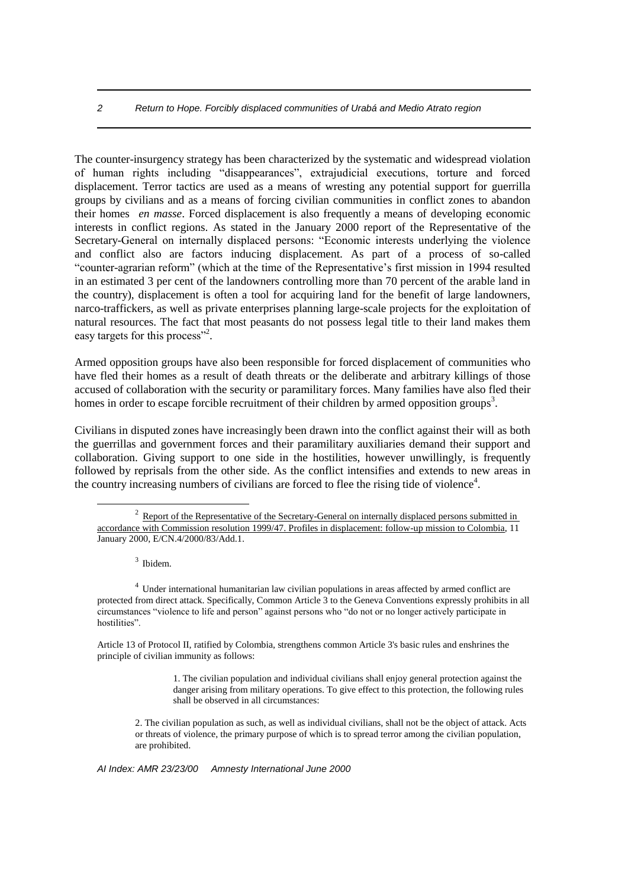The counter-insurgency strategy has been characterized by the systematic and widespread violation of human rights including "disappearances", extrajudicial executions, torture and forced displacement. Terror tactics are used as a means of wresting any potential support for guerrilla groups by civilians and as a means of forcing civilian communities in conflict zones to abandon their homes *en masse*. Forced displacement is also frequently a means of developing economic interests in conflict regions. As stated in the January 2000 report of the Representative of the Secretary-General on internally displaced persons: "Economic interests underlying the violence and conflict also are factors inducing displacement. As part of a process of so-called "counter-agrarian reform" (which at the time of the Representative's first mission in 1994 resulted in an estimated 3 per cent of the landowners controlling more than 70 percent of the arable land in the country), displacement is often a tool for acquiring land for the benefit of large landowners, narco-traffickers, as well as private enterprises planning large-scale projects for the exploitation of natural resources. The fact that most peasants do not possess legal title to their land makes them easy targets for this process"[2].

Armed opposition groups have also been responsible for forced displacement of communities who have fled their homes as a result of death threats or the deliberate and arbitrary killings of those accused of collaboration with the security or paramilitary forces. Many families have also fled their homes in order to escape forcible recruitment of their children by armed opposition groups[3].

Civilians in disputed zones have increasingly been drawn into the conflict against their will as both the guerrillas and government forces and their paramilitary auxiliaries demand their support and collaboration. Giving support to one side in the hostilities, however unwillingly, is frequently followed by reprisals from the other side. As the conflict intensifies and extends to new areas in the country increasing numbers of civilians are forced to flee the rising tide of violence[4].

---

[2] Report of the Representative of the Secretary-General on internally displaced persons submitted in accordance with Commission resolution 1999/47. Profiles in displacement: follow-up mission to Colombia, 11 January 2000, E/CN.4/2000/83/Add.1.

[3] Ibidem.

[4] Under international humanitarian law civilian populations in areas affected by armed conflict are protected from direct attack. Specifically, Common Article 3 to the Geneva Conventions expressly prohibits in all circumstances "violence to life and person" against persons who "do not or no longer actively participate in hostilities".

Article 13 of Protocol II, ratified by Colombia, strengthens common Article 3's basic rules and enshrines the principle of civilian immunity as follows:

> 1. The civilian population and individual civilians shall enjoy general protection against the danger arising from military operations. To give effect to this protection, the following rules shall be observed in all circumstances:
>
> 2. The civilian population as such, as well as individual civilians, shall not be the object of attack. Acts or threats of violence, the primary purpose of which is to spread terror among the civilian population, are prohibited.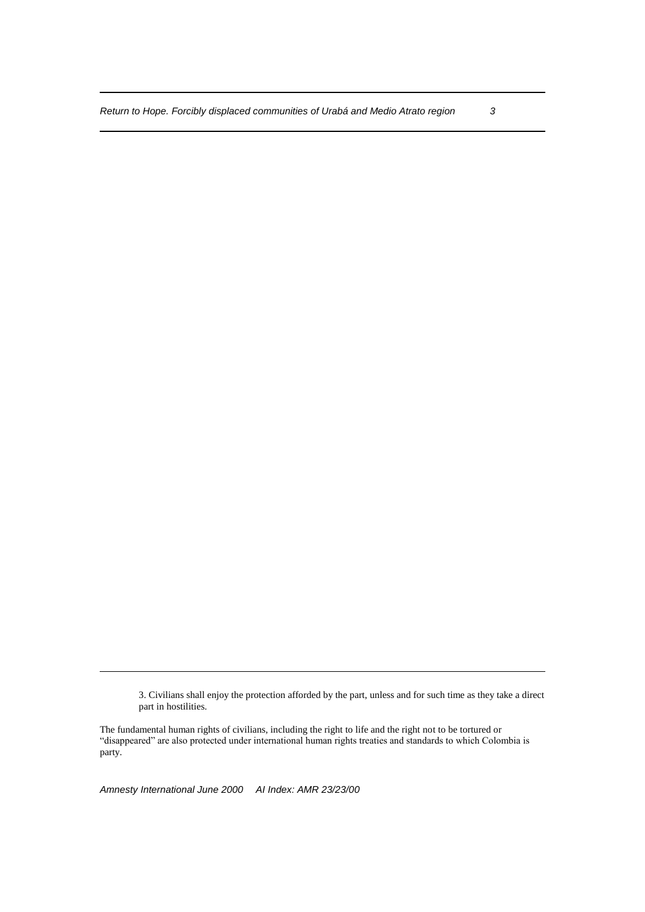3. Civilians shall enjoy the protection afforded by the part, unless and for such time as they take a direct part in hostilities.

The fundamental human rights of civilians, including the right to life and the right not to be tortured or "disappeared" are also protected under international human rights treaties and standards to which Colombia is party.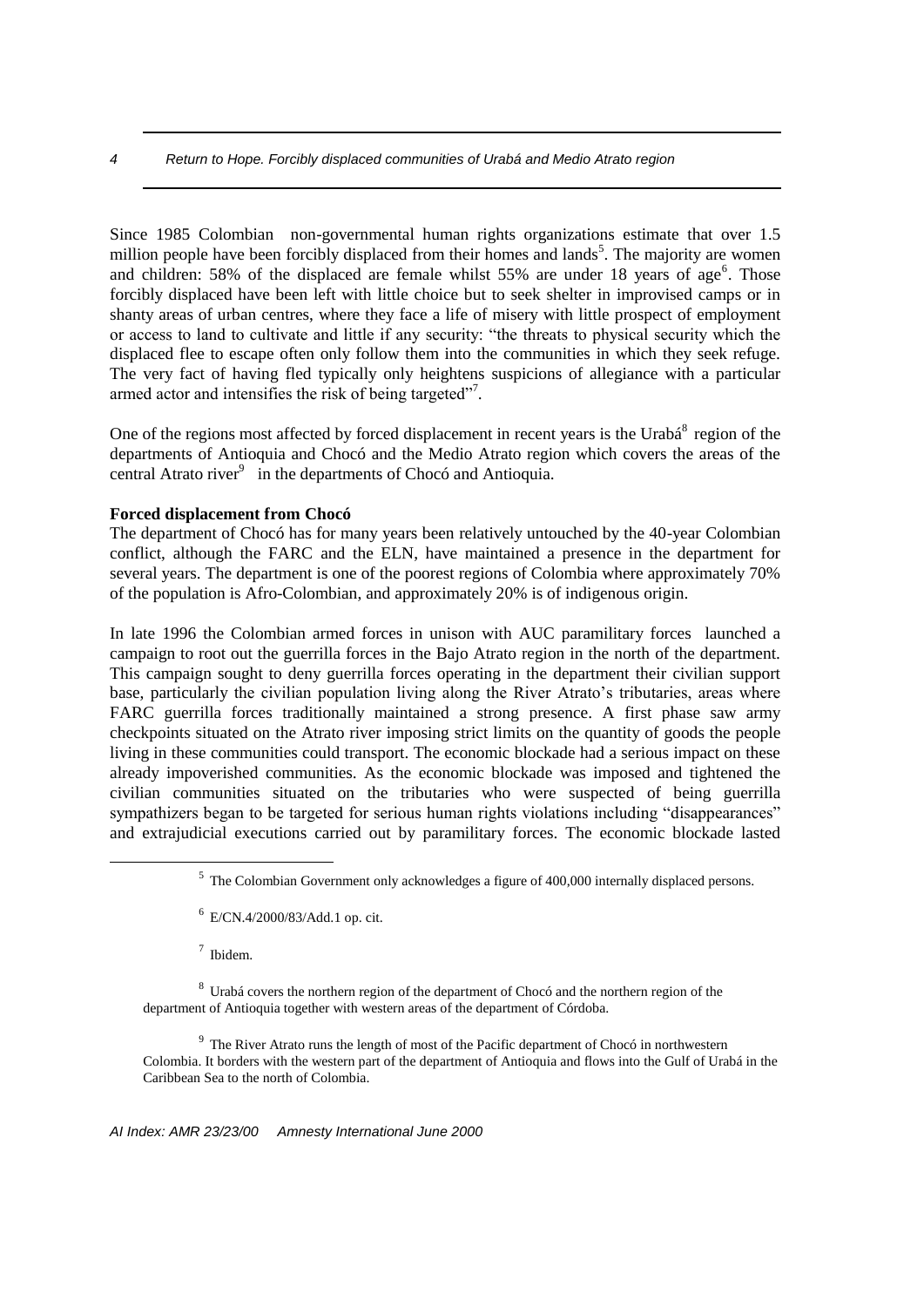Since 1985 Colombian non-governmental human rights organizations estimate that over 1.5 million people have been forcibly displaced from their homes and lands[5]. The majority are women and children: 58% of the displaced are female whilst 55% are under 18 years of age[6]. Those forcibly displaced have been left with little choice but to seek shelter in improvised camps or in shanty areas of urban centres, where they face a life of misery with little prospect of employment or access to land to cultivate and little if any security: "the threats to physical security which the displaced flee to escape often only follow them into the communities in which they seek refuge. The very fact of having fled typically only heightens suspicions of allegiance with a particular armed actor and intensifies the risk of being targeted"[7].

One of the regions most affected by forced displacement in recent years is the Urabá[8] region of the departments of Antioquia and Chocó and the Medio Atrato region which covers the areas of the central Atrato river[9] in the departments of Chocó and Antioquia.

**Forced displacement from Chocó**

The department of Chocó has for many years been relatively untouched by the 40-year Colombian conflict, although the FARC and the ELN, have maintained a presence in the department for several years. The department is one of the poorest regions of Colombia where approximately 70% of the population is Afro-Colombian, and approximately 20% is of indigenous origin.

In late 1996 the Colombian armed forces in unison with AUC paramilitary forces launched a campaign to root out the guerrilla forces in the Bajo Atrato region in the north of the department. This campaign sought to deny guerrilla forces operating in the department their civilian support base, particularly the civilian population living along the River Atrato's tributaries, areas where FARC guerrilla forces traditionally maintained a strong presence. A first phase saw army checkpoints situated on the Atrato river imposing strict limits on the quantity of goods the people living in these communities could transport. The economic blockade had a serious impact on these already impoverished communities. As the economic blockade was imposed and tightened the civilian communities situated on the tributaries who were suspected of being guerrilla sympathizers began to be targeted for serious human rights violations including "disappearances" and extrajudicial executions carried out by paramilitary forces. The economic blockade lasted

---

[5] The Colombian Government only acknowledges a figure of 400,000 internally displaced persons.

[6] E/CN.4/2000/83/Add.1 op. cit.

[7] Ibidem.

[8] Urabá covers the northern region of the department of Chocó and the northern region of the department of Antioquia together with western areas of the department of Córdoba.

[9] The River Atrato runs the length of most of the Pacific department of Chocó in northwestern Colombia. It borders with the western part of the department of Antioquia and flows into the Gulf of Urabá in the Caribbean Sea to the north of Colombia.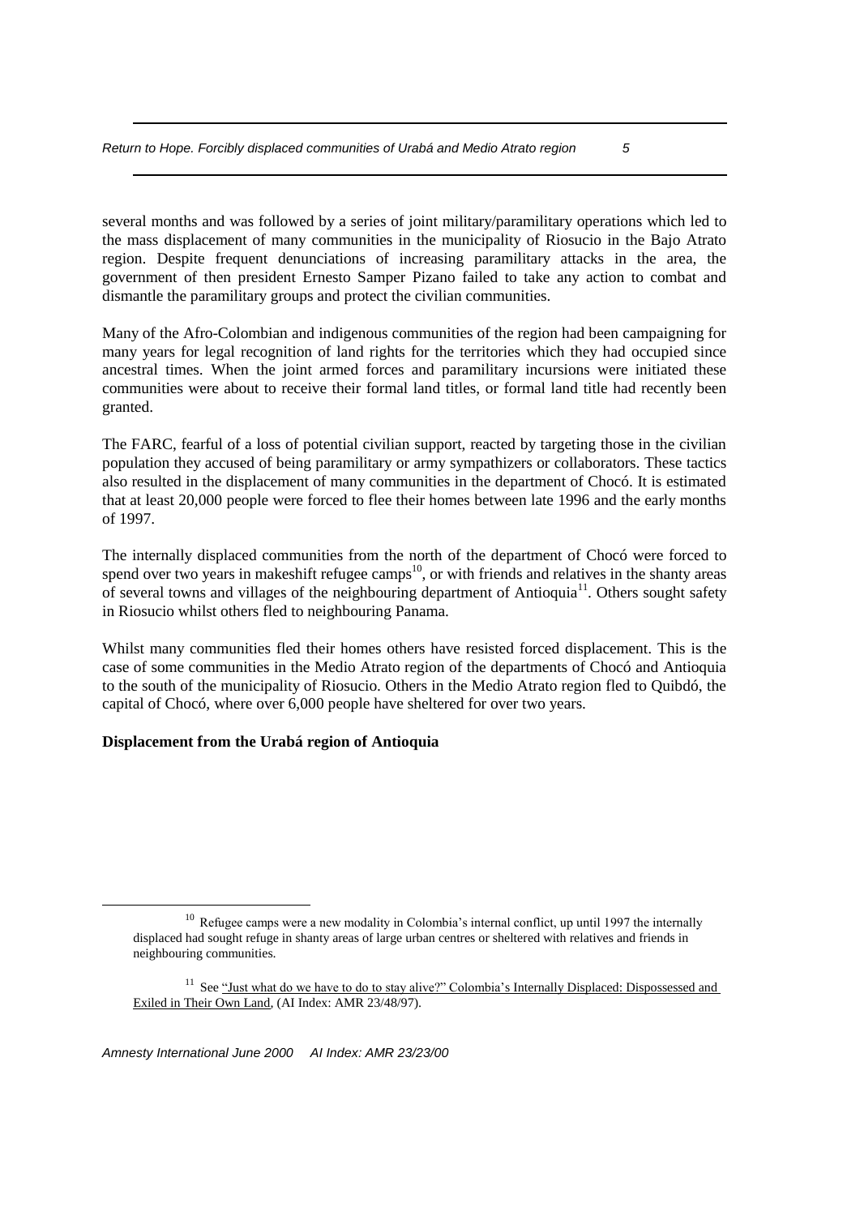several months and was followed by a series of joint military/paramilitary operations which led to the mass displacement of many communities in the municipality of Riosucio in the Bajo Atrato region. Despite frequent denunciations of increasing paramilitary attacks in the area, the government of then president Ernesto Samper Pizano failed to take any action to combat and dismantle the paramilitary groups and protect the civilian communities.

Many of the Afro-Colombian and indigenous communities of the region had been campaigning for many years for legal recognition of land rights for the territories which they had occupied since ancestral times. When the joint armed forces and paramilitary incursions were initiated these communities were about to receive their formal land titles, or formal land title had recently been granted.

The FARC, fearful of a loss of potential civilian support, reacted by targeting those in the civilian population they accused of being paramilitary or army sympathizers or collaborators. These tactics also resulted in the displacement of many communities in the department of Chocó. It is estimated that at least 20,000 people were forced to flee their homes between late 1996 and the early months of 1997.

The internally displaced communities from the north of the department of Chocó were forced to spend over two years in makeshift refugee camps[10], or with friends and relatives in the shanty areas of several towns and villages of the neighbouring department of Antioquia[11]. Others sought safety in Riosucio whilst others fled to neighbouring Panama.

Whilst many communities fled their homes others have resisted forced displacement. This is the case of some communities in the Medio Atrato region of the departments of Chocó and Antioquia to the south of the municipality of Riosucio. Others in the Medio Atrato region fled to Quibdó, the capital of Chocó, where over 6,000 people have sheltered for over two years.

**Displacement from the Urabá region of Antioquia**

---

[10] Refugee camps were a new modality in Colombia's internal conflict, up until 1997 the internally displaced had sought refuge in shanty areas of large urban centres or sheltered with relatives and friends in neighbouring communities.

[11] See "Just what do we have to do to stay alive?" Colombia's Internally Displaced: Dispossessed and Exiled in Their Own Land, (AI Index: AMR 23/48/97).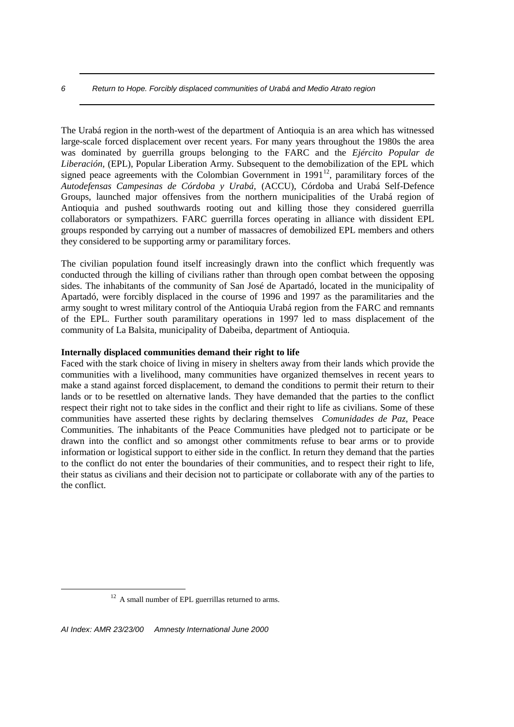The Urabá region in the north-west of the department of Antioquia is an area which has witnessed large-scale forced displacement over recent years. For many years throughout the 1980s the area was dominated by guerrilla groups belonging to the FARC and the *Ejército Popular de Liberación*, (EPL), Popular Liberation Army. Subsequent to the demobilization of the EPL which signed peace agreements with the Colombian Government in 1991[12], paramilitary forces of the *Autodefensas Campesinas de Córdoba y Urabá*, (ACCU), Córdoba and Urabá Self-Defence Groups, launched major offensives from the northern municipalities of the Urabá region of Antioquia and pushed southwards rooting out and killing those they considered guerrilla collaborators or sympathizers. FARC guerrilla forces operating in alliance with dissident EPL groups responded by carrying out a number of massacres of demobilized EPL members and others they considered to be supporting army or paramilitary forces.

The civilian population found itself increasingly drawn into the conflict which frequently was conducted through the killing of civilians rather than through open combat between the opposing sides. The inhabitants of the community of San José de Apartadó, located in the municipality of Apartadó, were forcibly displaced in the course of 1996 and 1997 as the paramilitaries and the army sought to wrest military control of the Antioquia Urabá region from the FARC and remnants of the EPL. Further south paramilitary operations in 1997 led to mass displacement of the community of La Balsita, municipality of Dabeiba, department of Antioquia.

**Internally displaced communities demand their right to life**

Faced with the stark choice of living in misery in shelters away from their lands which provide the communities with a livelihood, many communities have organized themselves in recent years to make a stand against forced displacement, to demand the conditions to permit their return to their lands or to be resettled on alternative lands. They have demanded that the parties to the conflict respect their right not to take sides in the conflict and their right to life as civilians. Some of these communities have asserted these rights by declaring themselves *Comunidades de Paz*, Peace Communities. The inhabitants of the Peace Communities have pledged not to participate or be drawn into the conflict and so amongst other commitments refuse to bear arms or to provide information or logistical support to either side in the conflict. In return they demand that the parties to the conflict do not enter the boundaries of their communities, and to respect their right to life, their status as civilians and their decision not to participate or collaborate with any of the parties to the conflict.

[12] A small number of EPL guerrillas returned to arms.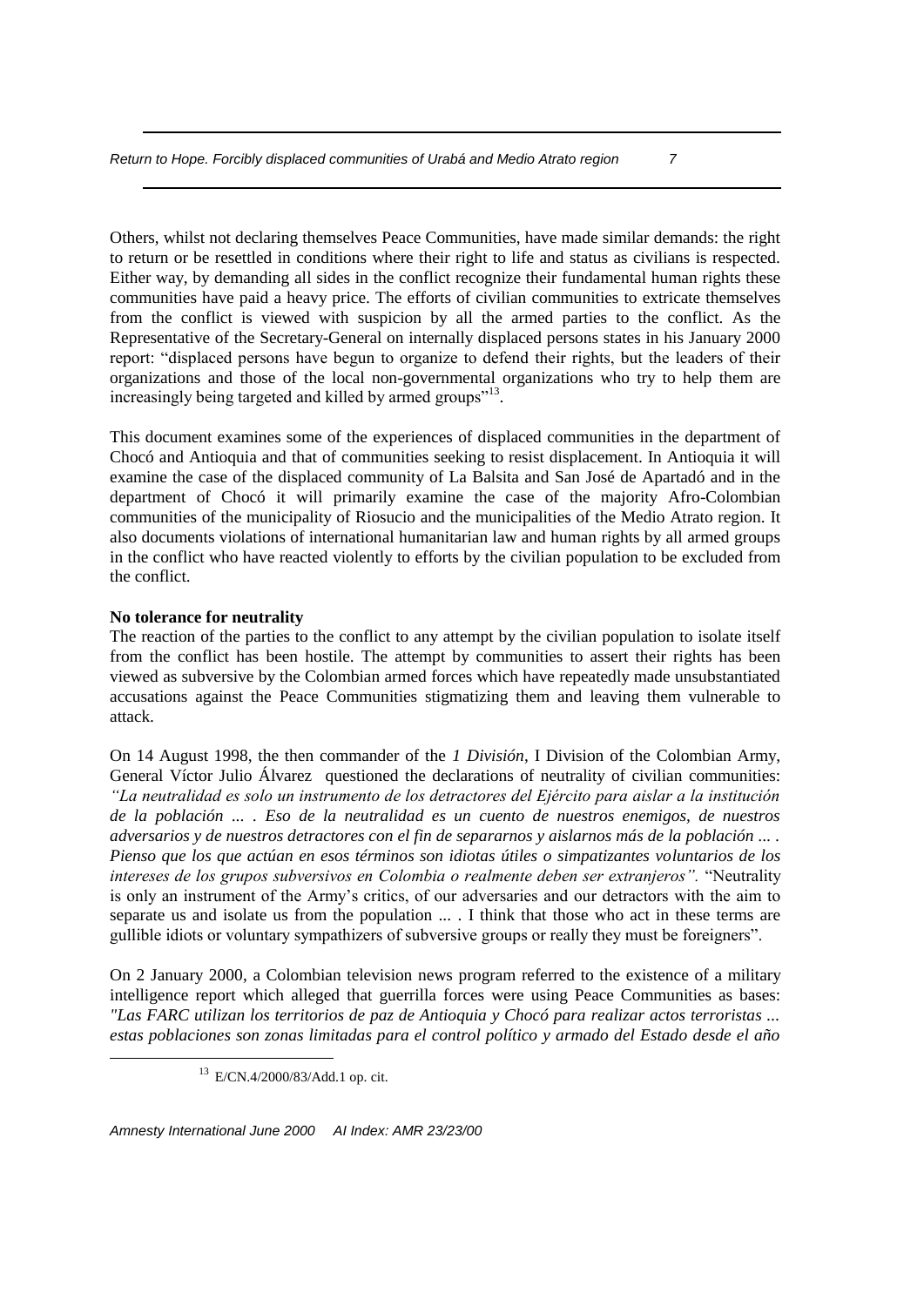Others, whilst not declaring themselves Peace Communities, have made similar demands: the right to return or be resettled in conditions where their right to life and status as civilians is respected. Either way, by demanding all sides in the conflict recognize their fundamental human rights these communities have paid a heavy price. The efforts of civilian communities to extricate themselves from the conflict is viewed with suspicion by all the armed parties to the conflict. As the Representative of the Secretary-General on internally displaced persons states in his January 2000 report: "displaced persons have begun to organize to defend their rights, but the leaders of their organizations and those of the local non-governmental organizations who try to help them are increasingly being targeted and killed by armed groups"[13].

This document examines some of the experiences of displaced communities in the department of Chocó and Antioquia and that of communities seeking to resist displacement. In Antioquia it will examine the case of the displaced community of La Balsita and San José de Apartadó and in the department of Chocó it will primarily examine the case of the majority Afro-Colombian communities of the municipality of Riosucio and the municipalities of the Medio Atrato region. It also documents violations of international humanitarian law and human rights by all armed groups in the conflict who have reacted violently to efforts by the civilian population to be excluded from the conflict.

**No tolerance for neutrality**

The reaction of the parties to the conflict to any attempt by the civilian population to isolate itself from the conflict has been hostile. The attempt by communities to assert their rights has been viewed as subversive by the Colombian armed forces which have repeatedly made unsubstantiated accusations against the Peace Communities stigmatizing them and leaving them vulnerable to attack.

On 14 August 1998, the then commander of the *1 División*, I Division of the Colombian Army, General Víctor Julio Álvarez questioned the declarations of neutrality of civilian communities: *"La neutralidad es solo un instrumento de los detractores del Ejército para aislar a la institución de la población ... . Eso de la neutralidad es un cuento de nuestros enemigos, de nuestros adversarios y de nuestros detractores con el fin de separarnos y aislarnos más de la población ... . Pienso que los que actúan en esos términos son idiotas útiles o simpatizantes voluntarios de los intereses de los grupos subversivos en Colombia o realmente deben ser extranjeros".* "Neutrality is only an instrument of the Army's critics, of our adversaries and our detractors with the aim to separate us and isolate us from the population ... . I think that those who act in these terms are gullible idiots or voluntary sympathizers of subversive groups or really they must be foreigners".

On 2 January 2000, a Colombian television news program referred to the existence of a military intelligence report which alleged that guerrilla forces were using Peace Communities as bases: *"Las FARC utilizan los territorios de paz de Antioquia y Chocó para realizar actos terroristas ... estas poblaciones son zonas limitadas para el control político y armado del Estado desde el año*

[13] E/CN.4/2000/83/Add.1 op. cit.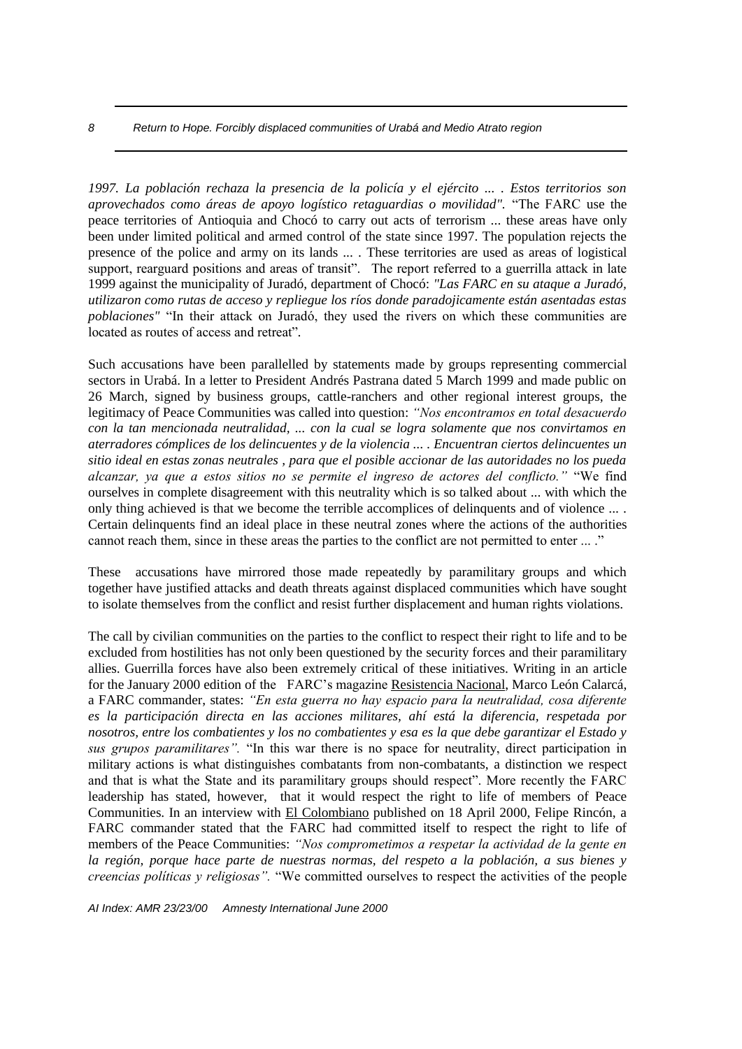*1997. La población rechaza la presencia de la policía y el ejército ... . Estos territorios son aprovechados como áreas de apoyo logístico retaguardias o movilidad".* "The FARC use the peace territories of Antioquia and Chocó to carry out acts of terrorism ... these areas have only been under limited political and armed control of the state since 1997. The population rejects the presence of the police and army on its lands ... . These territories are used as areas of logistical support, rearguard positions and areas of transit". The report referred to a guerrilla attack in late 1999 against the municipality of Juradó, department of Chocó: *"Las FARC en su ataque a Juradó, utilizaron como rutas de acceso y repliegue los ríos donde paradojicamente están asentadas estas poblaciones"* "In their attack on Juradó, they used the rivers on which these communities are located as routes of access and retreat".

Such accusations have been parallelled by statements made by groups representing commercial sectors in Urabá. In a letter to President Andrés Pastrana dated 5 March 1999 and made public on 26 March, signed by business groups, cattle-ranchers and other regional interest groups, the legitimacy of Peace Communities was called into question: *"Nos encontramos en total desacuerdo con la tan mencionada neutralidad, ... con la cual se logra solamente que nos convirtamos en aterradores cómplices de los delincuentes y de la violencia ... . Encuentran ciertos delincuentes un sitio ideal en estas zonas neutrales , para que el posible accionar de las autoridades no los pueda alcanzar, ya que a estos sitios no se permite el ingreso de actores del conflicto."* "We find ourselves in complete disagreement with this neutrality which is so talked about ... with which the only thing achieved is that we become the terrible accomplices of delinquents and of violence ... . Certain delinquents find an ideal place in these neutral zones where the actions of the authorities cannot reach them, since in these areas the parties to the conflict are not permitted to enter ... ."

These accusations have mirrored those made repeatedly by paramilitary groups and which together have justified attacks and death threats against displaced communities which have sought to isolate themselves from the conflict and resist further displacement and human rights violations.

The call by civilian communities on the parties to the conflict to respect their right to life and to be excluded from hostilities has not only been questioned by the security forces and their paramilitary allies. Guerrilla forces have also been extremely critical of these initiatives. Writing in an article for the January 2000 edition of the FARC's magazine Resistencia Nacional, Marco León Calarcá, a FARC commander, states: *"En esta guerra no hay espacio para la neutralidad, cosa diferente es la participación directa en las acciones militares, ahí está la diferencia, respetada por nosotros, entre los combatientes y los no combatientes y esa es la que debe garantizar el Estado y sus grupos paramilitares".* "In this war there is no space for neutrality, direct participation in military actions is what distinguishes combatants from non-combatants, a distinction we respect and that is what the State and its paramilitary groups should respect". More recently the FARC leadership has stated, however, that it would respect the right to life of members of Peace Communities. In an interview with El Colombiano published on 18 April 2000, Felipe Rincón, a FARC commander stated that the FARC had committed itself to respect the right to life of members of the Peace Communities: *"Nos comprometimos a respetar la actividad de la gente en la región, porque hace parte de nuestras normas, del respeto a la población, a sus bienes y creencias políticas y religiosas".* "We committed ourselves to respect the activities of the people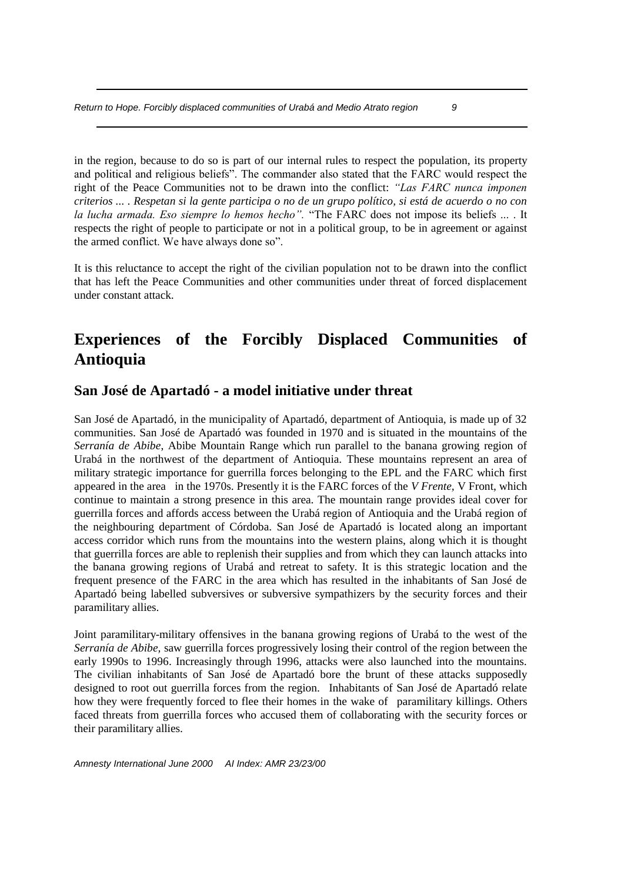in the region, because to do so is part of our internal rules to respect the population, its property and political and religious beliefs". The commander also stated that the FARC would respect the right of the Peace Communities not to be drawn into the conflict: *"Las FARC nunca imponen criterios ... . Respetan si la gente participa o no de un grupo político, si está de acuerdo o no con la lucha armada. Eso siempre lo hemos hecho".* "The FARC does not impose its beliefs ... . It respects the right of people to participate or not in a political group, to be in agreement or against the armed conflict. We have always done so".

It is this reluctance to accept the right of the civilian population not to be drawn into the conflict that has left the Peace Communities and other communities under threat of forced displacement under constant attack.

# Experiences of the Forcibly Displaced Communities of Antioquia

## San José de Apartadó - a model initiative under threat

San José de Apartadó, in the municipality of Apartadó, department of Antioquia, is made up of 32 communities. San José de Apartadó was founded in 1970 and is situated in the mountains of the *Serranía de Abibe*, Abibe Mountain Range which run parallel to the banana growing region of Urabá in the northwest of the department of Antioquia. These mountains represent an area of military strategic importance for guerrilla forces belonging to the EPL and the FARC which first appeared in the area in the 1970s. Presently it is the FARC forces of the *V Frente*, V Front, which continue to maintain a strong presence in this area. The mountain range provides ideal cover for guerrilla forces and affords access between the Urabá region of Antioquia and the Urabá region of the neighbouring department of Córdoba. San José de Apartadó is located along an important access corridor which runs from the mountains into the western plains, along which it is thought that guerrilla forces are able to replenish their supplies and from which they can launch attacks into the banana growing regions of Urabá and retreat to safety. It is this strategic location and the frequent presence of the FARC in the area which has resulted in the inhabitants of San José de Apartadó being labelled subversives or subversive sympathizers by the security forces and their paramilitary allies.

Joint paramilitary-military offensives in the banana growing regions of Urabá to the west of the *Serranía de Abibe,* saw guerrilla forces progressively losing their control of the region between the early 1990s to 1996. Increasingly through 1996, attacks were also launched into the mountains. The civilian inhabitants of San José de Apartadó bore the brunt of these attacks supposedly designed to root out guerrilla forces from the region. Inhabitants of San José de Apartadó relate how they were frequently forced to flee their homes in the wake of paramilitary killings. Others faced threats from guerrilla forces who accused them of collaborating with the security forces or their paramilitary allies.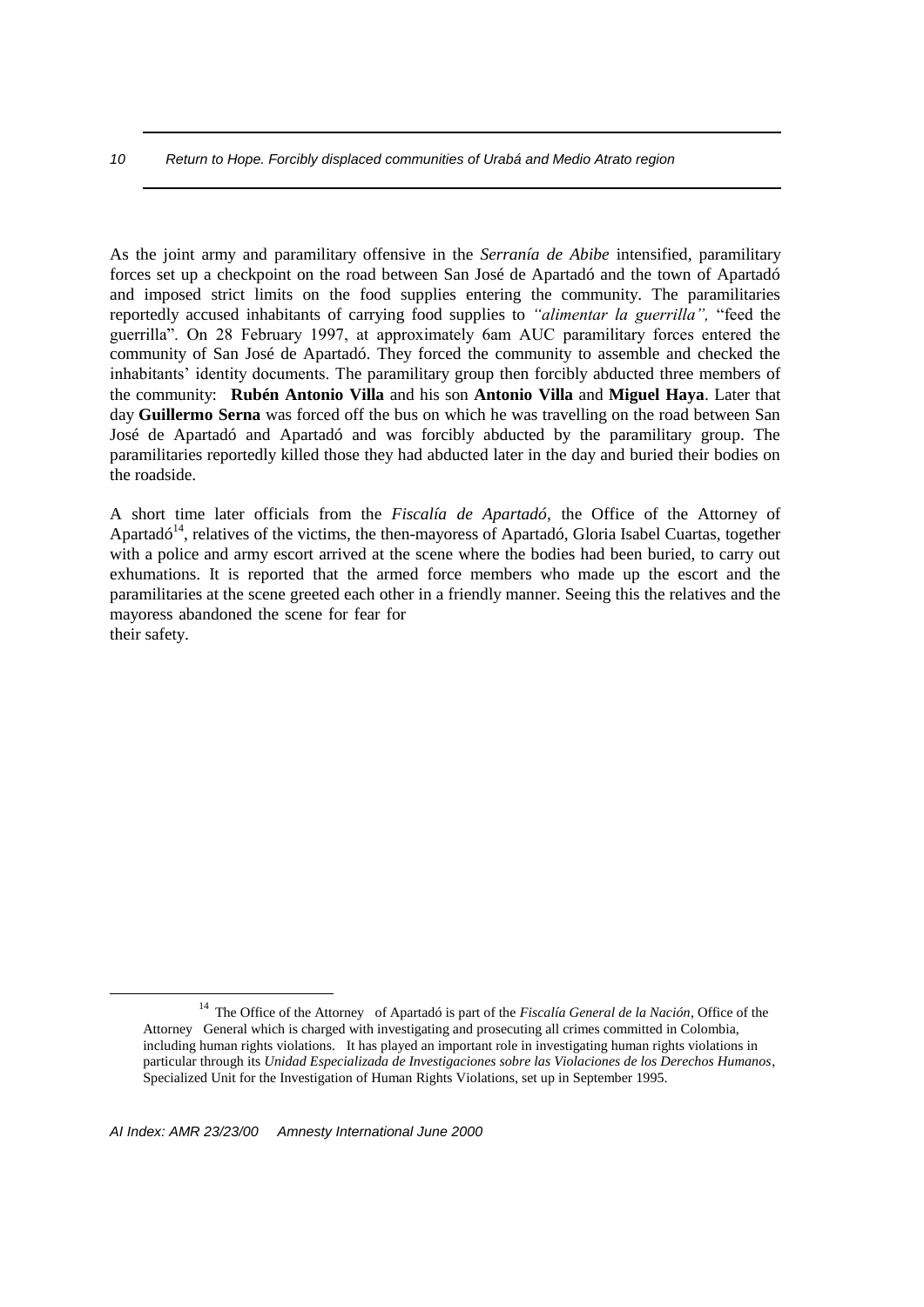As the joint army and paramilitary offensive in the *Serranía de Abibe* intensified, paramilitary forces set up a checkpoint on the road between San José de Apartadó and the town of Apartadó and imposed strict limits on the food supplies entering the community. The paramilitaries reportedly accused inhabitants of carrying food supplies to *"alimentar la guerrilla",* "feed the guerrilla". On 28 February 1997, at approximately 6am AUC paramilitary forces entered the community of San José de Apartadó. They forced the community to assemble and checked the inhabitants' identity documents. The paramilitary group then forcibly abducted three members of the community: **Rubén Antonio Villa** and his son **Antonio Villa** and **Miguel Haya**. Later that day **Guillermo Serna** was forced off the bus on which he was travelling on the road between San José de Apartadó and Apartadó and was forcibly abducted by the paramilitary group. The paramilitaries reportedly killed those they had abducted later in the day and buried their bodies on the roadside.

A short time later officials from the *Fiscalía de Apartadó,* the Office of the Attorney of Apartadó[14], relatives of the victims, the then-mayoress of Apartadó, Gloria Isabel Cuartas, together with a police and army escort arrived at the scene where the bodies had been buried, to carry out exhumations. It is reported that the armed force members who made up the escort and the paramilitaries at the scene greeted each other in a friendly manner. Seeing this the relatives and the mayoress abandoned the scene for fear for their safety.

---

[14] The Office of the Attorney of Apartadó is part of the *Fiscalía General de la Nación*, Office of the Attorney General which is charged with investigating and prosecuting all crimes committed in Colombia, including human rights violations. It has played an important role in investigating human rights violations in particular through its *Unidad Especializada de Investigaciones sobre las Violaciones de los Derechos Humanos*, Specialized Unit for the Investigation of Human Rights Violations, set up in September 1995.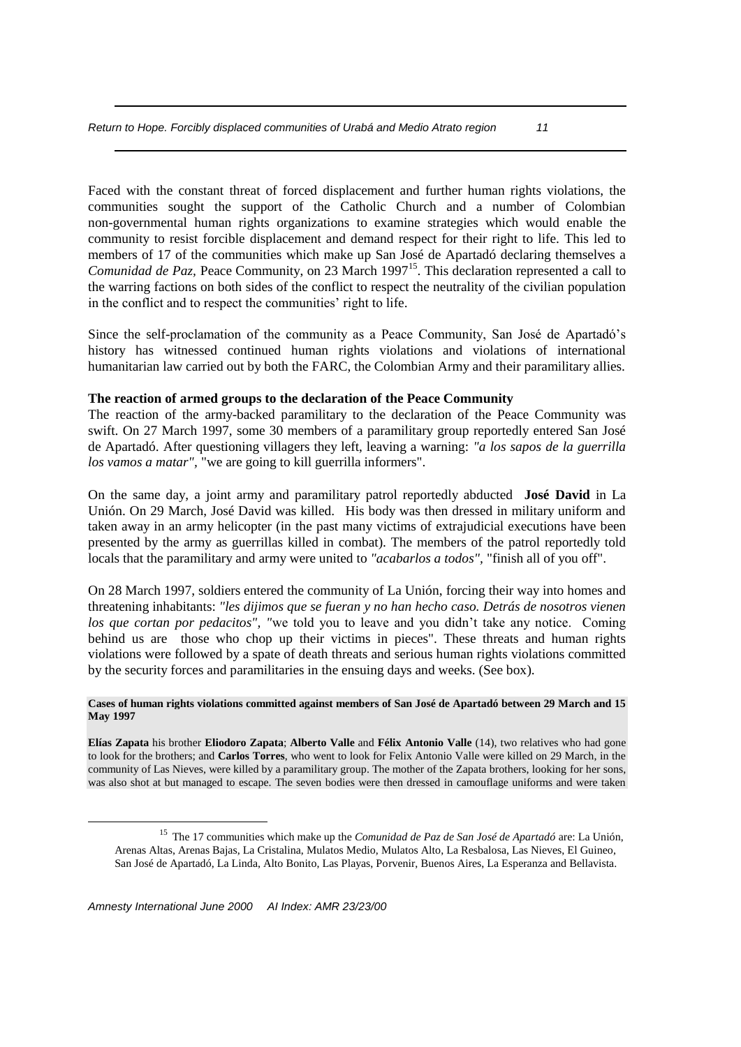Faced with the constant threat of forced displacement and further human rights violations, the communities sought the support of the Catholic Church and a number of Colombian non-governmental human rights organizations to examine strategies which would enable the community to resist forcible displacement and demand respect for their right to life. This led to members of 17 of the communities which make up San José de Apartadó declaring themselves a *Comunidad de Paz,* Peace Community, on 23 March 1997[15]. This declaration represented a call to the warring factions on both sides of the conflict to respect the neutrality of the civilian population in the conflict and to respect the communities' right to life.

Since the self-proclamation of the community as a Peace Community, San José de Apartadó's history has witnessed continued human rights violations and violations of international humanitarian law carried out by both the FARC, the Colombian Army and their paramilitary allies.

**The reaction of armed groups to the declaration of the Peace Community**

The reaction of the army-backed paramilitary to the declaration of the Peace Community was swift. On 27 March 1997, some 30 members of a paramilitary group reportedly entered San José de Apartadó. After questioning villagers they left, leaving a warning: *"a los sapos de la guerrilla los vamos a matar"*, "we are going to kill guerrilla informers".

On the same day, a joint army and paramilitary patrol reportedly abducted **José David** in La Unión. On 29 March, José David was killed. His body was then dressed in military uniform and taken away in an army helicopter (in the past many victims of extrajudicial executions have been presented by the army as guerrillas killed in combat). The members of the patrol reportedly told locals that the paramilitary and army were united to *"acabarlos a todos"*, "finish all of you off".

On 28 March 1997, soldiers entered the community of La Unión, forcing their way into homes and threatening inhabitants: *"les dijimos que se fueran y no han hecho caso. Detrás de nosotros vienen los que cortan por pedacitos"*, "we told you to leave and you didn't take any notice. Coming behind us are those who chop up their victims in pieces". These threats and human rights violations were followed by a spate of death threats and serious human rights violations committed by the security forces and paramilitaries in the ensuing days and weeks. (See box).

**Cases of human rights violations committed against members of San José de Apartadó between 29 March and 15 May 1997**

**Elías Zapata** his brother **Eliodoro Zapata**; **Alberto Valle** and **Félix Antonio Valle** (14), two relatives who had gone to look for the brothers; and **Carlos Torres**, who went to look for Felix Antonio Valle were killed on 29 March, in the community of Las Nieves, were killed by a paramilitary group. The mother of the Zapata brothers, looking for her sons, was also shot at but managed to escape. The seven bodies were then dressed in camouflage uniforms and were taken

[15] The 17 communities which make up the *Comunidad de Paz de San José de Apartadó* are: La Unión, Arenas Altas, Arenas Bajas, La Cristalina, Mulatos Medio, Mulatos Alto, La Resbalosa, Las Nieves, El Guineo, San José de Apartadó, La Linda, Alto Bonito, Las Playas, Porvenir, Buenos Aires, La Esperanza and Bellavista.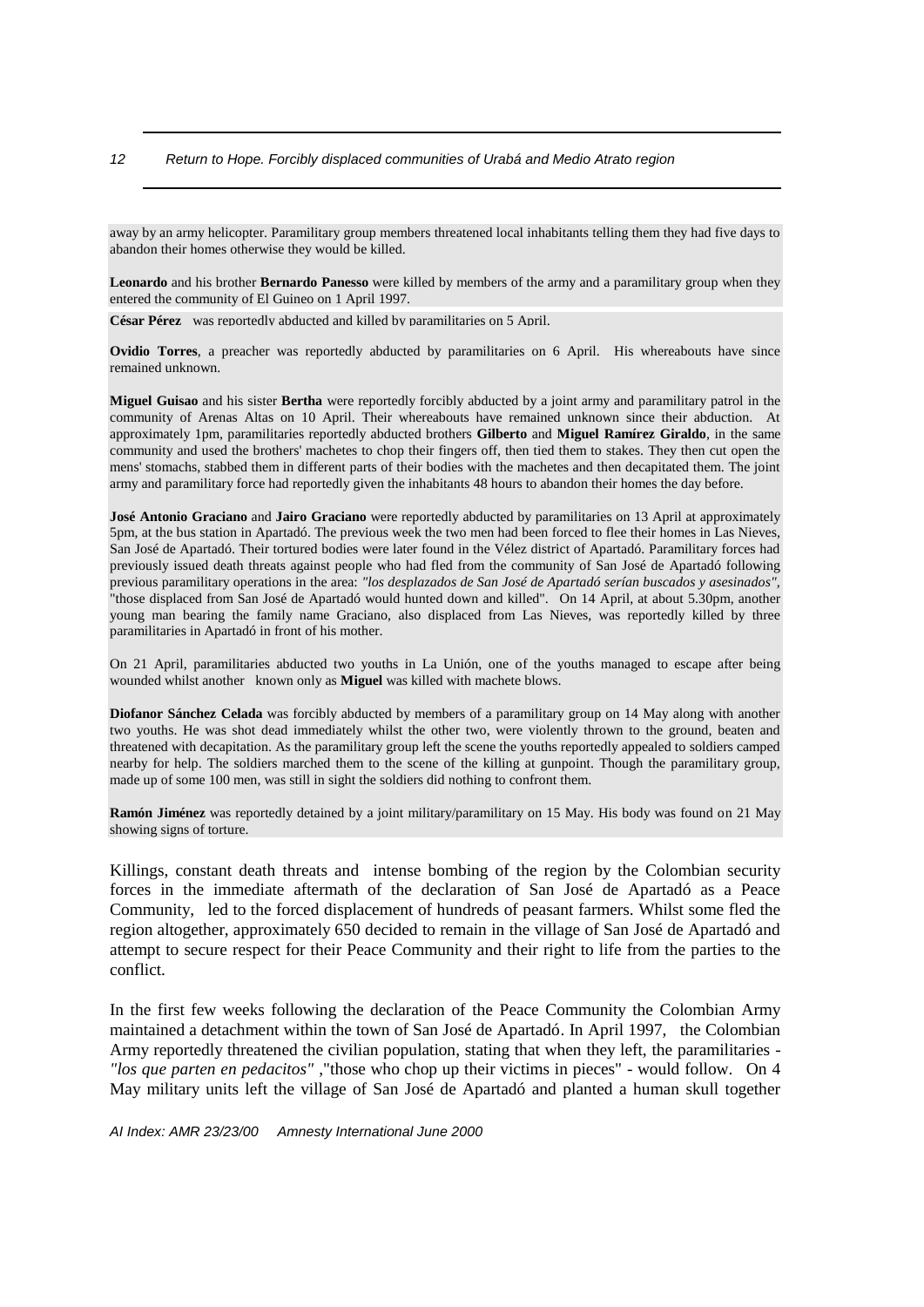away by an army helicopter. Paramilitary group members threatened local inhabitants telling them they had five days to abandon their homes otherwise they would be killed.

**Leonardo** and his brother **Bernardo Panesso** were killed by members of the army and a paramilitary group when they entered the community of El Guineo on 1 April 1997.

**César Pérez** was reportedly abducted and killed by paramilitaries on 5 April.

**Ovidio Torres**, a preacher was reportedly abducted by paramilitaries on 6 April. His whereabouts have since remained unknown.

**Miguel Guisao** and his sister **Bertha** were reportedly forcibly abducted by a joint army and paramilitary patrol in the community of Arenas Altas on 10 April. Their whereabouts have remained unknown since their abduction. At approximately 1pm, paramilitaries reportedly abducted brothers **Gilberto** and **Miguel Ramírez Giraldo**, in the same community and used the brothers' machetes to chop their fingers off, then tied them to stakes. They then cut open the mens' stomachs, stabbed them in different parts of their bodies with the machetes and then decapitated them. The joint army and paramilitary force had reportedly given the inhabitants 48 hours to abandon their homes the day before.

**José Antonio Graciano** and **Jairo Graciano** were reportedly abducted by paramilitaries on 13 April at approximately 5pm, at the bus station in Apartadó. The previous week the two men had been forced to flee their homes in Las Nieves, San José de Apartadó. Their tortured bodies were later found in the Vélez district of Apartadó. Paramilitary forces had previously issued death threats against people who had fled from the community of San José de Apartadó following previous paramilitary operations in the area: *"los desplazados de San José de Apartadó serían buscados y asesinados"*, "those displaced from San José de Apartadó would hunted down and killed". On 14 April, at about 5.30pm, another young man bearing the family name Graciano, also displaced from Las Nieves, was reportedly killed by three paramilitaries in Apartadó in front of his mother.

On 21 April, paramilitaries abducted two youths in La Unión, one of the youths managed to escape after being wounded whilst another known only as **Miguel** was killed with machete blows.

**Diofanor Sánchez Celada** was forcibly abducted by members of a paramilitary group on 14 May along with another two youths. He was shot dead immediately whilst the other two, were violently thrown to the ground, beaten and threatened with decapitation. As the paramilitary group left the scene the youths reportedly appealed to soldiers camped nearby for help. The soldiers marched them to the scene of the killing at gunpoint. Though the paramilitary group, made up of some 100 men, was still in sight the soldiers did nothing to confront them.

**Ramón Jiménez** was reportedly detained by a joint military/paramilitary on 15 May. His body was found on 21 May showing signs of torture.

Killings, constant death threats and intense bombing of the region by the Colombian security forces in the immediate aftermath of the declaration of San José de Apartadó as a Peace Community, led to the forced displacement of hundreds of peasant farmers. Whilst some fled the region altogether, approximately 650 decided to remain in the village of San José de Apartadó and attempt to secure respect for their Peace Community and their right to life from the parties to the conflict.

In the first few weeks following the declaration of the Peace Community the Colombian Army maintained a detachment within the town of San José de Apartadó. In April 1997, the Colombian Army reportedly threatened the civilian population, stating that when they left, the paramilitaries - *"los que parten en pedacitos"* ,"those who chop up their victims in pieces" - would follow. On 4 May military units left the village of San José de Apartadó and planted a human skull together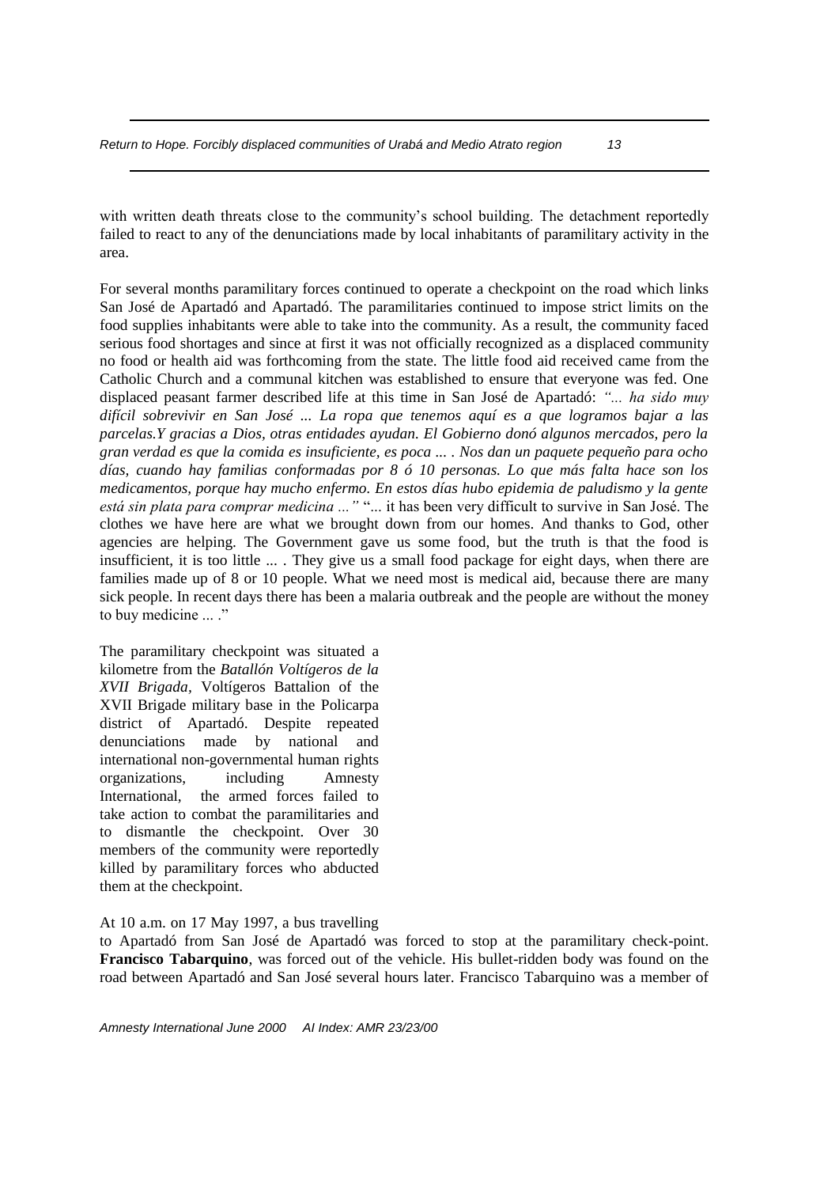with written death threats close to the community's school building. The detachment reportedly failed to react to any of the denunciations made by local inhabitants of paramilitary activity in the area.

For several months paramilitary forces continued to operate a checkpoint on the road which links San José de Apartadó and Apartadó. The paramilitaries continued to impose strict limits on the food supplies inhabitants were able to take into the community. As a result, the community faced serious food shortages and since at first it was not officially recognized as a displaced community no food or health aid was forthcoming from the state. The little food aid received came from the Catholic Church and a communal kitchen was established to ensure that everyone was fed. One displaced peasant farmer described life at this time in San José de Apartadó: *"... ha sido muy difícil sobrevivir en San José ... La ropa que tenemos aquí es a que logramos bajar a las parcelas.Y gracias a Dios, otras entidades ayudan. El Gobierno donó algunos mercados, pero la gran verdad es que la comida es insuficiente, es poca ... . Nos dan un paquete pequeño para ocho días, cuando hay familias conformadas por 8 ó 10 personas. Lo que más falta hace son los medicamentos, porque hay mucho enfermo. En estos días hubo epidemia de paludismo y la gente está sin plata para comprar medicina ..."* "... it has been very difficult to survive in San José. The clothes we have here are what we brought down from our homes. And thanks to God, other agencies are helping. The Government gave us some food, but the truth is that the food is insufficient, it is too little ... . They give us a small food package for eight days, when there are families made up of 8 or 10 people. What we need most is medical aid, because there are many sick people. In recent days there has been a malaria outbreak and the people are without the money to buy medicine ... ."

The paramilitary checkpoint was situated a kilometre from the *Batallón Voltígeros de la XVII Brigada*, Voltígeros Battalion of the XVII Brigade military base in the Policarpa district of Apartadó. Despite repeated denunciations made by national and international non-governmental human rights organizations, including Amnesty International, the armed forces failed to take action to combat the paramilitaries and to dismantle the checkpoint. Over 30 members of the community were reportedly killed by paramilitary forces who abducted them at the checkpoint.

At 10 a.m. on 17 May 1997, a bus travelling to Apartadó from San José de Apartadó was forced to stop at the paramilitary check-point. **Francisco Tabarquino**, was forced out of the vehicle. His bullet-ridden body was found on the road between Apartadó and San José several hours later. Francisco Tabarquino was a member of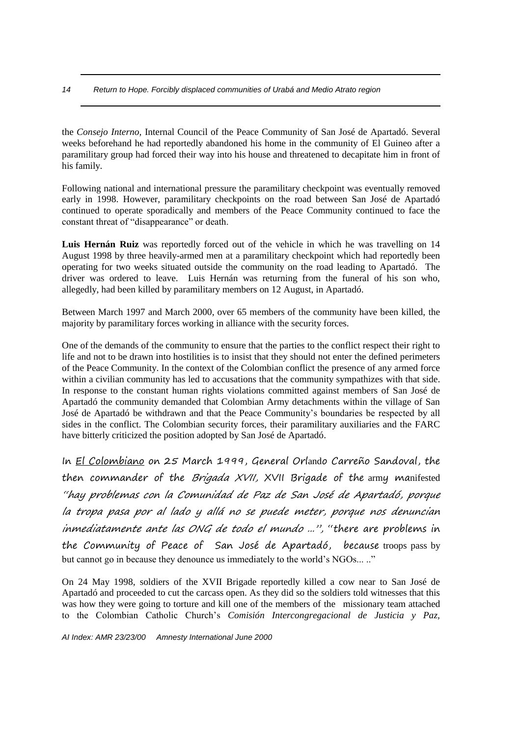the *Consejo Interno,* Internal Council of the Peace Community of San José de Apartadó. Several weeks beforehand he had reportedly abandoned his home in the community of El Guineo after a paramilitary group had forced their way into his house and threatened to decapitate him in front of his family.

Following national and international pressure the paramilitary checkpoint was eventually removed early in 1998. However, paramilitary checkpoints on the road between San José de Apartadó continued to operate sporadically and members of the Peace Community continued to face the constant threat of "disappearance" or death.

**Luis Hernán Ruiz** was reportedly forced out of the vehicle in which he was travelling on 14 August 1998 by three heavily-armed men at a paramilitary checkpoint which had reportedly been operating for two weeks situated outside the community on the road leading to Apartadó. The driver was ordered to leave. Luis Hernán was returning from the funeral of his son who, allegedly, had been killed by paramilitary members on 12 August, in Apartadó.

Between March 1997 and March 2000, over 65 members of the community have been killed, the majority by paramilitary forces working in alliance with the security forces.

One of the demands of the community to ensure that the parties to the conflict respect their right to life and not to be drawn into hostilities is to insist that they should not enter the defined perimeters of the Peace Community. In the context of the Colombian conflict the presence of any armed force within a civilian community has led to accusations that the community sympathizes with that side. In response to the constant human rights violations committed against members of San José de Apartadó the community demanded that Colombian Army detachments within the village of San José de Apartadó be withdrawn and that the Peace Community's boundaries be respected by all sides in the conflict. The Colombian security forces, their paramilitary auxiliaries and the FARC have bitterly criticized the position adopted by San José de Apartadó.

In El Colombiano on 25 March 1999, General Orlando Carreño Sandoval, the then commander of the *Brigada XVII,* XVII Brigade of the army manifested *"hay problemas con la Comunidad de Paz de San José de Apartadó, porque la tropa pasa por al lado y allá no se puede meter, porque nos denuncian inmediatamente ante las ONG de todo el mundo ...",* "there are problems in the Community of Peace of San José de Apartadó, because troops pass by but cannot go in because they denounce us immediately to the world's NGOs... .."

On 24 May 1998, soldiers of the XVII Brigade reportedly killed a cow near to San José de Apartadó and proceeded to cut the carcass open. As they did so the soldiers told witnesses that this was how they were going to torture and kill one of the members of the missionary team attached to the Colombian Catholic Church's *Comisión Intercongregacional de Justicia y Paz,*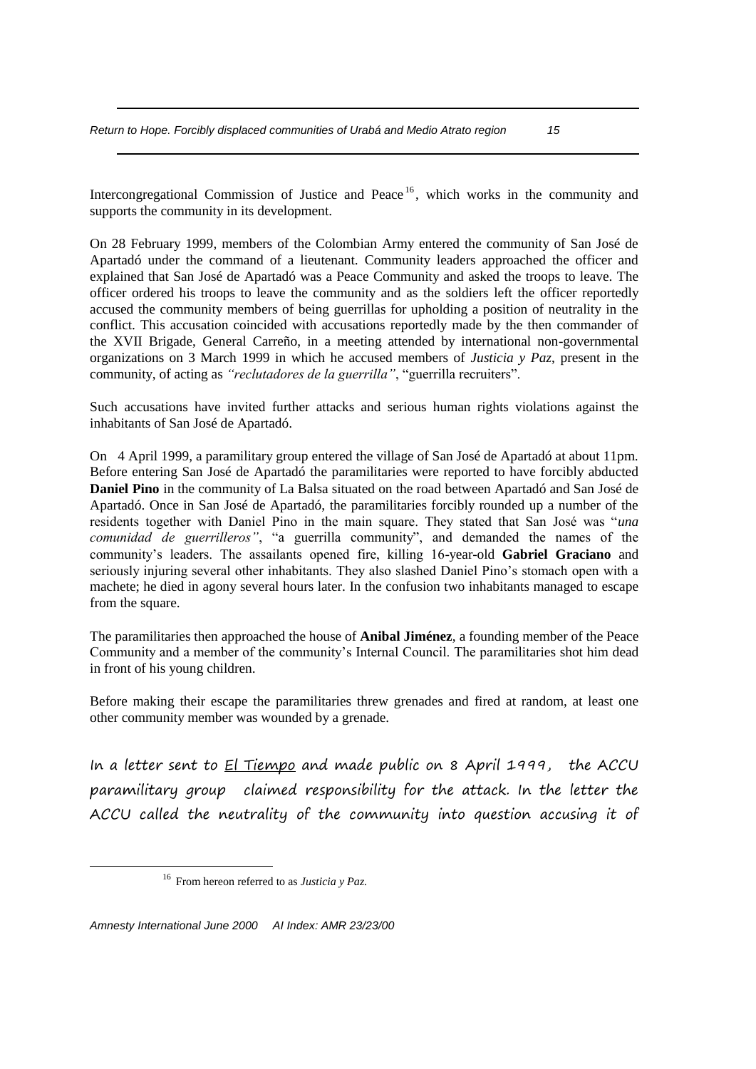Intercongregational Commission of Justice and Peace[16], which works in the community and supports the community in its development.

On 28 February 1999, members of the Colombian Army entered the community of San José de Apartadó under the command of a lieutenant. Community leaders approached the officer and explained that San José de Apartadó was a Peace Community and asked the troops to leave. The officer ordered his troops to leave the community and as the soldiers left the officer reportedly accused the community members of being guerrillas for upholding a position of neutrality in the conflict. This accusation coincided with accusations reportedly made by the then commander of the XVII Brigade, General Carreño, in a meeting attended by international non-governmental organizations on 3 March 1999 in which he accused members of *Justicia y Paz*, present in the community, of acting as *"reclutadores de la guerrilla"*, "guerrilla recruiters".

Such accusations have invited further attacks and serious human rights violations against the inhabitants of San José de Apartadó.

On 4 April 1999, a paramilitary group entered the village of San José de Apartadó at about 11pm. Before entering San José de Apartadó the paramilitaries were reported to have forcibly abducted **Daniel Pino** in the community of La Balsa situated on the road between Apartadó and San José de Apartadó. Once in San José de Apartadó, the paramilitaries forcibly rounded up a number of the residents together with Daniel Pino in the main square. They stated that San José was "*una comunidad de guerrilleros"*, "a guerrilla community", and demanded the names of the community's leaders. The assailants opened fire, killing 16-year-old **Gabriel Graciano** and seriously injuring several other inhabitants. They also slashed Daniel Pino's stomach open with a machete; he died in agony several hours later. In the confusion two inhabitants managed to escape from the square.

The paramilitaries then approached the house of **Anibal Jiménez**, a founding member of the Peace Community and a member of the community's Internal Council. The paramilitaries shot him dead in front of his young children.

Before making their escape the paramilitaries threw grenades and fired at random, at least one other community member was wounded by a grenade.

In a letter sent to El Tiempo and made public on 8 April 1999, the ACCU paramilitary group claimed responsibility for the attack. In the letter the ACCU called the neutrality of the community into question accusing it of

[16] From hereon referred to as *Justicia y Paz.*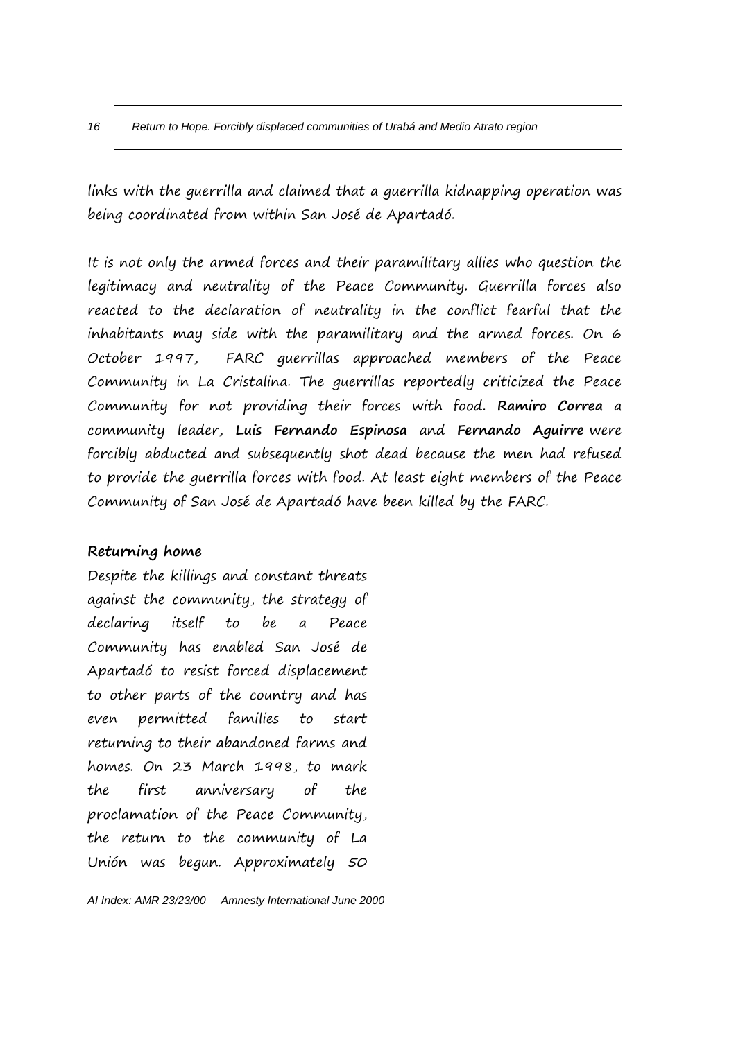links with the guerrilla and claimed that a guerrilla kidnapping operation was being coordinated from within San José de Apartadó.

It is not only the armed forces and their paramilitary allies who question the legitimacy and neutrality of the Peace Community. Guerrilla forces also reacted to the declaration of neutrality in the conflict fearful that the inhabitants may side with the paramilitary and the armed forces. On 6 October 1997, FARC guerrillas approached members of the Peace Community in La Cristalina. The guerrillas reportedly criticized the Peace Community for not providing their forces with food. **Ramiro Correa** a community leader, **Luis Fernando Espinosa** and **Fernando Aguirre** were forcibly abducted and subsequently shot dead because the men had refused to provide the guerrilla forces with food. At least eight members of the Peace Community of San José de Apartadó have been killed by the FARC.

**Returning home**

Despite the killings and constant threats against the community, the strategy of declaring itself to be a Peace Community has enabled San José de Apartadó to resist forced displacement to other parts of the country and has even permitted families to start returning to their abandoned farms and homes. On 23 March 1998, to mark the first anniversary of the proclamation of the Peace Community, the return to the community of La Unión was begun. Approximately 50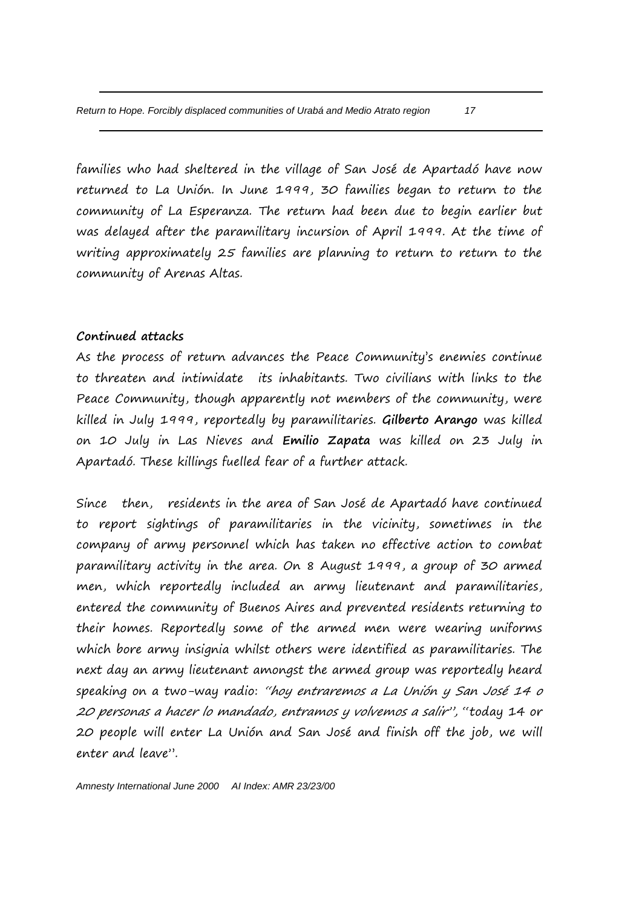families who had sheltered in the village of San José de Apartadó have now returned to La Unión. In June 1999, 30 families began to return to the community of La Esperanza. The return had been due to begin earlier but was delayed after the paramilitary incursion of April 1999. At the time of writing approximately 25 families are planning to return to return to the community of Arenas Altas.

**Continued attacks**

As the process of return advances the Peace Community's enemies continue to threaten and intimidate its inhabitants. Two civilians with links to the Peace Community, though apparently not members of the community, were killed in July 1999, reportedly by paramilitaries. **Gilberto Arango** was killed on 10 July in Las Nieves and **Emilio Zapata** was killed on 23 July in Apartadó. These killings fuelled fear of a further attack.

Since then, residents in the area of San José de Apartadó have continued to report sightings of paramilitaries in the vicinity, sometimes in the company of army personnel which has taken no effective action to combat paramilitary activity in the area. On 8 August 1999, a group of 30 armed men, which reportedly included an army lieutenant and paramilitaries, entered the community of Buenos Aires and prevented residents returning to their homes. Reportedly some of the armed men were wearing uniforms which bore army insignia whilst others were identified as paramilitaries. The next day an army lieutenant amongst the armed group was reportedly heard speaking on a two-way radio: *"hoy entraremos a La Unión y San José 14 o 20 personas a hacer lo mandado, entramos y volvemos a salir"*, "today 14 or 20 people will enter La Unión and San José and finish off the job, we will enter and leave".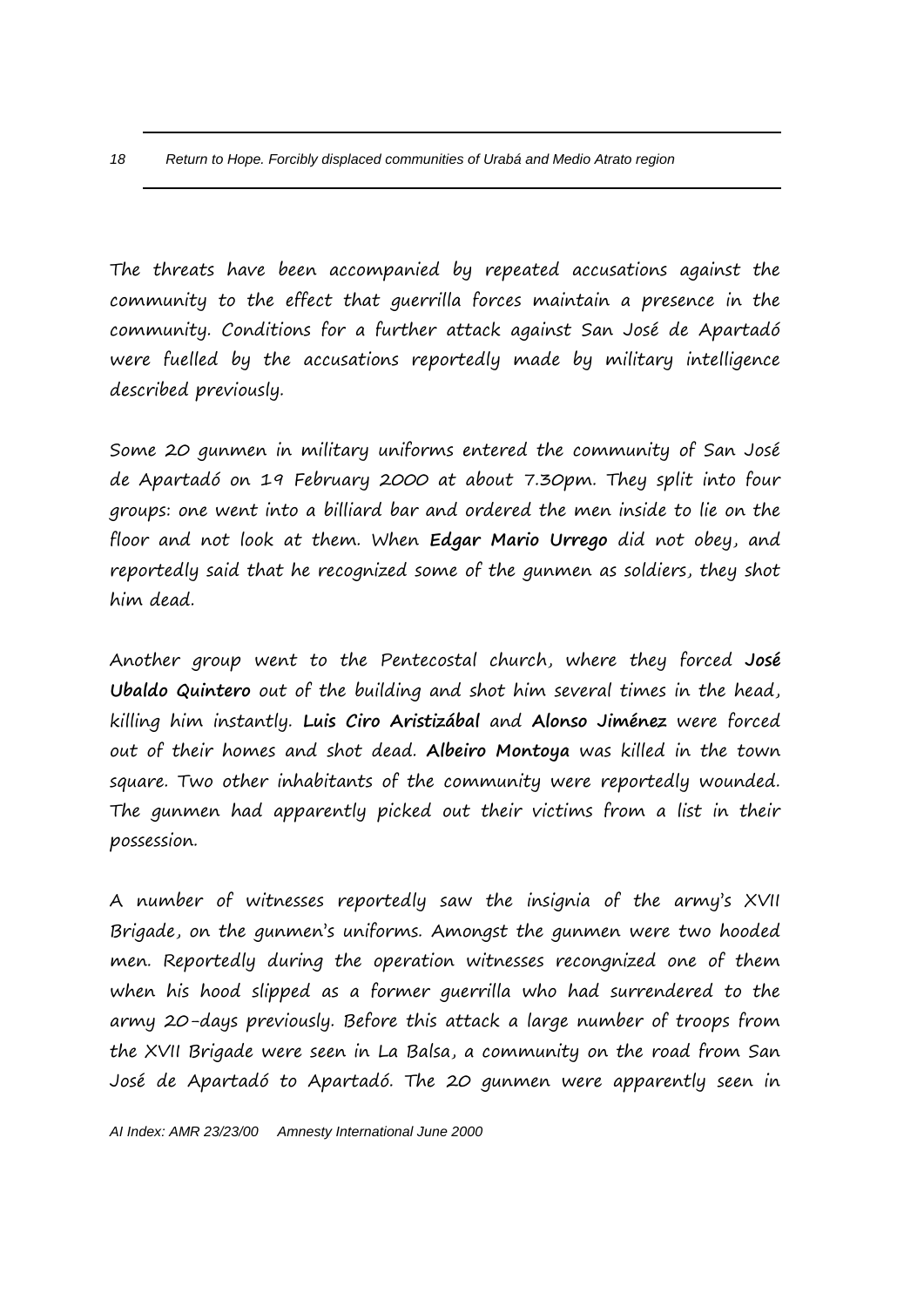The threats have been accompanied by repeated accusations against the community to the effect that guerrilla forces maintain a presence in the community. Conditions for a further attack against San José de Apartadó were fuelled by the accusations reportedly made by military intelligence described previously.

Some 20 gunmen in military uniforms entered the community of San José de Apartadó on 19 February 2000 at about 7.30pm. They split into four groups: one went into a billiard bar and ordered the men inside to lie on the floor and not look at them. When **Edgar Mario Urrego** did not obey, and reportedly said that he recognized some of the gunmen as soldiers, they shot him dead.

Another group went to the Pentecostal church, where they forced **José Ubaldo Quintero** out of the building and shot him several times in the head, killing him instantly. **Luis Ciro Aristizábal** and **Alonso Jiménez** were forced out of their homes and shot dead. **Albeiro Montoya** was killed in the town square. Two other inhabitants of the community were reportedly wounded. The gunmen had apparently picked out their victims from a list in their possession.

A number of witnesses reportedly saw the insignia of the army's XVII Brigade, on the gunmen's uniforms. Amongst the gunmen were two hooded men. Reportedly during the operation witnesses recongnized one of them when his hood slipped as a former guerrilla who had surrendered to the army 20-days previously. Before this attack a large number of troops from the XVII Brigade were seen in La Balsa, a community on the road from San José de Apartadó to Apartadó. The 20 gunmen were apparently seen in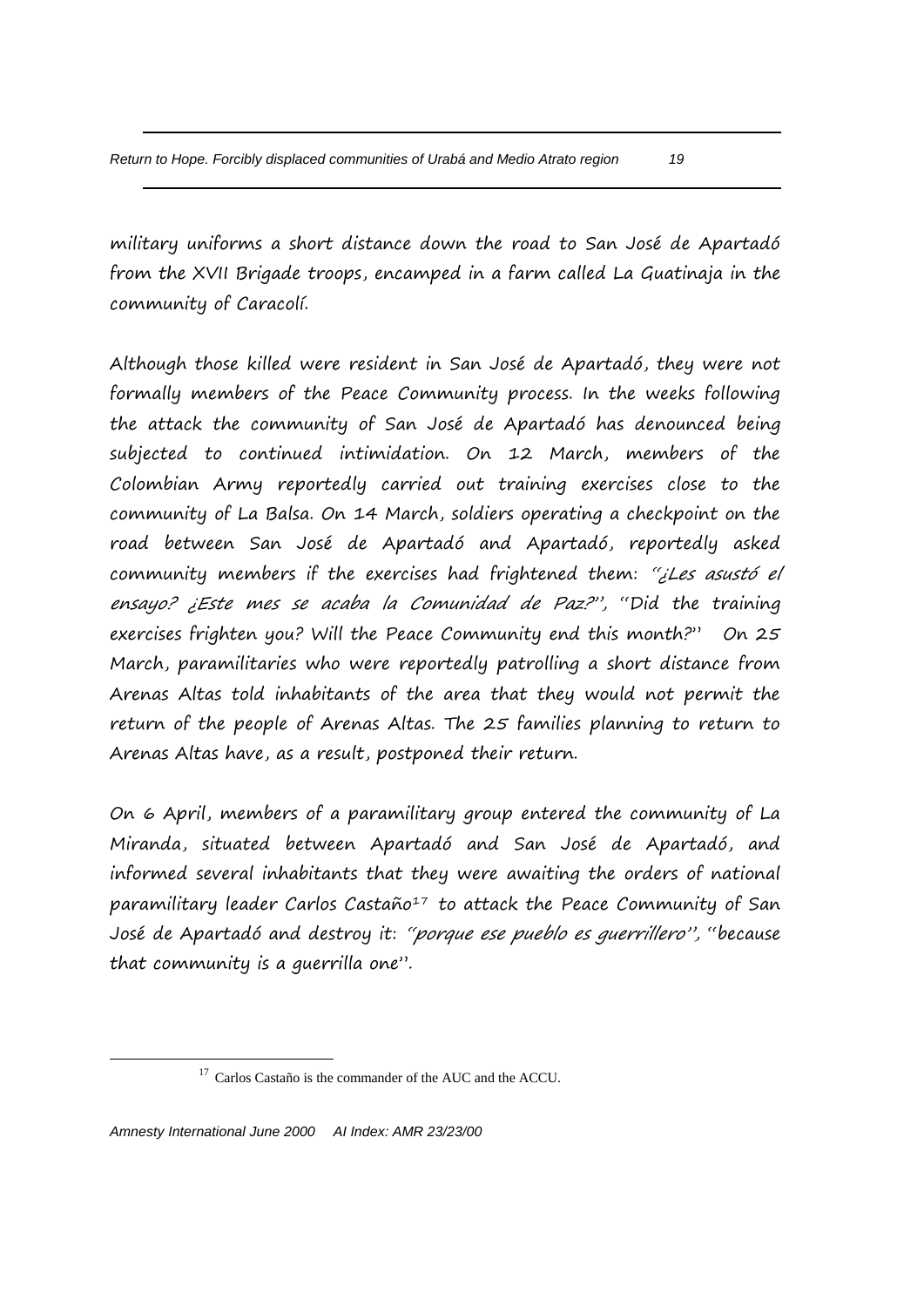military uniforms a short distance down the road to San José de Apartadó from the XVII Brigade troops, encamped in a farm called La Guatinaja in the community of Caracolí.

Although those killed were resident in San José de Apartadó, they were not formally members of the Peace Community process. In the weeks following the attack the community of San José de Apartadó has denounced being subjected to continued intimidation. On 12 March, members of the Colombian Army reportedly carried out training exercises close to the community of La Balsa. On 14 March, soldiers operating a checkpoint on the road between San José de Apartadó and Apartadó, reportedly asked community members if the exercises had frightened them: *"¿Les asustó el ensayo? ¿Este mes se acaba la Comunidad de Paz?"*, "Did the training exercises frighten you? Will the Peace Community end this month?" On 25 March, paramilitaries who were reportedly patrolling a short distance from Arenas Altas told inhabitants of the area that they would not permit the return of the people of Arenas Altas. The 25 families planning to return to Arenas Altas have, as a result, postponed their return.

On 6 April, members of a paramilitary group entered the community of La Miranda, situated between Apartadó and San José de Apartadó, and informed several inhabitants that they were awaiting the orders of national paramilitary leader Carlos Castaño[17] to attack the Peace Community of San José de Apartadó and destroy it: *"porque ese pueblo es guerrillero"*, "because that community is a guerrilla one".

[17] Carlos Castaño is the commander of the AUC and the ACCU.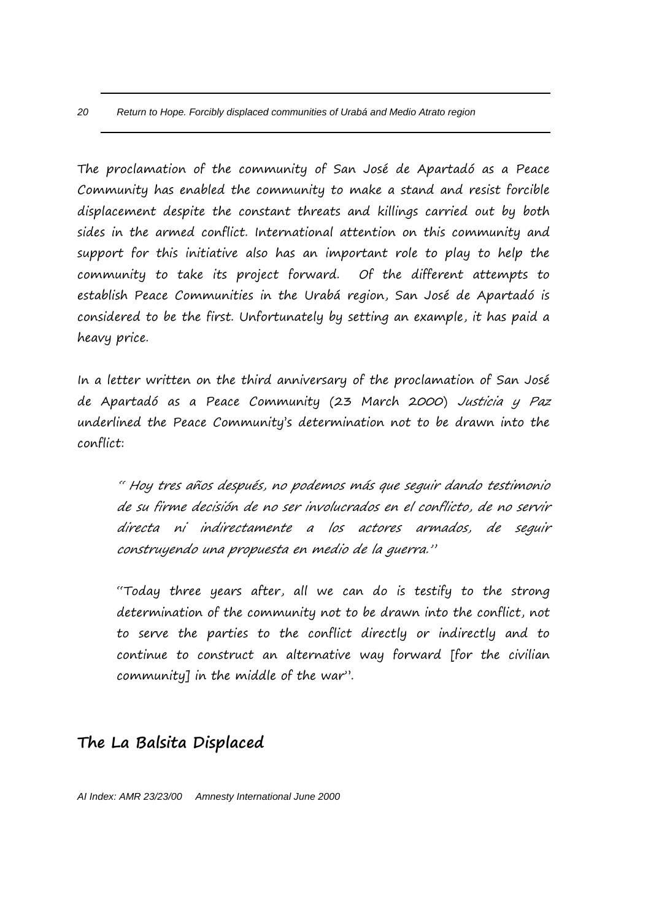The proclamation of the community of San José de Apartadó as a Peace Community has enabled the community to make a stand and resist forcible displacement despite the constant threats and killings carried out by both sides in the armed conflict. International attention on this community and support for this initiative also has an important role to play to help the community to take its project forward. Of the different attempts to establish Peace Communities in the Urabá region, San José de Apartadó is considered to be the first. Unfortunately by setting an example, it has paid a heavy price.

In a letter written on the third anniversary of the proclamation of San José de Apartadó as a Peace Community (23 March 2000) *Justicia y Paz* underlined the Peace Community's determination not to be drawn into the conflict:

> *" Hoy tres años después, no podemos más que seguir dando testimonio de su firme decisión de no ser involucrados en el conflicto, de no servir directa ni indirectamente a los actores armados, de seguir construyendo una propuesta en medio de la guerra."*
>
> "Today three years after, all we can do is testify to the strong determination of the community not to be drawn into the conflict, not to serve the parties to the conflict directly or indirectly and to continue to construct an alternative way forward [for the civilian community] in the middle of the war".

## The La Balsita Displaced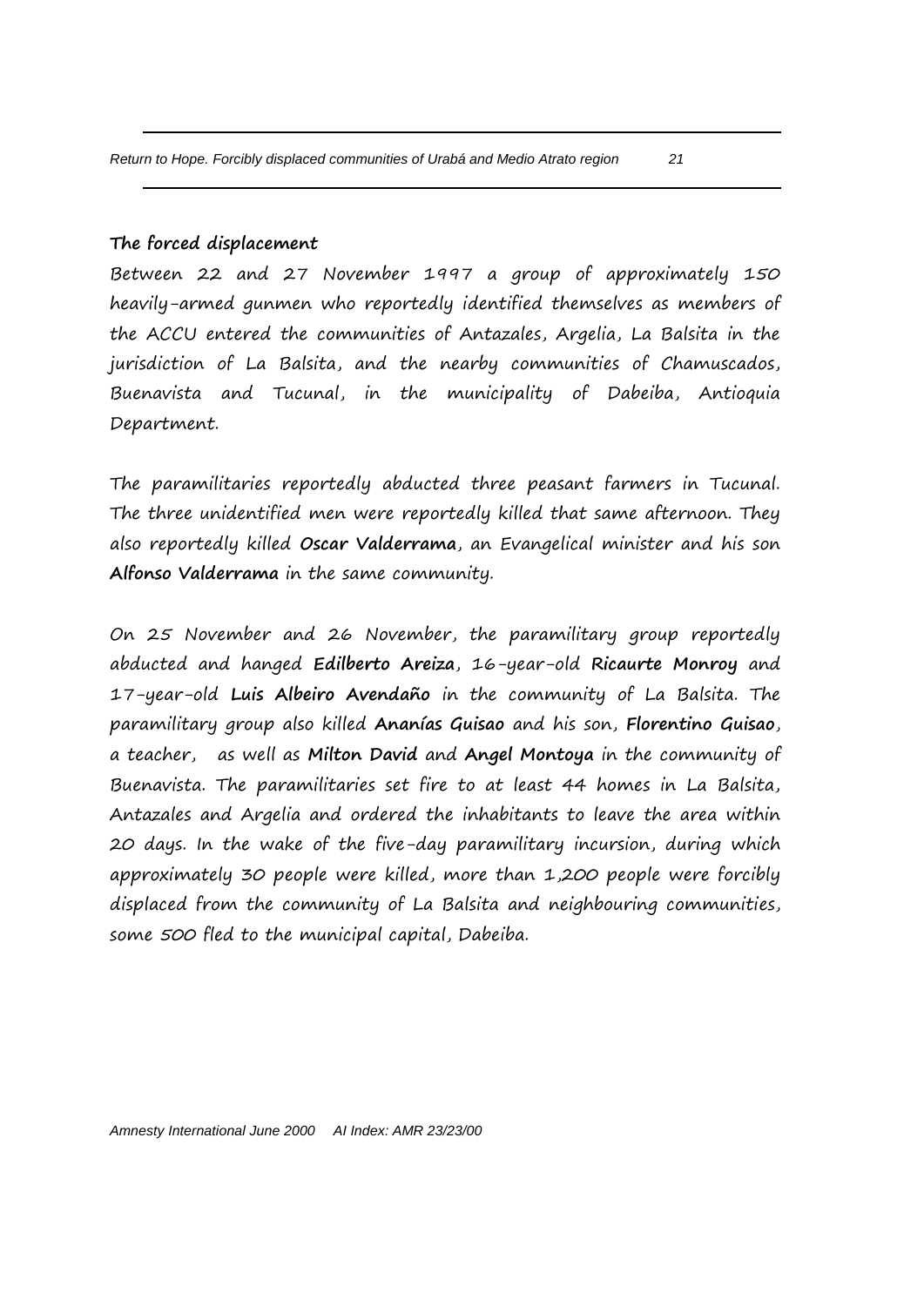**The forced displacement**

Between 22 and 27 November 1997 a group of approximately 150 heavily-armed gunmen who reportedly identified themselves as members of the ACCU entered the communities of Antazales, Argelia, La Balsita in the jurisdiction of La Balsita, and the nearby communities of Chamuscados, Buenavista and Tucunal, in the municipality of Dabeiba, Antioquia Department.

The paramilitaries reportedly abducted three peasant farmers in Tucunal. The three unidentified men were reportedly killed that same afternoon. They also reportedly killed **Oscar Valderrama**, an Evangelical minister and his son **Alfonso Valderrama** in the same community.

On 25 November and 26 November, the paramilitary group reportedly abducted and hanged **Edilberto Areiza**, 16-year-old **Ricaurte Monroy** and 17-year-old **Luis Albeiro Avendaño** in the community of La Balsita. The paramilitary group also killed **Ananías Guisao** and his son, **Florentino Guisao**, a teacher, as well as **Milton David** and **Angel Montoya** in the community of Buenavista. The paramilitaries set fire to at least 44 homes in La Balsita, Antazales and Argelia and ordered the inhabitants to leave the area within 20 days. In the wake of the five-day paramilitary incursion, during which approximately 30 people were killed, more than 1,200 people were forcibly displaced from the community of La Balsita and neighbouring communities, some 500 fled to the municipal capital, Dabeiba.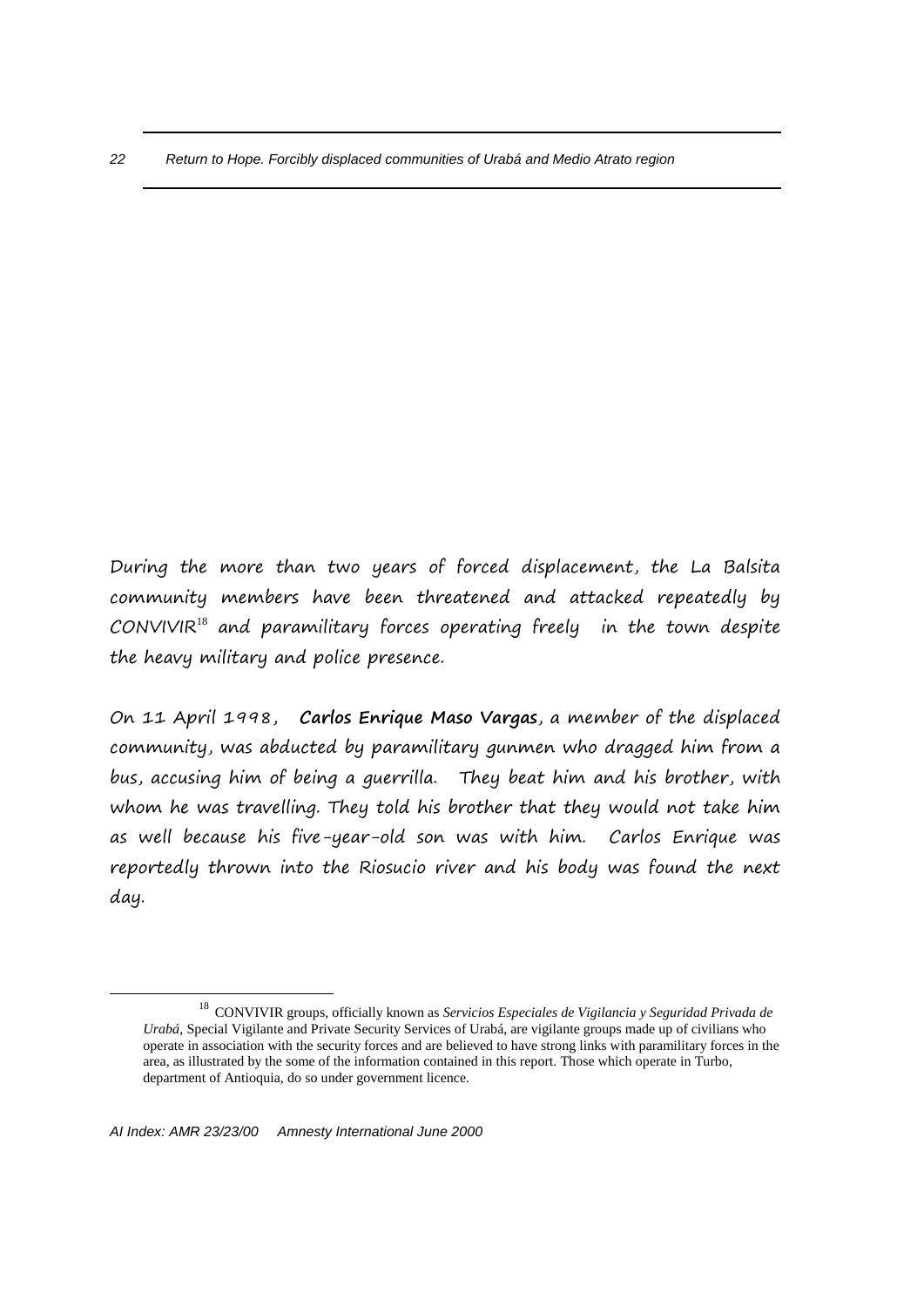During the more than two years of forced displacement, the La Balsita community members have been threatened and attacked repeatedly by CONVIVIR[18] and paramilitary forces operating freely in the town despite the heavy military and police presence.

On 11 April 1998, **Carlos Enrique Maso Vargas**, a member of the displaced community, was abducted by paramilitary gunmen who dragged him from a bus, accusing him of being a guerrilla. They beat him and his brother, with whom he was travelling. They told his brother that they would not take him as well because his five-year-old son was with him. Carlos Enrique was reportedly thrown into the Riosucio river and his body was found the next day.

---

[18] CONVIVIR groups, officially known as *Servicios Especiales de Vigilancia y Seguridad Privada de Urabá*, Special Vigilante and Private Security Services of Urabá, are vigilante groups made up of civilians who operate in association with the security forces and are believed to have strong links with paramilitary forces in the area, as illustrated by the some of the information contained in this report. Those which operate in Turbo, department of Antioquia, do so under government licence.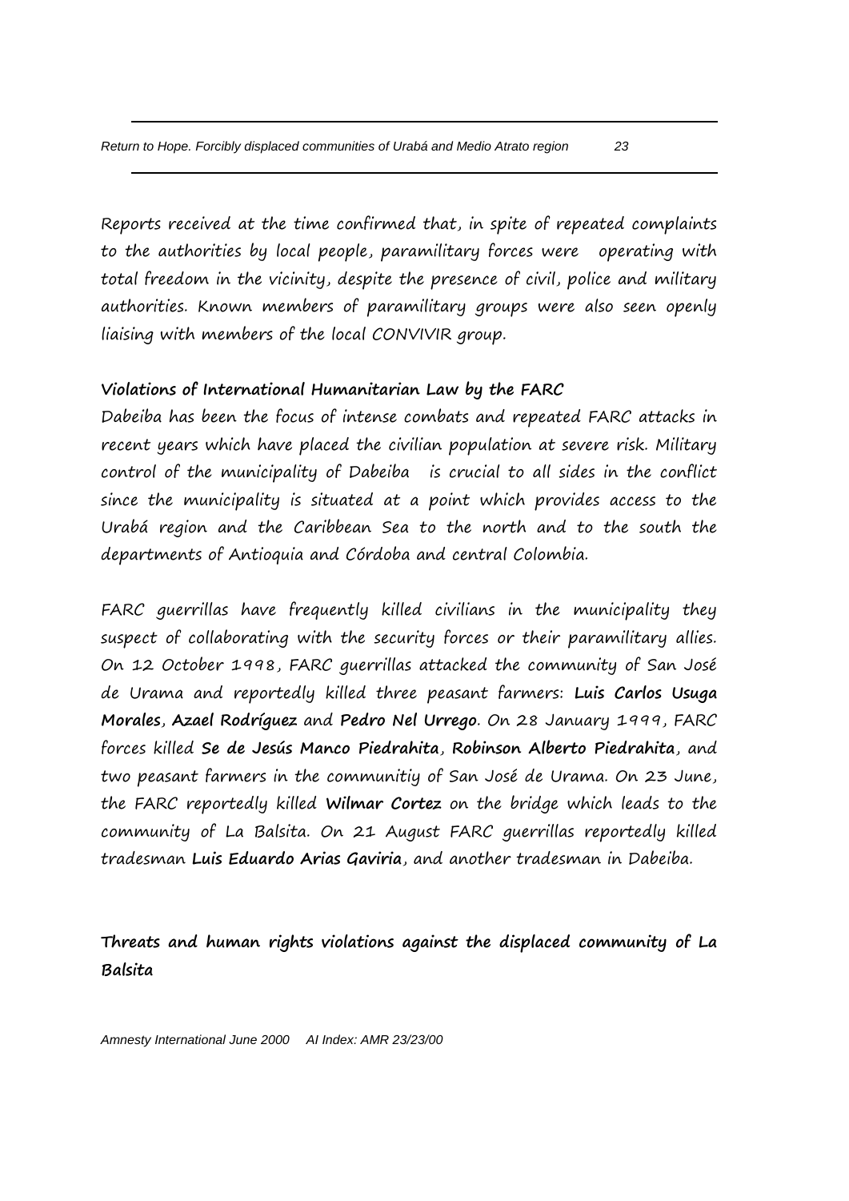Reports received at the time confirmed that, in spite of repeated complaints to the authorities by local people, paramilitary forces were  operating with total freedom in the vicinity, despite the presence of civil, police and military authorities. Known members of paramilitary groups were also seen openly liaising with members of the local CONVIVIR group.

**Violations of International Humanitarian Law by the FARC**

Dabeiba has been the focus of intense combats and repeated FARC attacks in recent years which have placed the civilian population at severe risk. Military control of the municipality of Dabeiba  is crucial to all sides in the conflict since the municipality is situated at a point which provides access to the Urabá region and the Caribbean Sea to the north and to the south the departments of Antioquia and Córdoba and central Colombia.

FARC guerrillas have frequently killed civilians in the municipality they suspect of collaborating with the security forces or their paramilitary allies. On 12 October 1998, FARC guerrillas attacked the community of San José de Urama and reportedly killed three peasant farmers: **Luis Carlos Usuga Morales**, **Azael Rodríguez** and **Pedro Nel Urrego**. On 28 January 1999, FARC forces killed **Se de Jesús Manco Piedrahita**, **Robinson Alberto Piedrahita**, and two peasant farmers in the communitiy of San José de Urama. On 23 June, the FARC reportedly killed **Wilmar Cortez** on the bridge which leads to the community of La Balsita. On 21 August FARC guerrillas reportedly killed tradesman **Luis Eduardo Arias Gaviria**, and another tradesman in Dabeiba.

**Threats and human rights violations against the displaced community of La Balsita**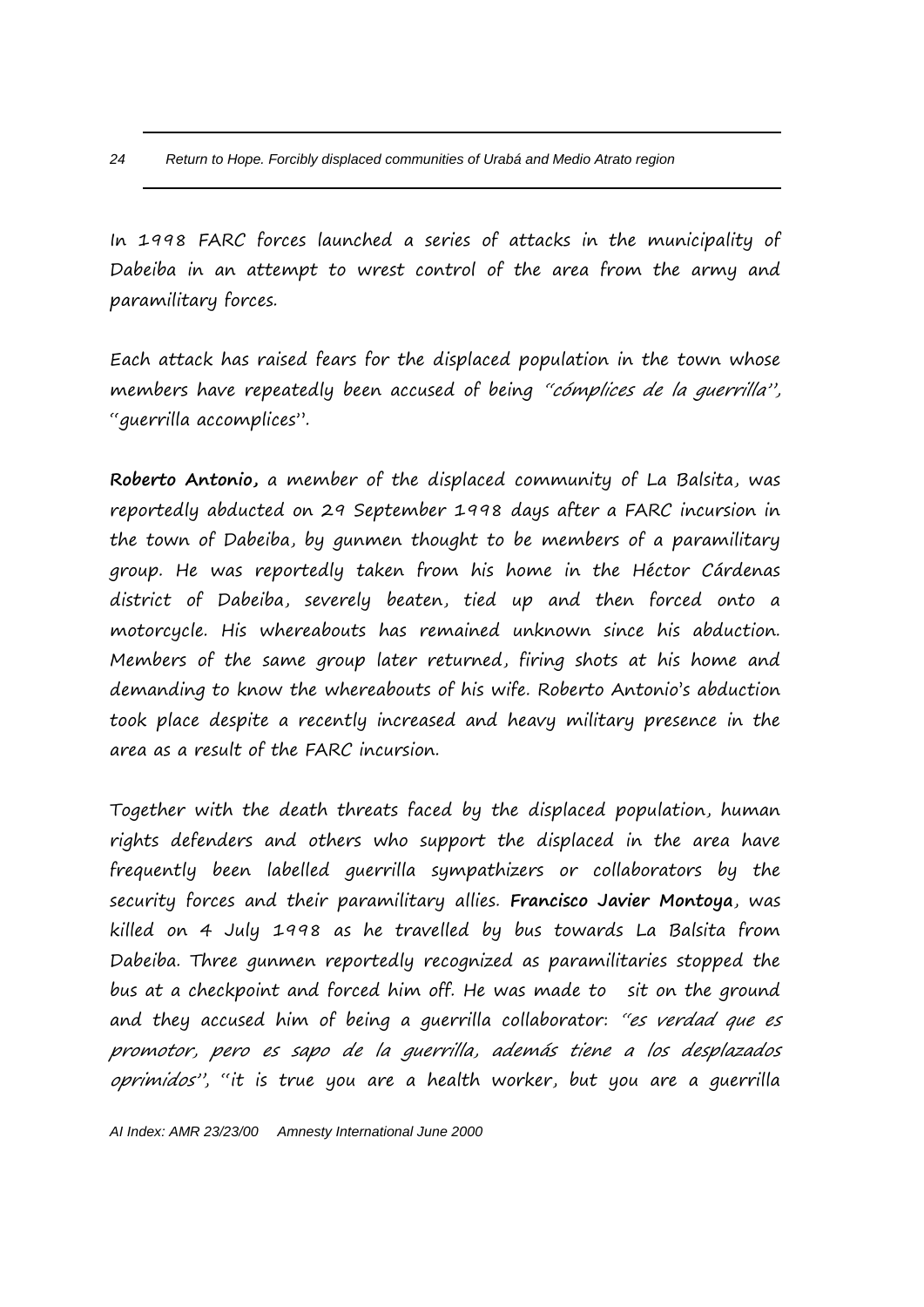In 1998 FARC forces launched a series of attacks in the municipality of Dabeiba in an attempt to wrest control of the area from the army and paramilitary forces.

Each attack has raised fears for the displaced population in the town whose members have repeatedly been accused of being *"cómplices de la guerrilla"*, "guerrilla accomplices".

**Roberto Antonio,** a member of the displaced community of La Balsita, was reportedly abducted on 29 September 1998 days after a FARC incursion in the town of Dabeiba, by gunmen thought to be members of a paramilitary group. He was reportedly taken from his home in the Héctor Cárdenas district of Dabeiba, severely beaten, tied up and then forced onto a motorcycle. His whereabouts has remained unknown since his abduction. Members of the same group later returned, firing shots at his home and demanding to know the whereabouts of his wife. Roberto Antonio's abduction took place despite a recently increased and heavy military presence in the area as a result of the FARC incursion.

Together with the death threats faced by the displaced population, human rights defenders and others who support the displaced in the area have frequently been labelled guerrilla sympathizers or collaborators by the security forces and their paramilitary allies. **Francisco Javier Montoya**, was killed on 4 July 1998 as he travelled by bus towards La Balsita from Dabeiba. Three gunmen reportedly recognized as paramilitaries stopped the bus at a checkpoint and forced him off. He was made to sit on the ground and they accused him of being a guerrilla collaborator: *"es verdad que es promotor, pero es sapo de la guerrilla, además tiene a los desplazados oprimidos"*, "it is true you are a health worker, but you are a guerrilla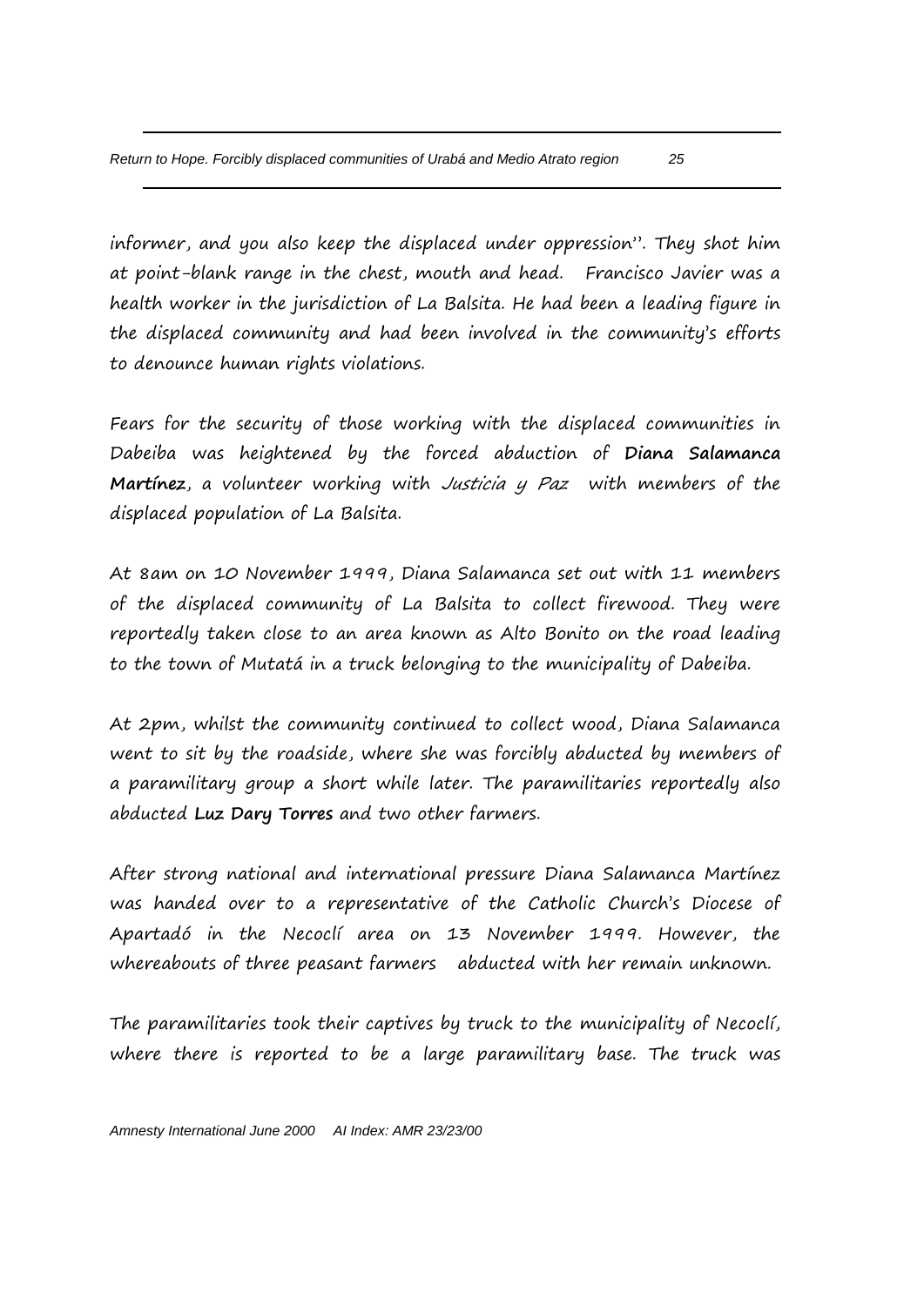informer, and you also keep the displaced under oppression''. They shot him at point-blank range in the chest, mouth and head. Francisco Javier was a health worker in the jurisdiction of La Balsita. He had been a leading figure in the displaced community and had been involved in the community's efforts to denounce human rights violations.

Fears for the security of those working with the displaced communities in Dabeiba was heightened by the forced abduction of **Diana Salamanca Martínez**, a volunteer working with *Justicia y Paz* with members of the displaced population of La Balsita.

At 8am on 10 November 1999, Diana Salamanca set out with 11 members of the displaced community of La Balsita to collect firewood. They were reportedly taken close to an area known as Alto Bonito on the road leading to the town of Mutatá in a truck belonging to the municipality of Dabeiba.

At 2pm, whilst the community continued to collect wood, Diana Salamanca went to sit by the roadside, where she was forcibly abducted by members of a paramilitary group a short while later. The paramilitaries reportedly also abducted **Luz Dary Torres** and two other farmers.

After strong national and international pressure Diana Salamanca Martínez was handed over to a representative of the Catholic Church's Diocese of Apartadó in the Necoclí area on 13 November 1999. However, the whereabouts of three peasant farmers abducted with her remain unknown.

The paramilitaries took their captives by truck to the municipality of Necoclí, where there is reported to be a large paramilitary base. The truck was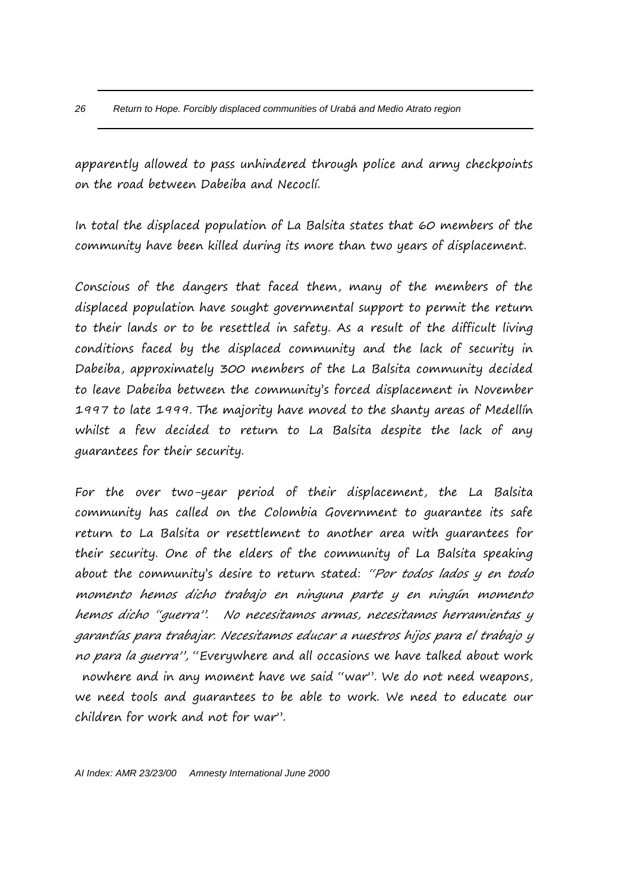apparently allowed to pass unhindered through police and army checkpoints on the road between Dabeiba and Necoclí.

In total the displaced population of La Balsita states that 60 members of the community have been killed during its more than two years of displacement.

Conscious of the dangers that faced them, many of the members of the displaced population have sought governmental support to permit the return to their lands or to be resettled in safety. As a result of the difficult living conditions faced by the displaced community and the lack of security in Dabeiba, approximately 300 members of the La Balsita community decided to leave Dabeiba between the community's forced displacement in November 1997 to late 1999. The majority have moved to the shanty areas of Medellín whilst a few decided to return to La Balsita despite the lack of any guarantees for their security.

For the over two-year period of their displacement, the La Balsita community has called on the Colombia Government to guarantee its safe return to La Balsita or resettlement to another area with guarantees for their security. One of the elders of the community of La Balsita speaking about the community's desire to return stated: *"Por todos lados y en todo momento hemos dicho trabajo en ninguna parte y en ningún momento hemos dicho "guerra". No necesitamos armas, necesitamos herramientas y garantías para trabajar. Necesitamos educar a nuestros hijos para el trabajo y no para la guerra"*, "Everywhere and all occasions we have talked about work nowhere and in any moment have we said "war". We do not need weapons, we need tools and guarantees to be able to work. We need to educate our children for work and not for war".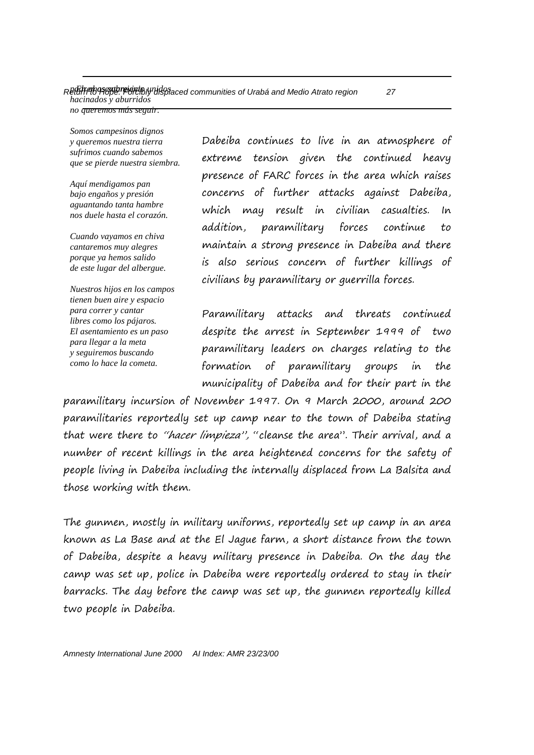*pedimos seguir unidos*
*hacinados y aburridos*
*no queremos más seguir.*

*Somos campesinos dignos*
*y queremos nuestra tierra*
*sufrimos cuando sabemos*
*que se pierde nuestra siembra.*

*Aquí mendigamos pan*
*bajo engaños y presión*
*aguantando tanta hambre*
*nos duele hasta el corazón.*

*Cuando vayamos en chiva*
*cantaremos muy alegres*
*porque ya hemos salido*
*de este lugar del albergue.*

*Nuestros hijos en los campos*
*tienen buen aire y espacio*
*para correr y cantar*
*libres como los pájaros.*
*El asentamiento es un paso*
*para llegar a la meta*
*y seguiremos buscando*
*como lo hace la cometa.*

Dabeiba continues to live in an atmosphere of extreme tension given the continued heavy presence of FARC forces in the area which raises concerns of further attacks against Dabeiba, which may result in civilian casualties. In addition, paramilitary forces continue to maintain a strong presence in Dabeiba and there is also serious concern of further killings of civilians by paramilitary or guerrilla forces.

Paramilitary attacks and threats continued despite the arrest in September 1999 of two paramilitary leaders on charges relating to the formation of paramilitary groups in the municipality of Dabeiba and for their part in the paramilitary incursion of November 1997. On 9 March 2000, around 200 paramilitaries reportedly set up camp near to the town of Dabeiba stating that were there to *"hacer limpieza"*, "cleanse the area". Their arrival, and a number of recent killings in the area heightened concerns for the safety of people living in Dabeiba including the internally displaced from La Balsita and those working with them.

The gunmen, mostly in military uniforms, reportedly set up camp in an area known as La Base and at the El Jague farm, a short distance from the town of Dabeiba, despite a heavy military presence in Dabeiba. On the day the camp was set up, police in Dabeiba were reportedly ordered to stay in their barracks. The day before the camp was set up, the gunmen reportedly killed two people in Dabeiba.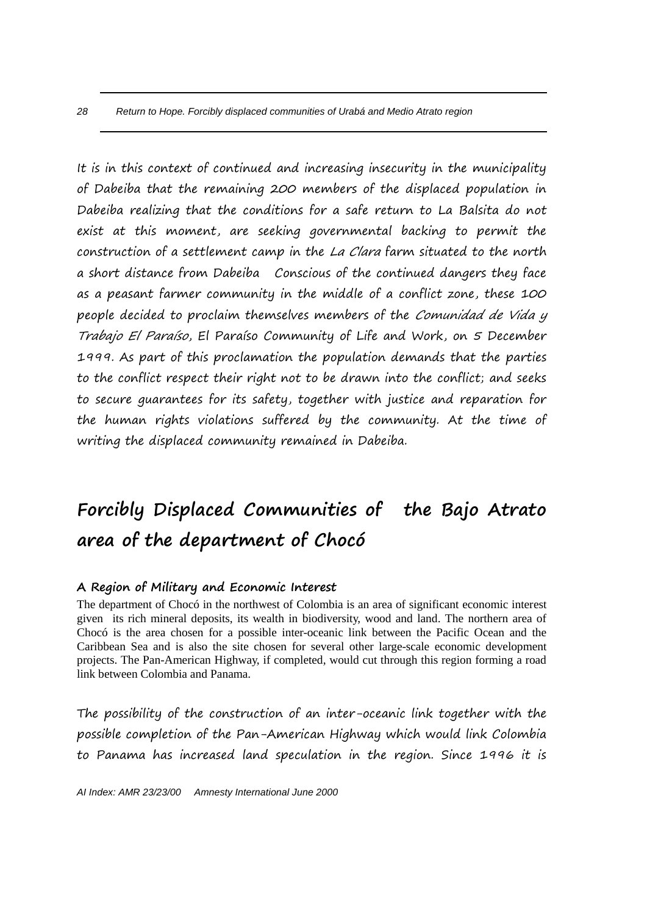It is in this context of continued and increasing insecurity in the municipality of Dabeiba that the remaining 200 members of the displaced population in Dabeiba realizing that the conditions for a safe return to La Balsita do not exist at this moment, are seeking governmental backing to permit the construction of a settlement camp in the *La Clara* farm situated to the north a short distance from Dabeiba  Conscious of the continued dangers they face as a peasant farmer community in the middle of a conflict zone, these 100 people decided to proclaim themselves members of the *Comunidad de Vida y Trabajo El Paraíso*, El Paraíso Community of Life and Work, on 5 December 1999. As part of this proclamation the population demands that the parties to the conflict respect their right not to be drawn into the conflict; and seeks to secure guarantees for its safety, together with justice and reparation for the human rights violations suffered by the community. At the time of writing the displaced community remained in Dabeiba.

## Forcibly Displaced Communities of  the Bajo Atrato area of the department of Chocó

### A Region of Military and Economic Interest

The department of Chocó in the northwest of Colombia is an area of significant economic interest given  its rich mineral deposits, its wealth in biodiversity, wood and land. The northern area of Chocó is the area chosen for a possible inter-oceanic link between the Pacific Ocean and the Caribbean Sea and is also the site chosen for several other large-scale economic development projects. The Pan-American Highway, if completed, would cut through this region forming a road link between Colombia and Panama.

The possibility of the construction of an inter-oceanic link together with the possible completion of the Pan-American Highway which would link Colombia to Panama has increased land speculation in the region. Since 1996 it is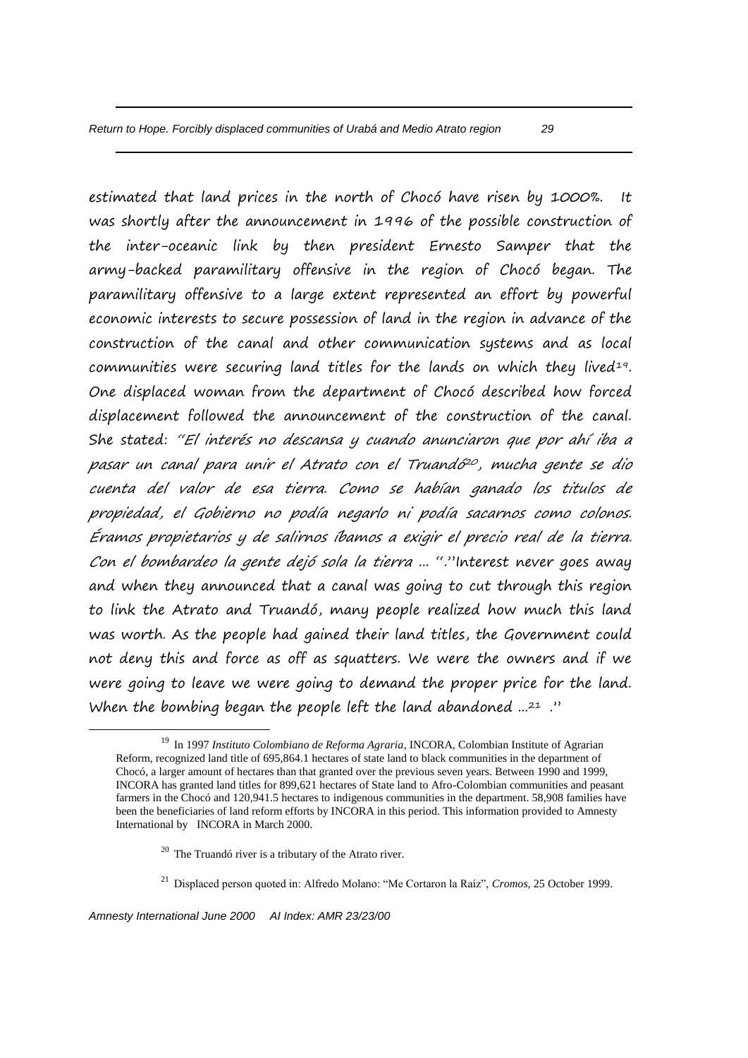estimated that land prices in the north of Chocó have risen by 1000%. It was shortly after the announcement in 1996 of the possible construction of the inter-oceanic link by then president Ernesto Samper that the army-backed paramilitary offensive in the region of Chocó began. The paramilitary offensive to a large extent represented an effort by powerful economic interests to secure possession of land in the region in advance of the construction of the canal and other communication systems and as local communities were securing land titles for the lands on which they lived[19]. One displaced woman from the department of Chocó described how forced displacement followed the announcement of the construction of the canal. She stated: "*El interés no descansa y cuando anunciaron que por ahí iba a pasar un canal para unir el Atrato con el Truandó*[20]*, mucha gente se dio cuenta del valor de esa tierra. Como se habían ganado los titulos de propiedad, el Gobierno no podía negarlo ni podía sacarnos como colonos. Éramos propietarios y de salirnos íbamos a exigir el precio real de la tierra. Con el bombardeo la gente dejó sola la tierra …* ".''Interest never goes away and when they announced that a canal was going to cut through this region to link the Atrato and Truandó, many people realized how much this land was worth. As the people had gained their land titles, the Government could not deny this and force as off as squatters. We were the owners and if we were going to leave we were going to demand the proper price for the land. When the bombing began the people left the land abandoned …[21] .''

---

[19] In 1997 *Instituto Colombiano de Reforma Agraria*, INCORA, Colombian Institute of Agrarian Reform, recognized land title of 695,864.1 hectares of state land to black communities in the department of Chocó, a larger amount of hectares than that granted over the previous seven years. Between 1990 and 1999, INCORA has granted land titles for 899,621 hectares of State land to Afro-Colombian communities and peasant farmers in the Chocó and 120,941.5 hectares to indigenous communities in the department. 58,908 families have been the beneficiaries of land reform efforts by INCORA in this period. This information provided to Amnesty International by INCORA in March 2000.

[20] The Truandó river is a tributary of the Atrato river.

[21] Displaced person quoted in: Alfredo Molano: "Me Cortaron la Raíz", *Cromos*, 25 October 1999.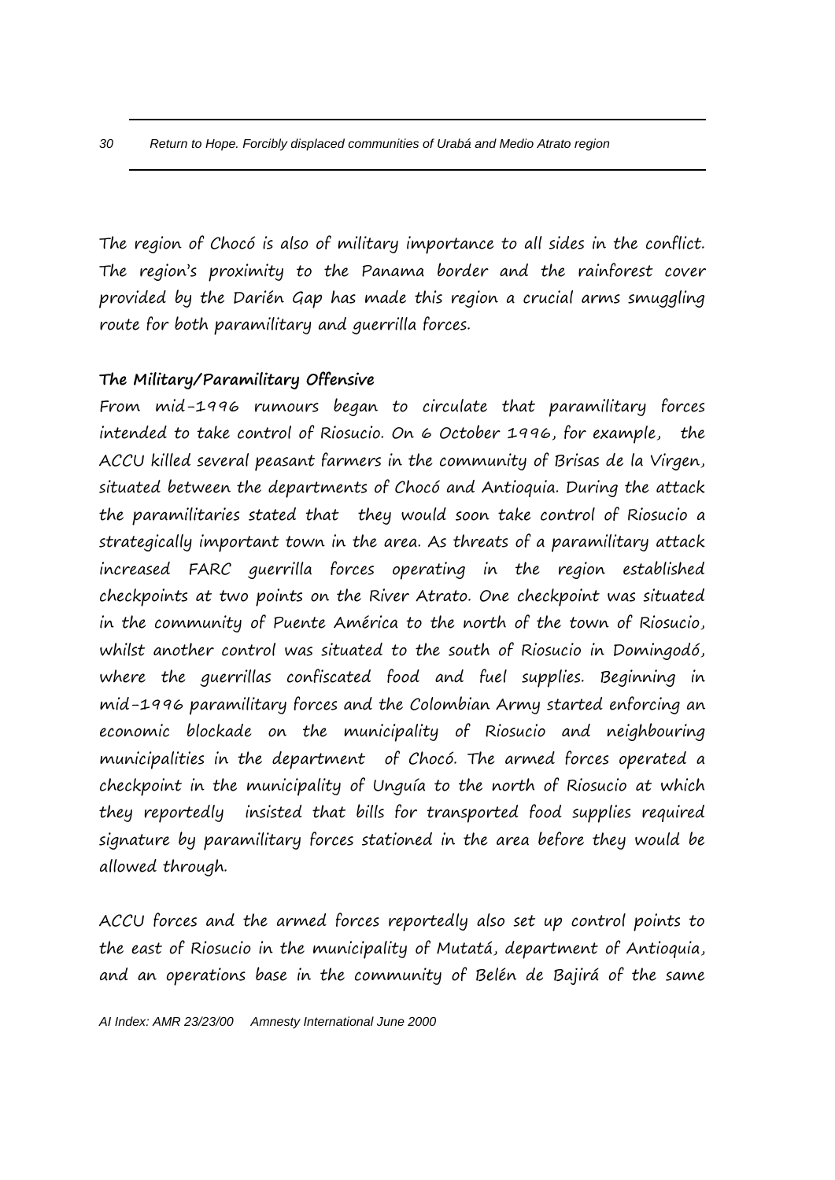The region of Chocó is also of military importance to all sides in the conflict. The region's proximity to the Panama border and the rainforest cover provided by the Darién Gap has made this region a crucial arms smuggling route for both paramilitary and guerrilla forces.

**The Military/Paramilitary Offensive**

From mid-1996 rumours began to circulate that paramilitary forces intended to take control of Riosucio. On 6 October 1996, for example, the ACCU killed several peasant farmers in the community of Brisas de la Virgen, situated between the departments of Chocó and Antioquia. During the attack the paramilitaries stated that they would soon take control of Riosucio a strategically important town in the area. As threats of a paramilitary attack increased FARC guerrilla forces operating in the region established checkpoints at two points on the River Atrato. One checkpoint was situated in the community of Puente América to the north of the town of Riosucio, whilst another control was situated to the south of Riosucio in Domingodó, where the guerrillas confiscated food and fuel supplies. Beginning in mid-1996 paramilitary forces and the Colombian Army started enforcing an economic blockade on the municipality of Riosucio and neighbouring municipalities in the department of Chocó. The armed forces operated a checkpoint in the municipality of Unguía to the north of Riosucio at which they reportedly insisted that bills for transported food supplies required signature by paramilitary forces stationed in the area before they would be allowed through.

ACCU forces and the armed forces reportedly also set up control points to the east of Riosucio in the municipality of Mutatá, department of Antioquia, and an operations base in the community of Belén de Bajirá of the same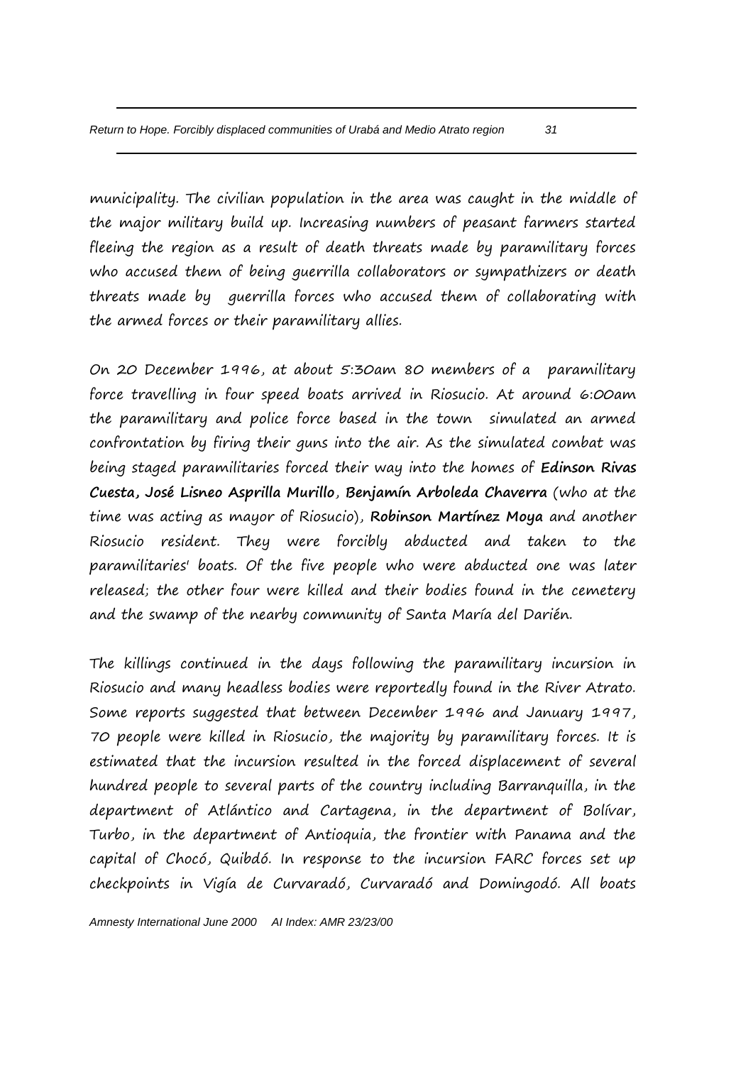municipality. The civilian population in the area was caught in the middle of the major military build up. Increasing numbers of peasant farmers started fleeing the region as a result of death threats made by paramilitary forces who accused them of being guerrilla collaborators or sympathizers or death threats made by guerrilla forces who accused them of collaborating with the armed forces or their paramilitary allies.

On 20 December 1996, at about 5:30am 80 members of a paramilitary force travelling in four speed boats arrived in Riosucio. At around 6:00am the paramilitary and police force based in the town simulated an armed confrontation by firing their guns into the air. As the simulated combat was being staged paramilitaries forced their way into the homes of **Edinson Rivas Cuesta, José Lisneo Asprilla Murillo**, **Benjamín Arboleda Chaverra** (who at the time was acting as mayor of Riosucio), **Robinson Martínez Moya** and another Riosucio resident. They were forcibly abducted and taken to the paramilitaries' boats. Of the five people who were abducted one was later released; the other four were killed and their bodies found in the cemetery and the swamp of the nearby community of Santa María del Darién.

The killings continued in the days following the paramilitary incursion in Riosucio and many headless bodies were reportedly found in the River Atrato. Some reports suggested that between December 1996 and January 1997, 70 people were killed in Riosucio, the majority by paramilitary forces. It is estimated that the incursion resulted in the forced displacement of several hundred people to several parts of the country including Barranquilla, in the department of Atlántico and Cartagena, in the department of Bolívar, Turbo, in the department of Antioquia, the frontier with Panama and the capital of Chocó, Quibdó. In response to the incursion FARC forces set up checkpoints in Vigía de Curvaradó, Curvaradó and Domingodó. All boats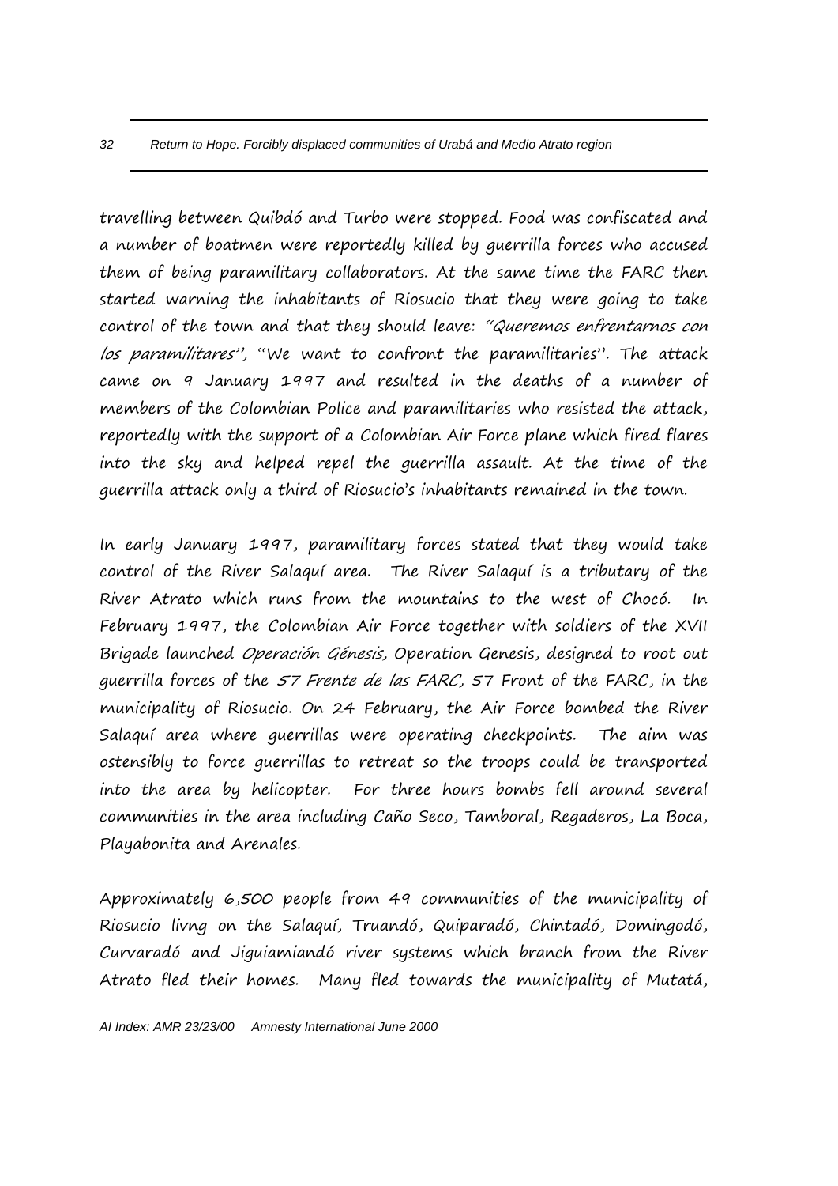travelling between Quibdó and Turbo were stopped. Food was confiscated and a number of boatmen were reportedly killed by guerrilla forces who accused them of being paramilitary collaborators. At the same time the FARC then started warning the inhabitants of Riosucio that they were going to take control of the town and that they should leave: *"Queremos enfrentarnos con los paramilitares"*, "We want to confront the paramilitaries". The attack came on 9 January 1997 and resulted in the deaths of a number of members of the Colombian Police and paramilitaries who resisted the attack, reportedly with the support of a Colombian Air Force plane which fired flares into the sky and helped repel the guerrilla assault. At the time of the guerrilla attack only a third of Riosucio's inhabitants remained in the town.

In early January 1997, paramilitary forces stated that they would take control of the River Salaquí area. The River Salaquí is a tributary of the River Atrato which runs from the mountains to the west of Chocó. In February 1997, the Colombian Air Force together with soldiers of the XVII Brigade launched *Operación Génesis*, Operation Genesis, designed to root out guerrilla forces of the *57 Frente de las FARC*, 57 Front of the FARC, in the municipality of Riosucio. On 24 February, the Air Force bombed the River Salaquí area where guerrillas were operating checkpoints. The aim was ostensibly to force guerrillas to retreat so the troops could be transported into the area by helicopter. For three hours bombs fell around several communities in the area including Caño Seco, Tamboral, Regaderos, La Boca, Playabonita and Arenales.

Approximately 6,500 people from 49 communities of the municipality of Riosucio livng on the Salaquí, Truandó, Quiparadó, Chintadó, Domingodó, Curvaradó and Jiguiamiandó river systems which branch from the River Atrato fled their homes. Many fled towards the municipality of Mutatá,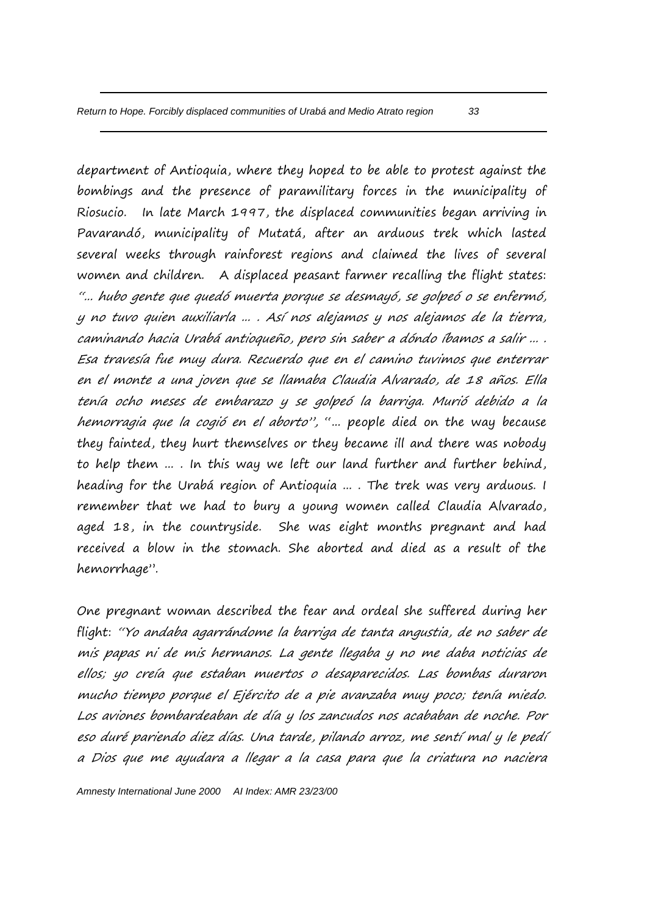department of Antioquia, where they hoped to be able to protest against the bombings and the presence of paramilitary forces in the municipality of Riosucio. In late March 1997, the displaced communities began arriving in Pavarandó, municipality of Mutatá, after an arduous trek which lasted several weeks through rainforest regions and claimed the lives of several women and children. A displaced peasant farmer recalling the flight states: *"... hubo gente que quedó muerta porque se desmayó, se golpeó o se enfermó, y no tuvo quien auxiliarla ... . Así nos alejamos y nos alejamos de la tierra, caminando hacia Urabá antioqueño, pero sin saber a dónde íbamos a salir ... . Esa travesía fue muy dura. Recuerdo que en el camino tuvimos que enterrar en el monte a una joven que se llamaba Claudia Alvarado, de 18 años. Ella tenía ocho meses de embarazo y se golpeó la barriga. Murió debido a la hemorragia que la cogió en el aborto"*, "... people died on the way because they fainted, they hurt themselves or they became ill and there was nobody to help them ... . In this way we left our land further and further behind, heading for the Urabá region of Antioquia ... . The trek was very arduous. I remember that we had to bury a young women called Claudia Alvarado, aged 18, in the countryside. She was eight months pregnant and had received a blow in the stomach. She aborted and died as a result of the hemorrhage".

One pregnant woman described the fear and ordeal she suffered during her flight: *"Yo andaba agarrándome la barriga de tanta angustia, de no saber de mis papas ni de mis hermanos. La gente llegaba y no me daba noticias de ellos; yo creía que estaban muertos o desaparecidos. Las bombas duraron mucho tiempo porque el Ejército de a pie avanzaba muy poco; tenía miedo. Los aviones bombardeaban de día y los zancudos nos acababan de noche. Por eso duré pariendo diez días. Una tarde, pilando arroz, me sentí mal y le pedí a Dios que me ayudara a llegar a la casa para que la criatura no naciera*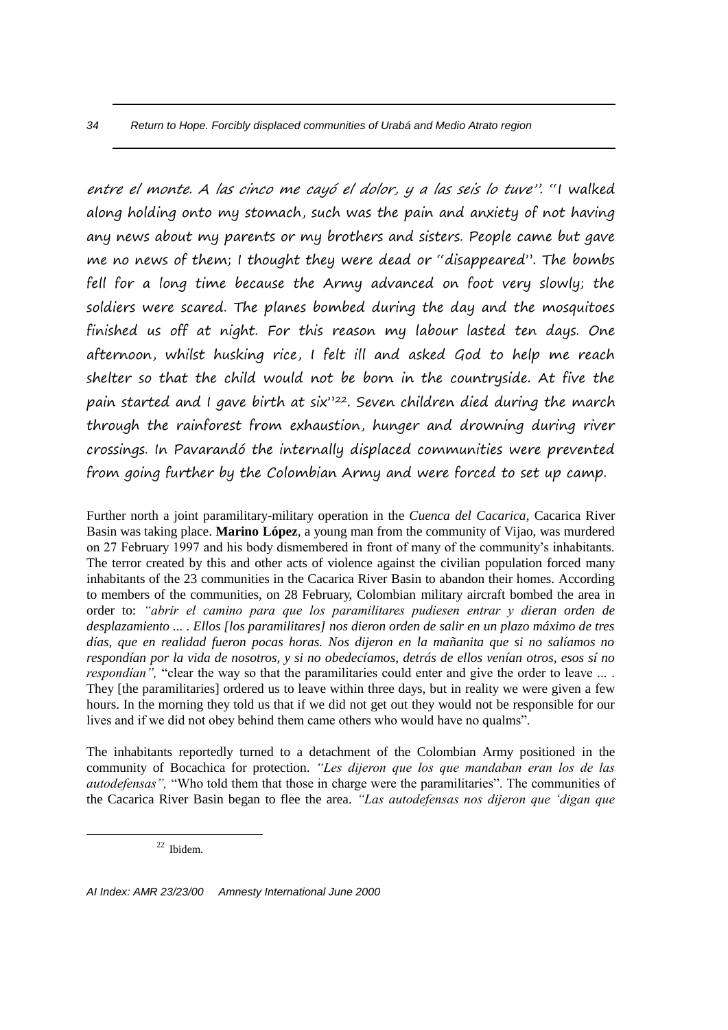*entre el monte. A las cinco me cayó el dolor, y a las seis lo tuve".* "I walked along holding onto my stomach, such was the pain and anxiety of not having any news about my parents or my brothers and sisters. People came but gave me no news of them; I thought they were dead or "disappeared". The bombs fell for a long time because the Army advanced on foot very slowly; the soldiers were scared. The planes bombed during the day and the mosquitoes finished us off at night. For this reason my labour lasted ten days. One afternoon, whilst husking rice, I felt ill and asked God to help me reach shelter so that the child would not be born in the countryside. At five the pain started and I gave birth at six"[22]. Seven children died during the march through the rainforest from exhaustion, hunger and drowning during river crossings. In Pavarandó the internally displaced communities were prevented from going further by the Colombian Army and were forced to set up camp.

Further north a joint paramilitary-military operation in the *Cuenca del Cacarica*, Cacarica River Basin was taking place. **Marino López**, a young man from the community of Vijao, was murdered on 27 February 1997 and his body dismembered in front of many of the community's inhabitants. The terror created by this and other acts of violence against the civilian population forced many inhabitants of the 23 communities in the Cacarica River Basin to abandon their homes. According to members of the communities, on 28 February, Colombian military aircraft bombed the area in order to: *"abrir el camino para que los paramilitares pudiesen entrar y dieran orden de desplazamiento ... . Ellos [los paramilitares] nos dieron orden de salir en un plazo máximo de tres días, que en realidad fueron pocas horas. Nos dijeron en la mañanita que si no salíamos no respondían por la vida de nosotros, y si no obedecíamos, detrás de ellos venían otros, esos sí no respondían",* "clear the way so that the paramilitaries could enter and give the order to leave ... . They [the paramilitaries] ordered us to leave within three days, but in reality we were given a few hours. In the morning they told us that if we did not get out they would not be responsible for our lives and if we did not obey behind them came others who would have no qualms".

The inhabitants reportedly turned to a detachment of the Colombian Army positioned in the community of Bocachica for protection. *"Les dijeron que los que mandaban eran los de las autodefensas",* "Who told them that those in charge were the paramilitaries". The communities of the Cacarica River Basin began to flee the area. *"Las autodefensas nos dijeron que 'digan que*

[22] Ibidem.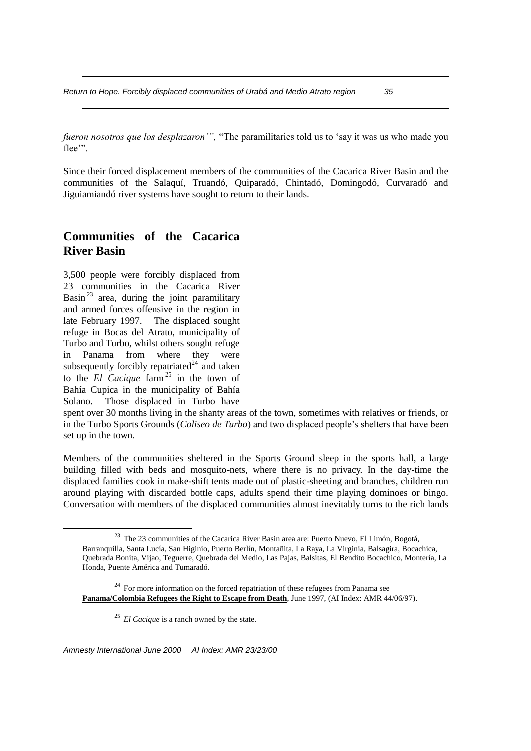*fueron nosotros que los desplazaron'",* "The paramilitaries told us to 'say it was us who made you flee'".

Since their forced displacement members of the communities of the Cacarica River Basin and the communities of the Salaquí, Truandó, Quiparadó, Chintadó, Domingodó, Curvaradó and Jiguiamiandó river systems have sought to return to their lands.

## Communities of the Cacarica River Basin

3,500 people were forcibly displaced from 23 communities in the Cacarica River Basin[23] area, during the joint paramilitary and armed forces offensive in the region in late February 1997. The displaced sought refuge in Bocas del Atrato, municipality of Turbo and Turbo, whilst others sought refuge in Panama from where they were subsequently forcibly repatriated[24] and taken to the *El Cacique* farm[25] in the town of Bahía Cupica in the municipality of Bahía Solano. Those displaced in Turbo have spent over 30 months living in the shanty areas of the town, sometimes with relatives or friends, or in the Turbo Sports Grounds (*Coliseo de Turbo*) and two displaced people's shelters that have been set up in the town.

Members of the communities sheltered in the Sports Ground sleep in the sports hall, a large building filled with beds and mosquito-nets, where there is no privacy. In the day-time the displaced families cook in make-shift tents made out of plastic-sheeting and branches, children run around playing with discarded bottle caps, adults spend their time playing dominoes or bingo. Conversation with members of the displaced communities almost inevitably turns to the rich lands

---

[23] The 23 communities of the Cacarica River Basin area are: Puerto Nuevo, El Limón, Bogotá, Barranquilla, Santa Lucía, San Higinio, Puerto Berlín, Montañita, La Raya, La Virginia, Balsagira, Bocachica, Quebrada Bonita, Vijao, Teguerre, Quebrada del Medio, Las Pajas, Balsitas, El Bendito Bocachico, Montería, La Honda, Puente América and Tumaradó.

[24] For more information on the forced repatriation of these refugees from Panama see **Panama/Colombia Refugees the Right to Escape from Death**, June 1997, (AI Index: AMR 44/06/97).

[25] *El Cacique* is a ranch owned by the state.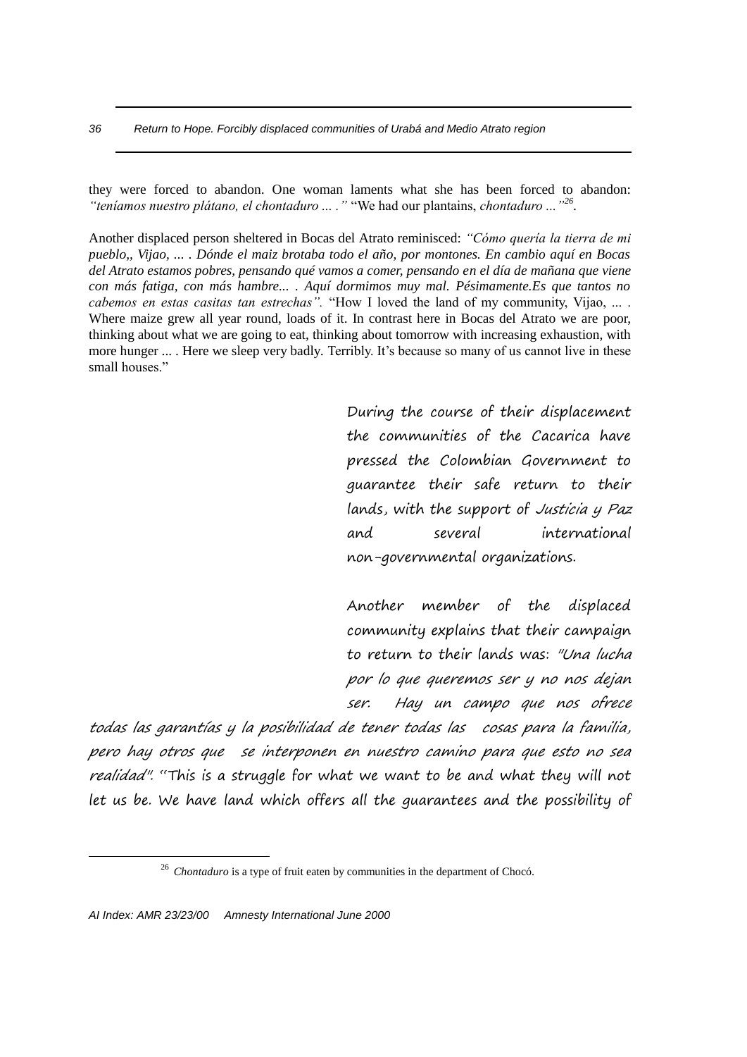they were forced to abandon. One woman laments what she has been forced to abandon: *"teníamos nuestro plátano, el chontaduro ... ."* "We had our plantains, *chontaduro ..."*[26].

Another displaced person sheltered in Bocas del Atrato reminisced: *"Cómo quería la tierra de mi pueblo,, Vijao, ... . Dónde el maiz brotaba todo el año, por montones. En cambio aquí en Bocas del Atrato estamos pobres, pensando qué vamos a comer, pensando en el día de mañana que viene con más fatiga, con más hambre... . Aquí dormimos muy mal. Pésimamente.Es que tantos no cabemos en estas casitas tan estrechas".* "How I loved the land of my community, Vijao, ... . Where maize grew all year round, loads of it. In contrast here in Bocas del Atrato we are poor, thinking about what we are going to eat, thinking about tomorrow with increasing exhaustion, with more hunger ... . Here we sleep very badly. Terribly. It's because so many of us cannot live in these small houses."

During the course of their displacement the communities of the Cacarica have pressed the Colombian Government to guarantee their safe return to their lands, with the support of *Justicia y Paz* and several international non-governmental organizations.

Another member of the displaced community explains that their campaign to return to their lands was: *"Una lucha por lo que queremos ser y no nos dejan ser. Hay un campo que nos ofrece todas las garantías y la posibilidad de tener todas las cosas para la familia, pero hay otros que se interponen en nuestro camino para que esto no sea realidad".* "This is a struggle for what we want to be and what they will not let us be. We have land which offers all the guarantees and the possibility of

[26] *Chontaduro* is a type of fruit eaten by communities in the department of Chocó.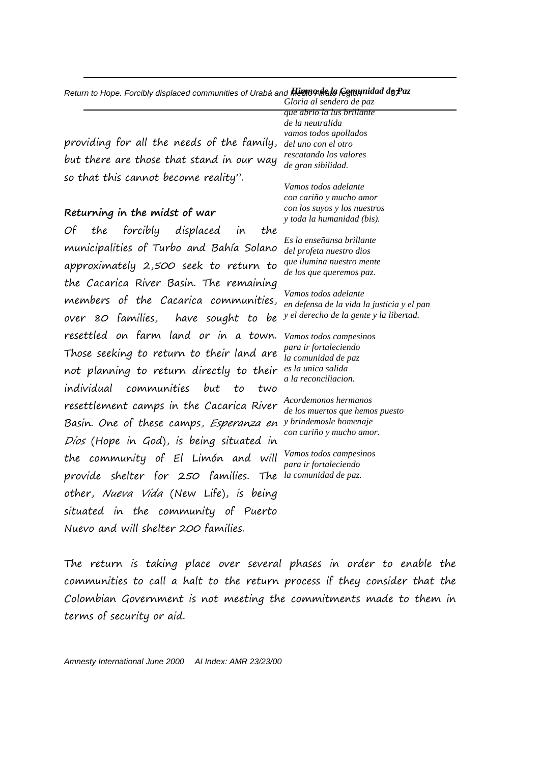providing for all the needs of the family, but there are those that stand in our way so that this cannot become reality".

### Returning in the midst of war

Of the forcibly displaced in the municipalities of Turbo and Bahía Solano approximately 2,500 seek to return to the Cacarica River Basin. The remaining members of the Cacarica communities, over 80 families, have sought to be resettled on farm land or in a town. Those seeking to return to their land are not planning to return directly to their individual communities but to two resettlement camps in the Cacarica River Basin. One of these camps, *Esperanza en Dios* (Hope in God), is being situated in the community of El Limón and will provide shelter for 250 families. The other, *Nueva Vida* (New Life), is being situated in the community of Puerto Nuevo and will shelter 200 families.

***Himno de la Comunidad de Paz***

*Gloria al sendero de paz*
*que abrio la lus brillante*
*de la neutralida*
*vamos todos apollados*
*del uno con el otro*
*rescatando los valores*
*de gran sibilidad.*

*Vamos todos adelante*
*con cariño y mucho amor*
*con los suyos y los nuestros*
*y toda la humanidad (bis).*

*Es la enseñansa brillante*
*del profeta nuestro dios*
*que ilumina nuestro mente*
*de los que queremos paz.*

*Vamos todos adelante*
*en defensa de la vida la justicia y el pan*
*y el derecho de la gente y la libertad.*

*Vamos todos campesinos*
*para ir fortaleciendo*
*la comunidad de paz*
*es la unica salida*
*a la reconciliacion.*

*Acordemonos hermanos*
*de los muertos que hemos puesto*
*y brindemosle homenaje*
*con cariño y mucho amor.*

*Vamos todos campesinos*
*para ir fortaleciendo*
*la comunidad de paz.*

The return is taking place over several phases in order to enable the communities to call a halt to the return process if they consider that the Colombian Government is not meeting the commitments made to them in terms of security or aid.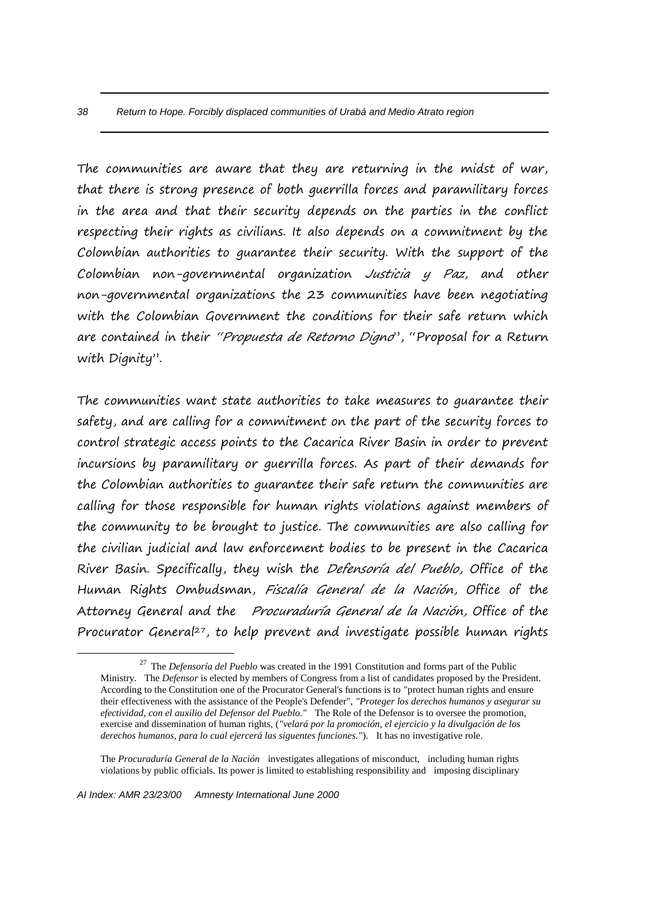The communities are aware that they are returning in the midst of war, that there is strong presence of both guerrilla forces and paramilitary forces in the area and that their security depends on the parties in the conflict respecting their rights as civilians. It also depends on a commitment by the Colombian authorities to guarantee their security. With the support of the Colombian non-governmental organization *Justicia y Paz*, and other non-governmental organizations the 23 communities have been negotiating with the Colombian Government the conditions for their safe return which are contained in their "*Propuesta de Retorno Digno*", "Proposal for a Return with Dignity".

The communities want state authorities to take measures to guarantee their safety, and are calling for a commitment on the part of the security forces to control strategic access points to the Cacarica River Basin in order to prevent incursions by paramilitary or guerrilla forces. As part of their demands for the Colombian authorities to guarantee their safe return the communities are calling for those responsible for human rights violations against members of the community to be brought to justice. The communities are also calling for the civilian judicial and law enforcement bodies to be present in the Cacarica River Basin. Specifically, they wish the *Defensoría del Pueblo*, Office of the Human Rights Ombudsman, *Fiscalía General de la Nación*, Office of the Attorney General and the *Procuraduría General de la Nación*, Office of the Procurator General[27], to help prevent and investigate possible human rights

---

[27] The *Defensoría del Pueblo* was created in the 1991 Constitution and forms part of the Public Ministry. The *Defensor* is elected by members of Congress from a list of candidates proposed by the President. According to the Constitution one of the Procurator General's functions is to "protect human rights and ensure their effectiveness with the assistance of the People's Defender", *"Proteger los derechos humanos y asegurar su efectividad, con el auxilio del Defensor del Pueblo."* The Role of the Defensor is to oversee the promotion, exercise and dissemination of human rights, (*"velará por la promoción, el ejercicio y la divulgación de los derechos humanos, para lo cual ejercerá las siguentes funciones."*). It has no investigative role.

The *Procuraduría General de la Nación* investigates allegations of misconduct, including human rights violations by public officials. Its power is limited to establishing responsibility and imposing disciplinary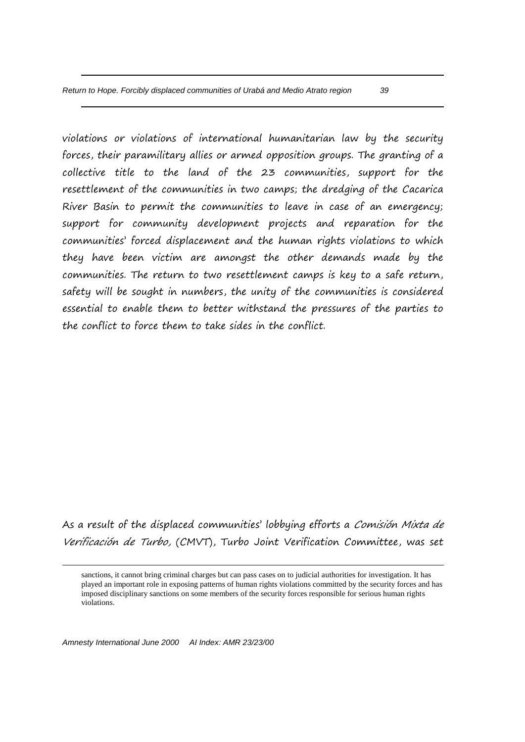violations or violations of international humanitarian law by the security forces, their paramilitary allies or armed opposition groups. The granting of a collective title to the land of the 23 communities, support for the resettlement of the communities in two camps; the dredging of the Cacarica River Basin to permit the communities to leave in case of an emergency; support for community development projects and reparation for the communities' forced displacement and the human rights violations to which they have been victim are amongst the other demands made by the communities. The return to two resettlement camps is key to a safe return, safety will be sought in numbers, the unity of the communities is considered essential to enable them to better withstand the pressures of the parties to the conflict to force them to take sides in the conflict.

As a result of the displaced communities' lobbying efforts a *Comisión Mixta de Verificación de Turbo,* (CMVT), Turbo Joint Verification Committee, was set

---

sanctions, it cannot bring criminal charges but can pass cases on to judicial authorities for investigation. It has played an important role in exposing patterns of human rights violations committed by the security forces and has imposed disciplinary sanctions on some members of the security forces responsible for serious human rights violations.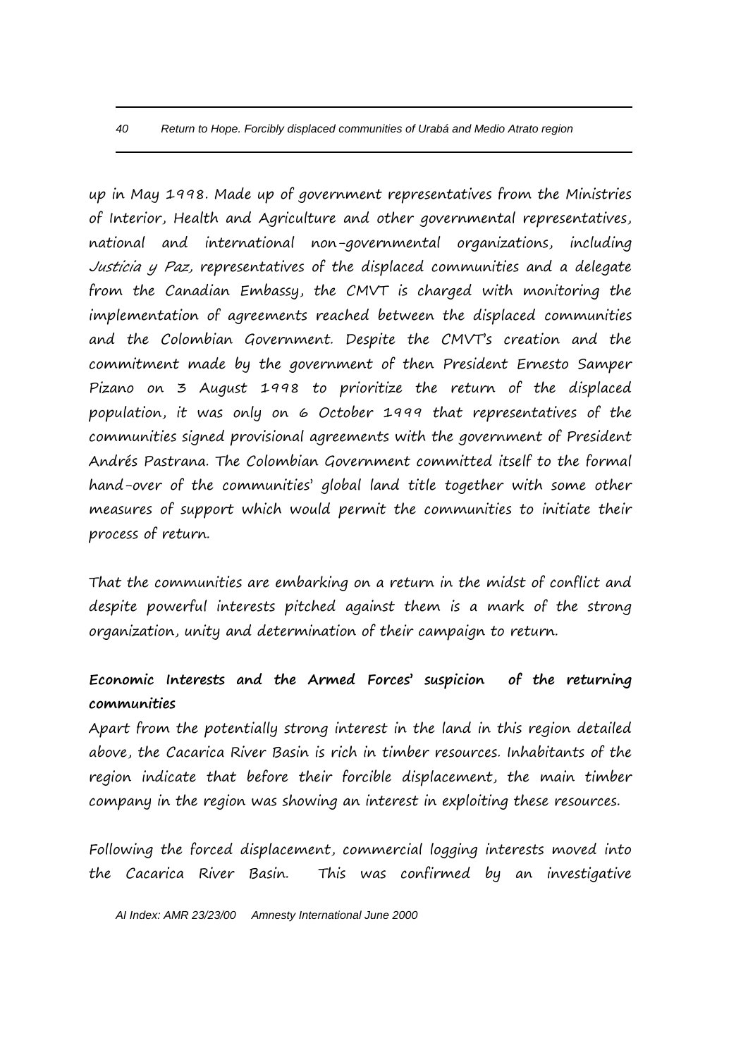up in May 1998. Made up of government representatives from the Ministries of Interior, Health and Agriculture and other governmental representatives, national and international non-governmental organizations, including *Justicia y Paz,* representatives of the displaced communities and a delegate from the Canadian Embassy, the CMVT is charged with monitoring the implementation of agreements reached between the displaced communities and the Colombian Government. Despite the CMVT's creation and the commitment made by the government of then President Ernesto Samper Pizano on 3 August 1998 to prioritize the return of the displaced population, it was only on 6 October 1999 that representatives of the communities signed provisional agreements with the government of President Andrés Pastrana. The Colombian Government committed itself to the formal hand-over of the communities' global land title together with some other measures of support which would permit the communities to initiate their process of return.

That the communities are embarking on a return in the midst of conflict and despite powerful interests pitched against them is a mark of the strong organization, unity and determination of their campaign to return.

**Economic Interests and the Armed Forces' suspicion of the returning communities**

Apart from the potentially strong interest in the land in this region detailed above, the Cacarica River Basin is rich in timber resources. Inhabitants of the region indicate that before their forcible displacement, the main timber company in the region was showing an interest in exploiting these resources.

Following the forced displacement, commercial logging interests moved into the Cacarica River Basin. This was confirmed by an investigative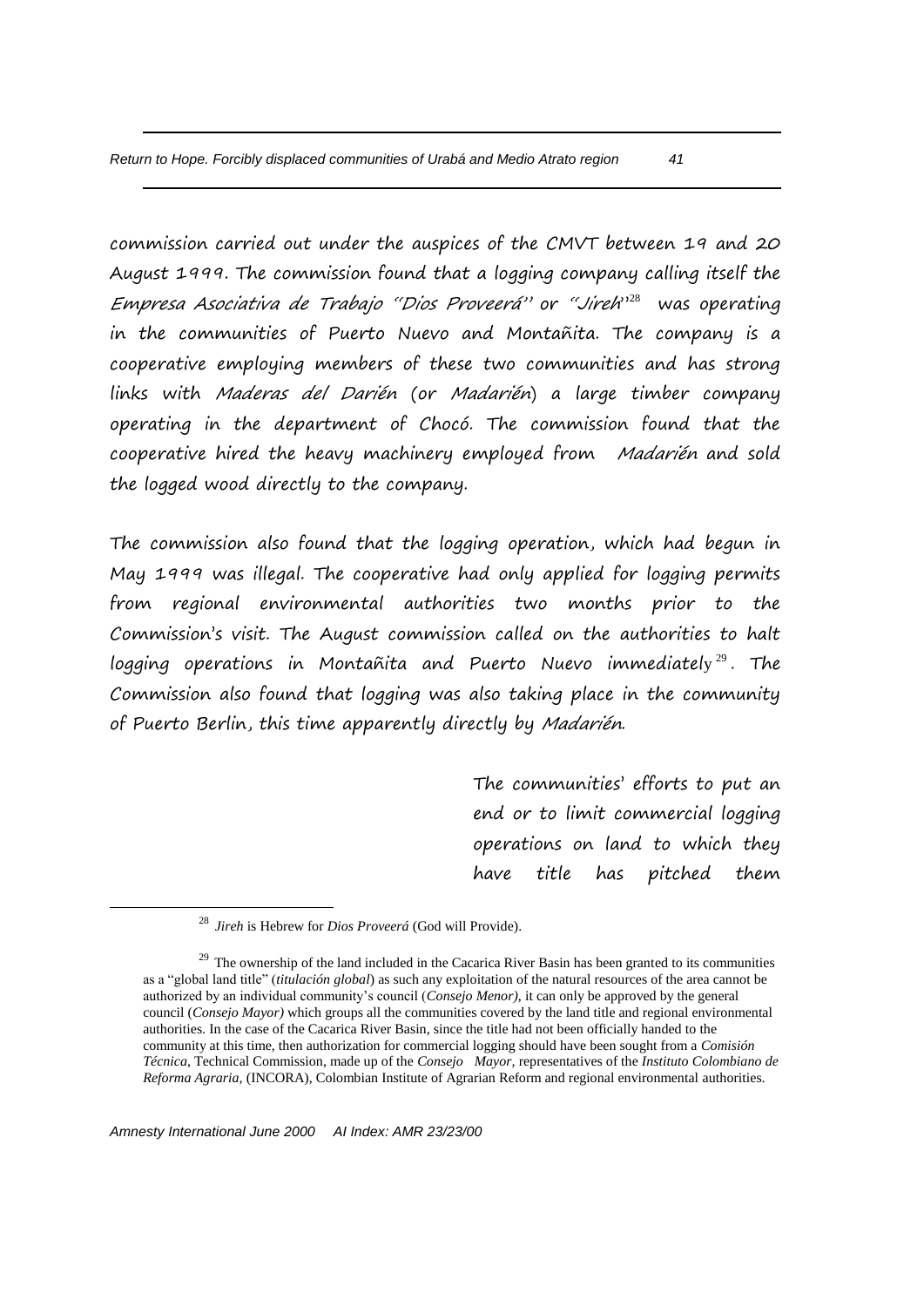commission carried out under the auspices of the CMVT between 19 and 20 August 1999. The commission found that a logging company calling itself the *Empresa Asociativa de Trabajo "Dios Proveerá"* or *"Jireh"*[28] was operating in the communities of Puerto Nuevo and Montañita. The company is a cooperative employing members of these two communities and has strong links with *Maderas del Darién* (or *Madarién*) a large timber company operating in the department of Chocó. The commission found that the cooperative hired the heavy machinery employed from *Madarién* and sold the logged wood directly to the company.

The commission also found that the logging operation, which had begun in May 1999 was illegal. The cooperative had only applied for logging permits from regional environmental authorities two months prior to the Commission's visit. The August commission called on the authorities to halt logging operations in Montañita and Puerto Nuevo immediately[29]. The Commission also found that logging was also taking place in the community of Puerto Berlin, this time apparently directly by *Madarién*.

The communities' efforts to put an end or to limit commercial logging operations on land to which they have title has pitched them

---

[28] *Jireh* is Hebrew for *Dios Proveerá* (God will Provide).

[29] The ownership of the land included in the Cacarica River Basin has been granted to its communities as a "global land title" (*titulación global*) as such any exploitation of the natural resources of the area cannot be authorized by an individual community's council (*Consejo Menor)*, it can only be approved by the general council (*Consejo Mayor)* which groups all the communities covered by the land title and regional environmental authorities. In the case of the Cacarica River Basin, since the title had not been officially handed to the community at this time, then authorization for commercial logging should have been sought from a *Comisión Técnica*, Technical Commission, made up of the *Consejo Mayor*, representatives of the *Instituto Colombiano de Reforma Agraria*, (INCORA), Colombian Institute of Agrarian Reform and regional environmental authorities.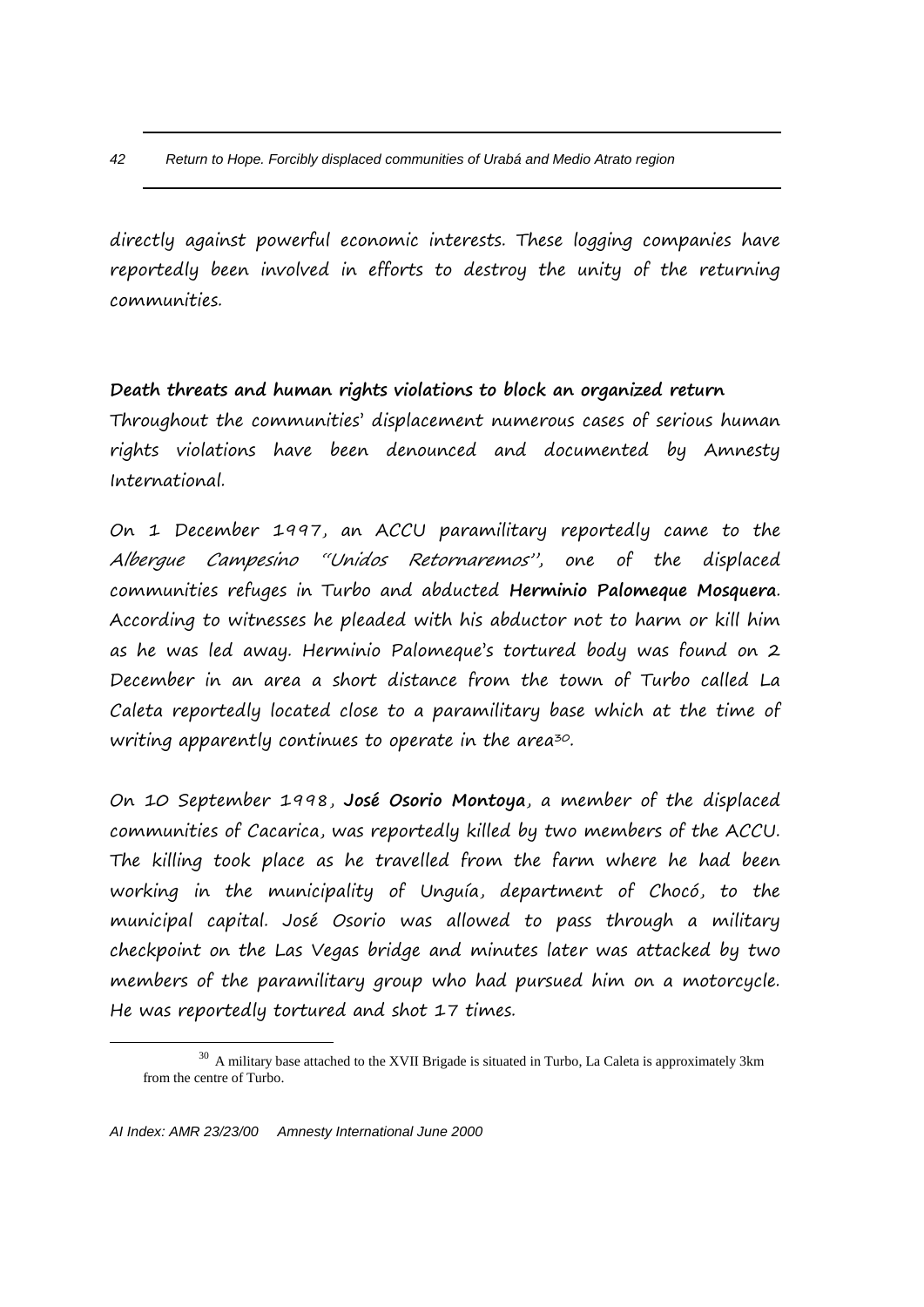directly against powerful economic interests. These logging companies have reportedly been involved in efforts to destroy the unity of the returning communities.

**Death threats and human rights violations to block an organized return**

Throughout the communities' displacement numerous cases of serious human rights violations have been denounced and documented by Amnesty International.

On 1 December 1997, an ACCU paramilitary reportedly came to the *Albergue Campesino "Unidos Retornaremos"*, one of the displaced communities refuges in Turbo and abducted **Herminio Palomeque Mosquera**. According to witnesses he pleaded with his abductor not to harm or kill him as he was led away. Herminio Palomeque's tortured body was found on 2 December in an area a short distance from the town of Turbo called La Caleta reportedly located close to a paramilitary base which at the time of writing apparently continues to operate in the area[30].

On 10 September 1998, **José Osorio Montoya**, a member of the displaced communities of Cacarica, was reportedly killed by two members of the ACCU. The killing took place as he travelled from the farm where he had been working in the municipality of Unguía, department of Chocó, to the municipal capital. José Osorio was allowed to pass through a military checkpoint on the Las Vegas bridge and minutes later was attacked by two members of the paramilitary group who had pursued him on a motorcycle. He was reportedly tortured and shot 17 times.

[30] A military base attached to the XVII Brigade is situated in Turbo, La Caleta is approximately 3km from the centre of Turbo.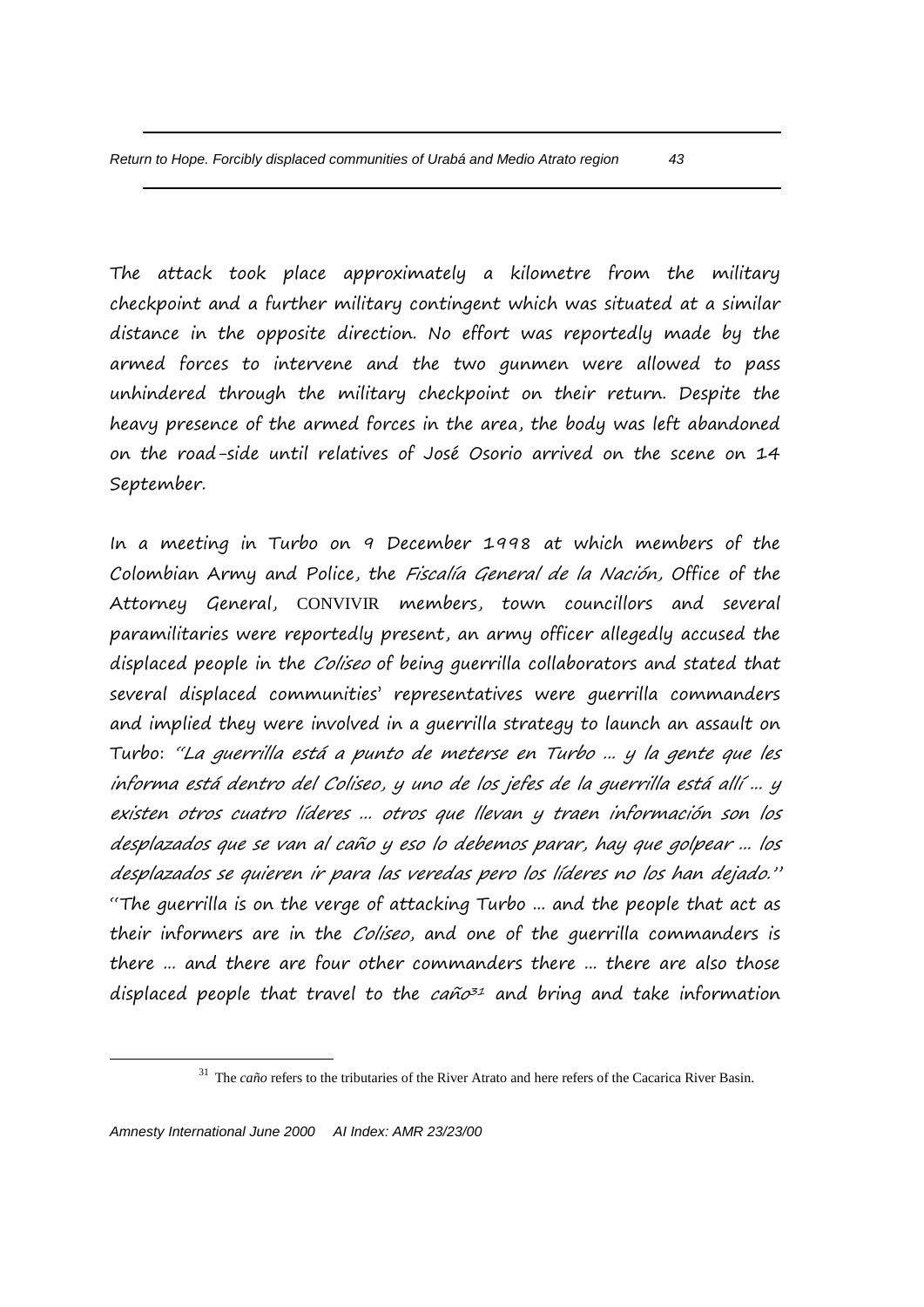The attack took place approximately a kilometre from the military checkpoint and a further military contingent which was situated at a similar distance in the opposite direction. No effort was reportedly made by the armed forces to intervene and the two gunmen were allowed to pass unhindered through the military checkpoint on their return. Despite the heavy presence of the armed forces in the area, the body was left abandoned on the road-side until relatives of José Osorio arrived on the scene on 14 September.

In a meeting in Turbo on 9 December 1998 at which members of the Colombian Army and Police, the *Fiscalía General de la Nación*, Office of the Attorney General, CONVIVIR members, town councillors and several paramilitaries were reportedly present, an army officer allegedly accused the displaced people in the *Coliseo* of being guerrilla collaborators and stated that several displaced communities' representatives were guerrilla commanders and implied they were involved in a guerrilla strategy to launch an assault on Turbo: *"La guerrilla está a punto de meterse en Turbo ... y la gente que les informa está dentro del Coliseo, y uno de los jefes de la guerrilla está allí ... y existen otros cuatro líderes ... otros que llevan y traen información son los desplazados que se van al caño y eso lo debemos parar, hay que golpear ... los desplazados se quieren ir para las veredas pero los líderes no los han dejado."* "The guerrilla is on the verge of attacking Turbo ... and the people that act as their informers are in the *Coliseo*, and one of the guerrilla commanders is there ... and there are four other commanders there ... there are also those displaced people that travel to the *caño*[31] and bring and take information

[31] The *caño* refers to the tributaries of the River Atrato and here refers of the Cacarica River Basin.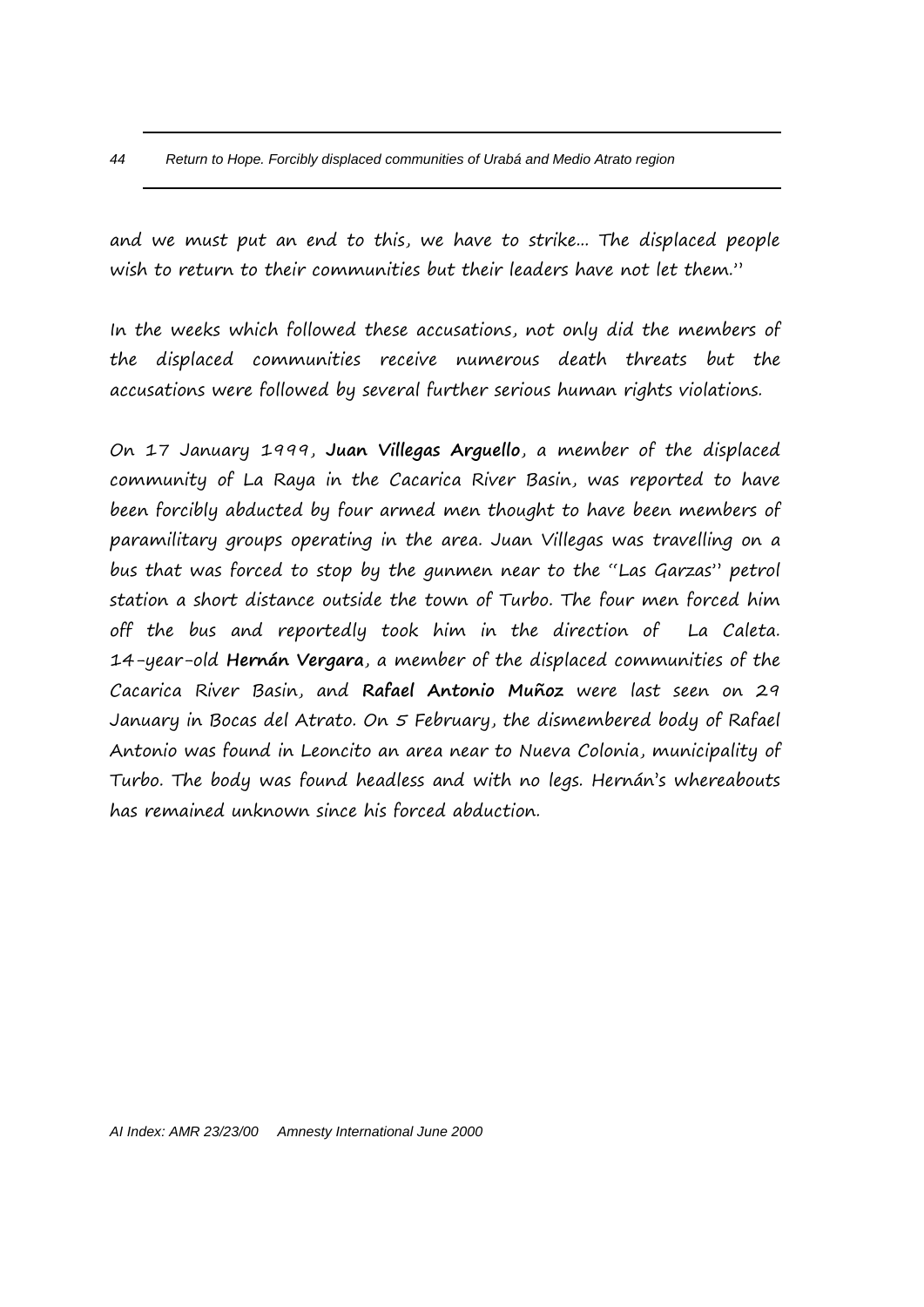and we must put an end to this, we have to strike... The displaced people wish to return to their communities but their leaders have not let them."

In the weeks which followed these accusations, not only did the members of the displaced communities receive numerous death threats but the accusations were followed by several further serious human rights violations.

On 17 January 1999, **Juan Villegas Arguello**, a member of the displaced community of La Raya in the Cacarica River Basin, was reported to have been forcibly abducted by four armed men thought to have been members of paramilitary groups operating in the area. Juan Villegas was travelling on a bus that was forced to stop by the gunmen near to the "Las Garzas" petrol station a short distance outside the town of Turbo. The four men forced him off the bus and reportedly took him in the direction of La Caleta. 14-year-old **Hernán Vergara**, a member of the displaced communities of the Cacarica River Basin, and **Rafael Antonio Muñoz** were last seen on 29 January in Bocas del Atrato. On 5 February, the dismembered body of Rafael Antonio was found in Leoncito an area near to Nueva Colonia, municipality of Turbo. The body was found headless and with no legs. Hernán's whereabouts has remained unknown since his forced abduction.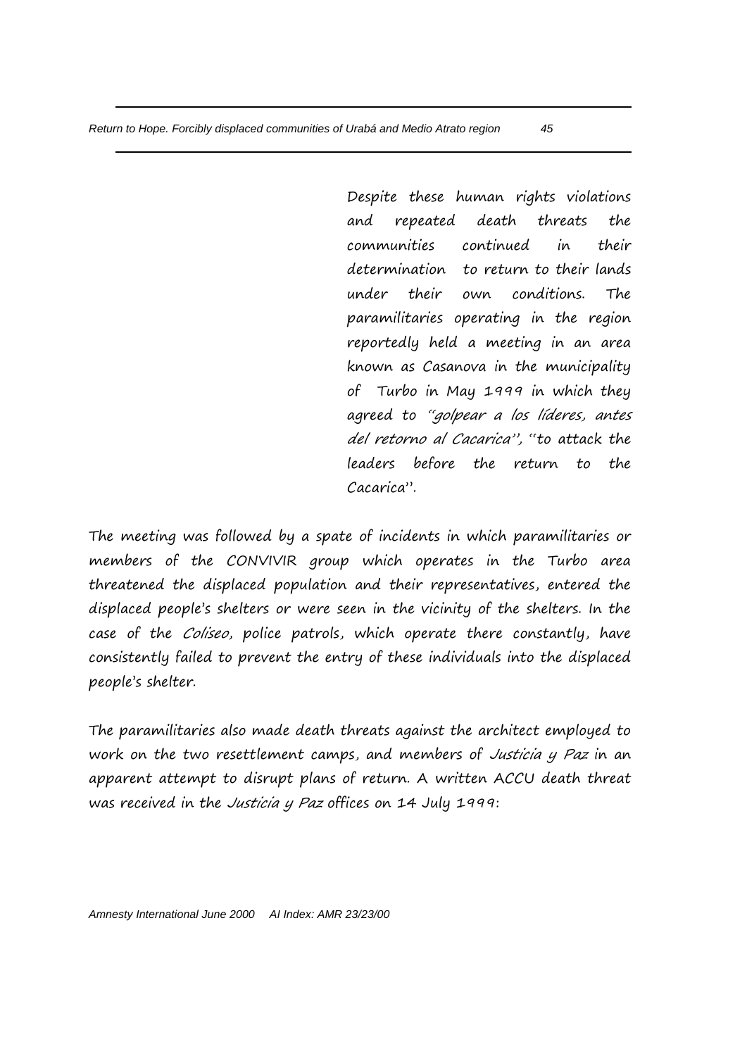Despite these human rights violations and repeated death threats the communities continued in their determination to return to their lands under their own conditions. The paramilitaries operating in the region reportedly held a meeting in an area known as Casanova in the municipality of Turbo in May 1999 in which they agreed to *"golpear a los líderes, antes del retorno al Cacarica"*, "to attack the leaders before the return to the Cacarica".

The meeting was followed by a spate of incidents in which paramilitaries or members of the CONVIVIR group which operates in the Turbo area threatened the displaced population and their representatives, entered the displaced people's shelters or were seen in the vicinity of the shelters. In the case of the *Coliseo*, police patrols, which operate there constantly, have consistently failed to prevent the entry of these individuals into the displaced people's shelter.

The paramilitaries also made death threats against the architect employed to work on the two resettlement camps, and members of *Justicia y Paz* in an apparent attempt to disrupt plans of return. A written ACCU death threat was received in the *Justicia y Paz* offices on 14 July 1999: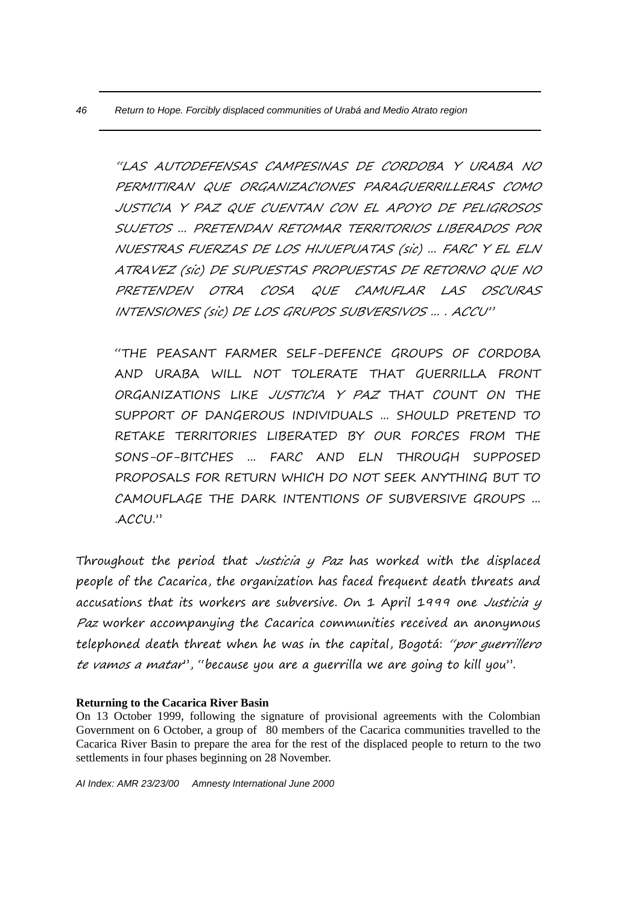"LAS AUTODEFENSAS CAMPESINAS DE CORDOBA Y URABA NO PERMITIRAN QUE ORGANIZACIONES PARAGUERRILLERAS COMO JUSTICIA Y PAZ QUE CUENTAN CON EL APOYO DE PELIGROSOS SUJETOS ... PRETENDAN RETOMAR TERRITORIOS LIBERADOS POR NUESTRAS FUERZAS DE LOS HIJUEPUATAS (sic) ... FARC Y EL ELN ATRAVEZ (sic) DE SUPUESTAS PROPUESTAS DE RETORNO QUE NO PRETENDEN OTRA COSA QUE CAMUFLAR LAS OSCURAS INTENSIONES (sic) DE LOS GRUPOS SUBVERSIVOS ... . ACCU"

"THE PEASANT FARMER SELF-DEFENCE GROUPS OF CORDOBA AND URABA WILL NOT TOLERATE THAT GUERRILLA FRONT ORGANIZATIONS LIKE *JUSTICIA Y PAZ* THAT COUNT ON THE SUPPORT OF DANGEROUS INDIVIDUALS ... SHOULD PRETEND TO RETAKE TERRITORIES LIBERATED BY OUR FORCES FROM THE SONS-OF-BITCHES ... FARC AND ELN THROUGH SUPPOSED PROPOSALS FOR RETURN WHICH DO NOT SEEK ANYTHING BUT TO CAMOUFLAGE THE DARK INTENTIONS OF SUBVERSIVE GROUPS ... .ACCU."

Throughout the period that *Justicia y Paz* has worked with the displaced people of the Cacarica, the organization has faced frequent death threats and accusations that its workers are subversive. On 1 April 1999 one *Justicia y Paz* worker accompanying the Cacarica communities received an anonymous telephoned death threat when he was in the capital, Bogotá: "*por guerrillero te vamos a matar*", "because you are a guerrilla we are going to kill you".

**Returning to the Cacarica River Basin**

On 13 October 1999, following the signature of provisional agreements with the Colombian Government on 6 October, a group of 80 members of the Cacarica communities travelled to the Cacarica River Basin to prepare the area for the rest of the displaced people to return to the two settlements in four phases beginning on 28 November.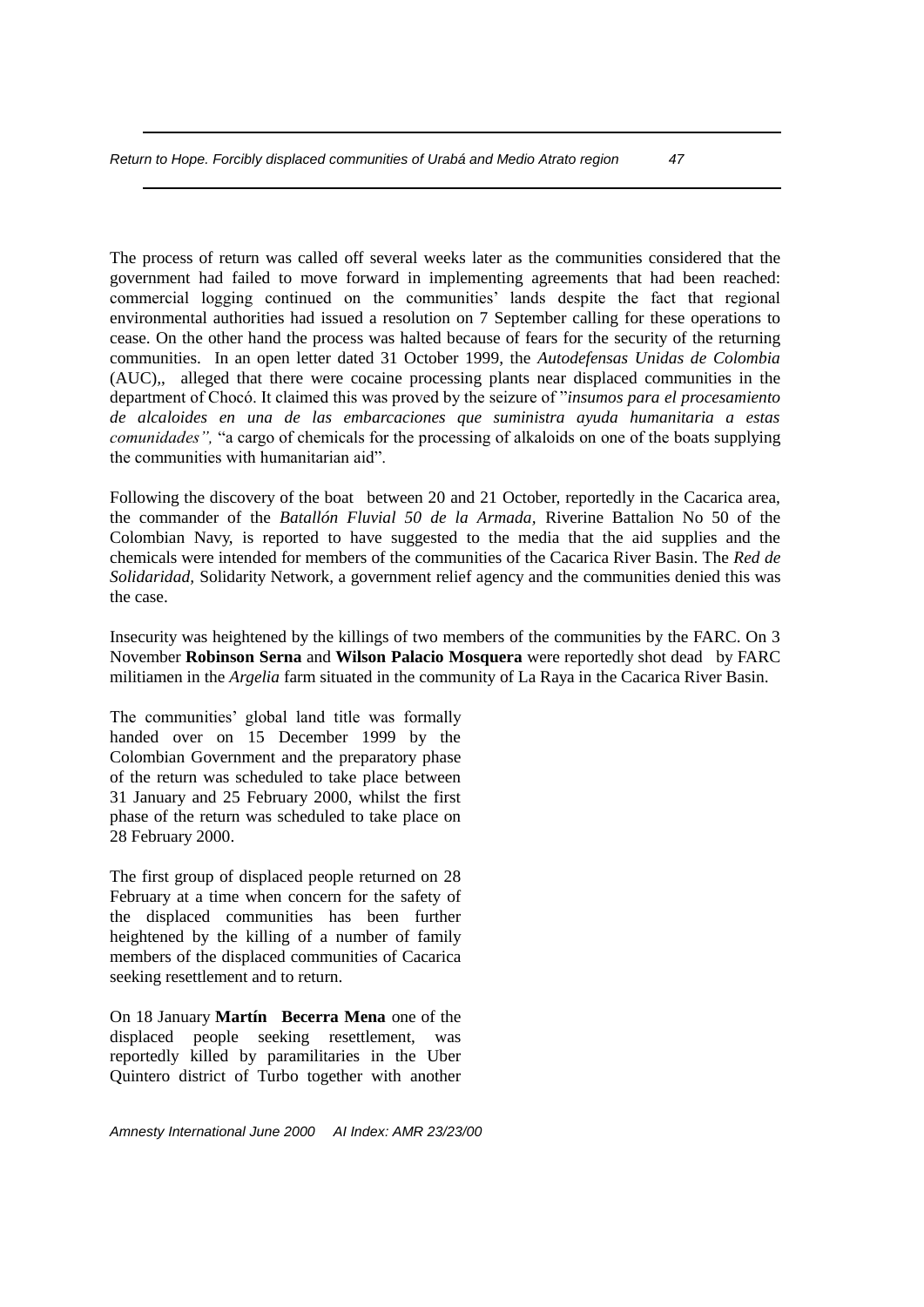The process of return was called off several weeks later as the communities considered that the government had failed to move forward in implementing agreements that had been reached: commercial logging continued on the communities' lands despite the fact that regional environmental authorities had issued a resolution on 7 September calling for these operations to cease. On the other hand the process was halted because of fears for the security of the returning communities. In an open letter dated 31 October 1999, the *Autodefensas Unidas de Colombia* (AUC),, alleged that there were cocaine processing plants near displaced communities in the department of Chocó. It claimed this was proved by the seizure of "*insumos para el procesamiento de alcaloides en una de las embarcaciones que suministra ayuda humanitaria a estas comunidades",* "a cargo of chemicals for the processing of alkaloids on one of the boats supplying the communities with humanitarian aid".

Following the discovery of the boat between 20 and 21 October, reportedly in the Cacarica area, the commander of the *Batallón Fluvial 50 de la Armada,* Riverine Battalion No 50 of the Colombian Navy, is reported to have suggested to the media that the aid supplies and the chemicals were intended for members of the communities of the Cacarica River Basin. The *Red de Solidaridad,* Solidarity Network, a government relief agency and the communities denied this was the case.

Insecurity was heightened by the killings of two members of the communities by the FARC. On 3 November **Robinson Serna** and **Wilson Palacio Mosquera** were reportedly shot dead by FARC militiamen in the *Argelia* farm situated in the community of La Raya in the Cacarica River Basin.

The communities' global land title was formally handed over on 15 December 1999 by the Colombian Government and the preparatory phase of the return was scheduled to take place between 31 January and 25 February 2000, whilst the first phase of the return was scheduled to take place on 28 February 2000.

The first group of displaced people returned on 28 February at a time when concern for the safety of the displaced communities has been further heightened by the killing of a number of family members of the displaced communities of Cacarica seeking resettlement and to return.

On 18 January **Martín Becerra Mena** one of the displaced people seeking resettlement, was reportedly killed by paramilitaries in the Uber Quintero district of Turbo together with another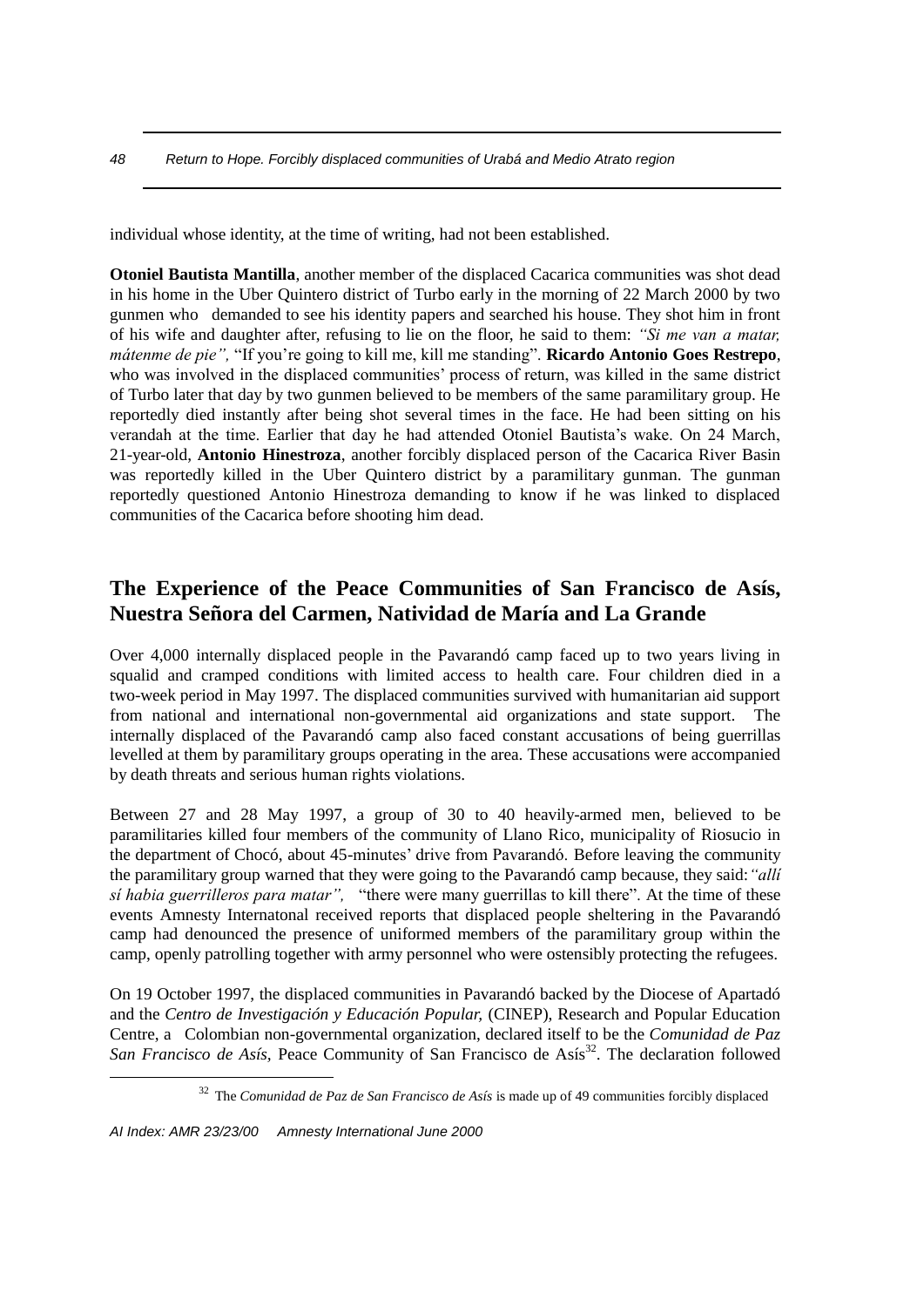individual whose identity, at the time of writing, had not been established.

**Otoniel Bautista Mantilla**, another member of the displaced Cacarica communities was shot dead in his home in the Uber Quintero district of Turbo early in the morning of 22 March 2000 by two gunmen who demanded to see his identity papers and searched his house. They shot him in front of his wife and daughter after, refusing to lie on the floor, he said to them: *"Si me van a matar, mátenme de pie",* "If you're going to kill me, kill me standing". **Ricardo Antonio Goes Restrepo**, who was involved in the displaced communities' process of return, was killed in the same district of Turbo later that day by two gunmen believed to be members of the same paramilitary group. He reportedly died instantly after being shot several times in the face. He had been sitting on his verandah at the time. Earlier that day he had attended Otoniel Bautista's wake. On 24 March, 21-year-old, **Antonio Hinestroza**, another forcibly displaced person of the Cacarica River Basin was reportedly killed in the Uber Quintero district by a paramilitary gunman. The gunman reportedly questioned Antonio Hinestroza demanding to know if he was linked to displaced communities of the Cacarica before shooting him dead.

## The Experience of the Peace Communities of San Francisco de Asís, Nuestra Señora del Carmen, Natividad de María and La Grande

Over 4,000 internally displaced people in the Pavarandó camp faced up to two years living in squalid and cramped conditions with limited access to health care. Four children died in a two-week period in May 1997. The displaced communities survived with humanitarian aid support from national and international non-governmental aid organizations and state support. The internally displaced of the Pavarandó camp also faced constant accusations of being guerrillas levelled at them by paramilitary groups operating in the area. These accusations were accompanied by death threats and serious human rights violations.

Between 27 and 28 May 1997, a group of 30 to 40 heavily-armed men, believed to be paramilitaries killed four members of the community of Llano Rico, municipality of Riosucio in the department of Chocó, about 45-minutes' drive from Pavarandó. Before leaving the community the paramilitary group warned that they were going to the Pavarandó camp because, they said: *"allí sí habia guerrilleros para matar",* "there were many guerrillas to kill there". At the time of these events Amnesty Internatonal received reports that displaced people sheltering in the Pavarandó camp had denounced the presence of uniformed members of the paramilitary group within the camp, openly patrolling together with army personnel who were ostensibly protecting the refugees.

On 19 October 1997, the displaced communities in Pavarandó backed by the Diocese of Apartadó and the *Centro de Investigación y Educación Popular,* (CINEP), Research and Popular Education Centre, a Colombian non-governmental organization, declared itself to be the *Comunidad de Paz San Francisco de Asís,* Peace Community of San Francisco de Asís[32]. The declaration followed

[32] The *Comunidad de Paz de San Francisco de Asís* is made up of 49 communities forcibly displaced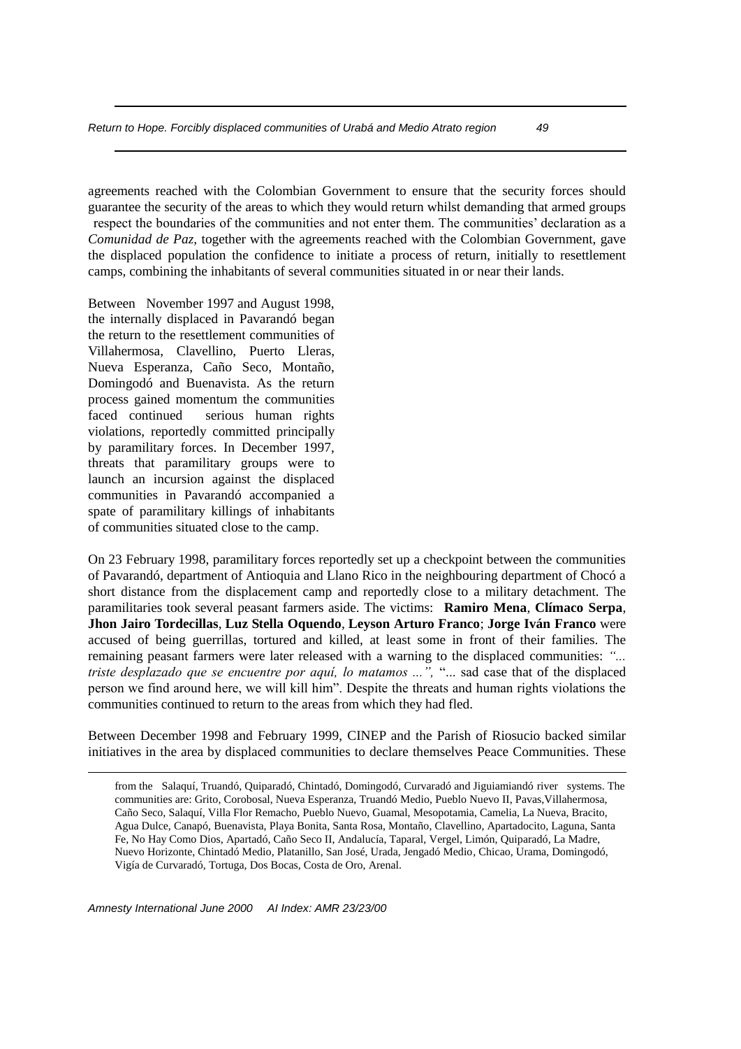agreements reached with the Colombian Government to ensure that the security forces should guarantee the security of the areas to which they would return whilst demanding that armed groups respect the boundaries of the communities and not enter them. The communities' declaration as a *Comunidad de Paz*, together with the agreements reached with the Colombian Government, gave the displaced population the confidence to initiate a process of return, initially to resettlement camps, combining the inhabitants of several communities situated in or near their lands.

Between November 1997 and August 1998, the internally displaced in Pavarandó began the return to the resettlement communities of Villahermosa, Clavellino, Puerto Lleras, Nueva Esperanza, Caño Seco, Montaño, Domingodó and Buenavista. As the return process gained momentum the communities faced continued serious human rights violations, reportedly committed principally by paramilitary forces. In December 1997, threats that paramilitary groups were to launch an incursion against the displaced communities in Pavarandó accompanied a spate of paramilitary killings of inhabitants of communities situated close to the camp.

On 23 February 1998, paramilitary forces reportedly set up a checkpoint between the communities of Pavarandó, department of Antioquia and Llano Rico in the neighbouring department of Chocó a short distance from the displacement camp and reportedly close to a military detachment. The paramilitaries took several peasant farmers aside. The victims: **Ramiro Mena**, **Clímaco Serpa**, **Jhon Jairo Tordecillas**, **Luz Stella Oquendo**, **Leyson Arturo Franco**; **Jorge Iván Franco** were accused of being guerrillas, tortured and killed, at least some in front of their families. The remaining peasant farmers were later released with a warning to the displaced communities: *"... triste desplazado que se encuentre por aquí, lo matamos ...",* "... sad case that of the displaced person we find around here, we will kill him". Despite the threats and human rights violations the communities continued to return to the areas from which they had fled.

Between December 1998 and February 1999, CINEP and the Parish of Riosucio backed similar initiatives in the area by displaced communities to declare themselves Peace Communities. These

---

from the Salaquí, Truandó, Quiparadó, Chintadó, Domingodó, Curvaradó and Jiguiamiandó river systems. The communities are: Grito, Corobosal, Nueva Esperanza, Truandó Medio, Pueblo Nuevo II, Pavas,Villahermosa, Caño Seco, Salaquí, Villa Flor Remacho, Pueblo Nuevo, Guamal, Mesopotamia, Camelia, La Nueva, Bracito, Agua Dulce, Canapó, Buenavista, Playa Bonita, Santa Rosa, Montaño, Clavellino, Apartadocito, Laguna, Santa Fe, No Hay Como Dios, Apartadó, Caño Seco II, Andalucía, Taparal, Vergel, Limón, Quiparadó, La Madre, Nuevo Horizonte, Chintadó Medio, Platanillo, San José, Urada, Jengadó Medio, Chicao, Urama, Domingodó, Vigía de Curvaradó, Tortuga, Dos Bocas, Costa de Oro, Arenal.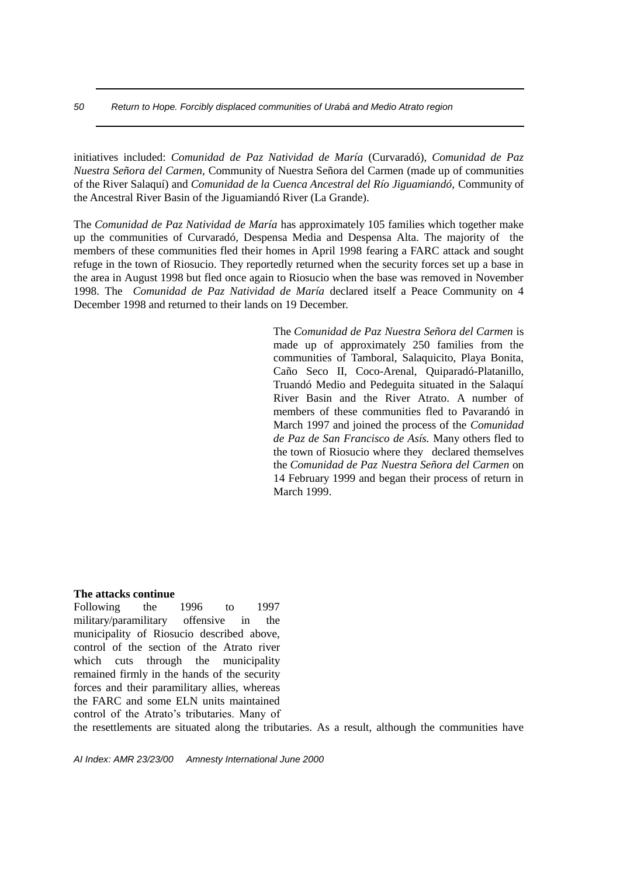initiatives included: *Comunidad de Paz Natividad de María* (Curvaradó), *Comunidad de Paz Nuestra Señora del Carmen*, Community of Nuestra Señora del Carmen (made up of communities of the River Salaquí) and *Comunidad de la Cuenca Ancestral del Río Jiguamiandó,* Community of the Ancestral River Basin of the Jiguamiandó River (La Grande).

The *Comunidad de Paz Natividad de María* has approximately 105 families which together make up the communities of Curvaradó, Despensa Media and Despensa Alta. The majority of the members of these communities fled their homes in April 1998 fearing a FARC attack and sought refuge in the town of Riosucio. They reportedly returned when the security forces set up a base in the area in August 1998 but fled once again to Riosucio when the base was removed in November 1998. The *Comunidad de Paz Natividad de María* declared itself a Peace Community on 4 December 1998 and returned to their lands on 19 December.

The *Comunidad de Paz Nuestra Señora del Carmen* is made up of approximately 250 families from the communities of Tamboral, Salaquicito, Playa Bonita, Caño Seco II, Coco-Arenal, Quiparadó-Platanillo, Truandó Medio and Pedeguita situated in the Salaquí River Basin and the River Atrato. A number of members of these communities fled to Pavarandó in March 1997 and joined the process of the *Comunidad de Paz de San Francisco de Asís.* Many others fled to the town of Riosucio where they declared themselves the *Comunidad de Paz Nuestra Señora del Carmen* on 14 February 1999 and began their process of return in March 1999.

**The attacks continue**

Following the 1996 to 1997 military/paramilitary offensive in the municipality of Riosucio described above, control of the section of the Atrato river which cuts through the municipality remained firmly in the hands of the security forces and their paramilitary allies, whereas the FARC and some ELN units maintained control of the Atrato's tributaries. Many of the resettlements are situated along the tributaries. As a result, although the communities have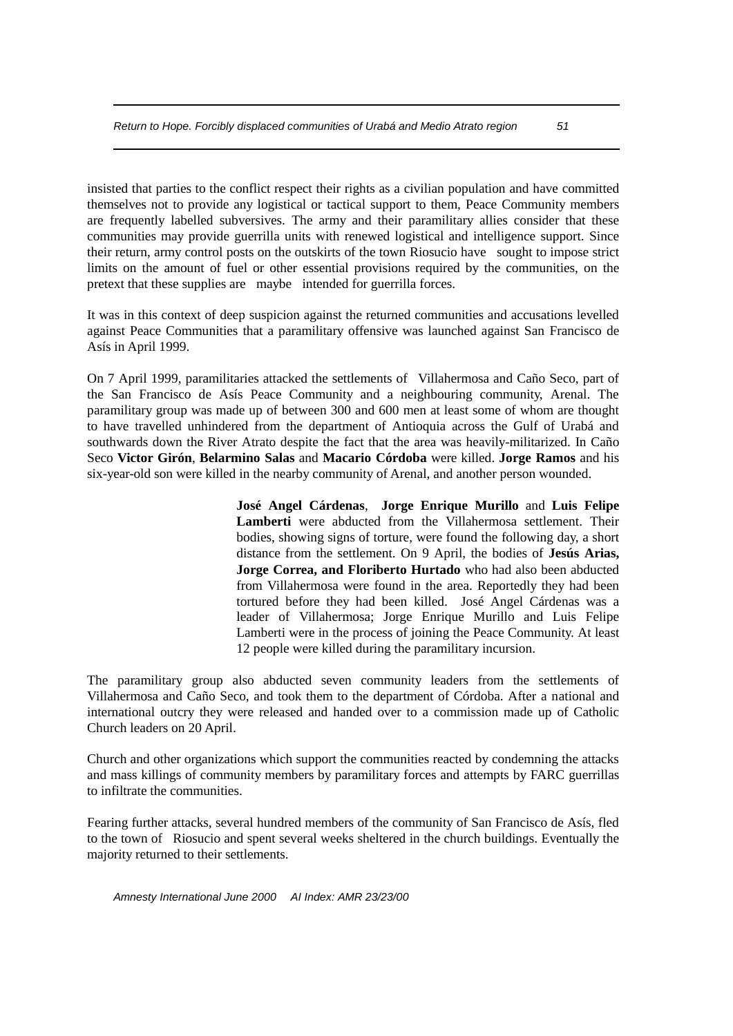insisted that parties to the conflict respect their rights as a civilian population and have committed themselves not to provide any logistical or tactical support to them, Peace Community members are frequently labelled subversives. The army and their paramilitary allies consider that these communities may provide guerrilla units with renewed logistical and intelligence support. Since their return, army control posts on the outskirts of the town Riosucio have sought to impose strict limits on the amount of fuel or other essential provisions required by the communities, on the pretext that these supplies are maybe intended for guerrilla forces.

It was in this context of deep suspicion against the returned communities and accusations levelled against Peace Communities that a paramilitary offensive was launched against San Francisco de Asís in April 1999.

On 7 April 1999, paramilitaries attacked the settlements of Villahermosa and Caño Seco, part of the San Francisco de Asís Peace Community and a neighbouring community, Arenal. The paramilitary group was made up of between 300 and 600 men at least some of whom are thought to have travelled unhindered from the department of Antioquia across the Gulf of Urabá and southwards down the River Atrato despite the fact that the area was heavily-militarized. In Caño Seco **Victor Girón**, **Belarmino Salas** and **Macario Córdoba** were killed. **Jorge Ramos** and his six-year-old son were killed in the nearby community of Arenal, and another person wounded.

**José Angel Cárdenas**, **Jorge Enrique Murillo** and **Luis Felipe Lamberti** were abducted from the Villahermosa settlement. Their bodies, showing signs of torture, were found the following day, a short distance from the settlement. On 9 April, the bodies of **Jesús Arias, Jorge Correa, and Floriberto Hurtado** who had also been abducted from Villahermosa were found in the area. Reportedly they had been tortured before they had been killed. José Angel Cárdenas was a leader of Villahermosa; Jorge Enrique Murillo and Luis Felipe Lamberti were in the process of joining the Peace Community. At least 12 people were killed during the paramilitary incursion.

The paramilitary group also abducted seven community leaders from the settlements of Villahermosa and Caño Seco, and took them to the department of Córdoba. After a national and international outcry they were released and handed over to a commission made up of Catholic Church leaders on 20 April.

Church and other organizations which support the communities reacted by condemning the attacks and mass killings of community members by paramilitary forces and attempts by FARC guerrillas to infiltrate the communities.

Fearing further attacks, several hundred members of the community of San Francisco de Asís, fled to the town of Riosucio and spent several weeks sheltered in the church buildings. Eventually the majority returned to their settlements.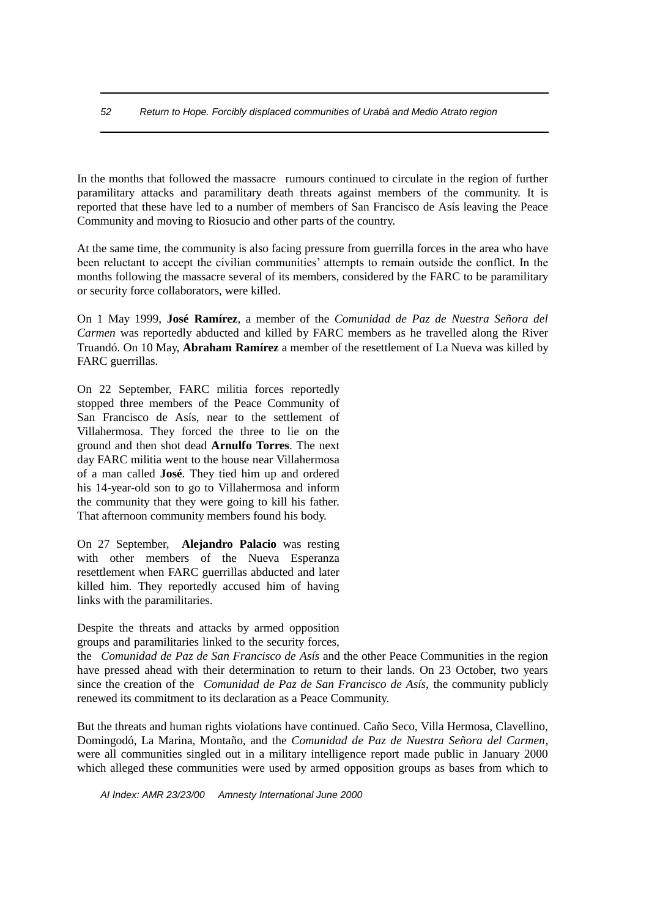In the months that followed the massacre rumours continued to circulate in the region of further paramilitary attacks and paramilitary death threats against members of the community. It is reported that these have led to a number of members of San Francisco de Asís leaving the Peace Community and moving to Riosucio and other parts of the country.

At the same time, the community is also facing pressure from guerrilla forces in the area who have been reluctant to accept the civilian communities' attempts to remain outside the conflict. In the months following the massacre several of its members, considered by the FARC to be paramilitary or security force collaborators, were killed.

On 1 May 1999, **José Ramírez**, a member of the *Comunidad de Paz de Nuestra Señora del Carmen* was reportedly abducted and killed by FARC members as he travelled along the River Truandó. On 10 May, **Abraham Ramírez** a member of the resettlement of La Nueva was killed by FARC guerrillas.

On 22 September, FARC militia forces reportedly stopped three members of the Peace Community of San Francisco de Asís, near to the settlement of Villahermosa. They forced the three to lie on the ground and then shot dead **Arnulfo Torres**. The next day FARC militia went to the house near Villahermosa of a man called **José**. They tied him up and ordered his 14-year-old son to go to Villahermosa and inform the community that they were going to kill his father. That afternoon community members found his body.

On 27 September, **Alejandro Palacio** was resting with other members of the Nueva Esperanza resettlement when FARC guerrillas abducted and later killed him. They reportedly accused him of having links with the paramilitaries.

Despite the threats and attacks by armed opposition groups and paramilitaries linked to the security forces, the *Comunidad de Paz de San Francisco de Asís* and the other Peace Communities in the region have pressed ahead with their determination to return to their lands. On 23 October, two years since the creation of the *Comunidad de Paz de San Francisco de Asís*, the community publicly renewed its commitment to its declaration as a Peace Community.

But the threats and human rights violations have continued. Caño Seco, Villa Hermosa, Clavellino, Domingodó, La Marina, Montaño, and the *Comunidad de Paz de Nuestra Señora del Carmen*, were all communities singled out in a military intelligence report made public in January 2000 which alleged these communities were used by armed opposition groups as bases from which to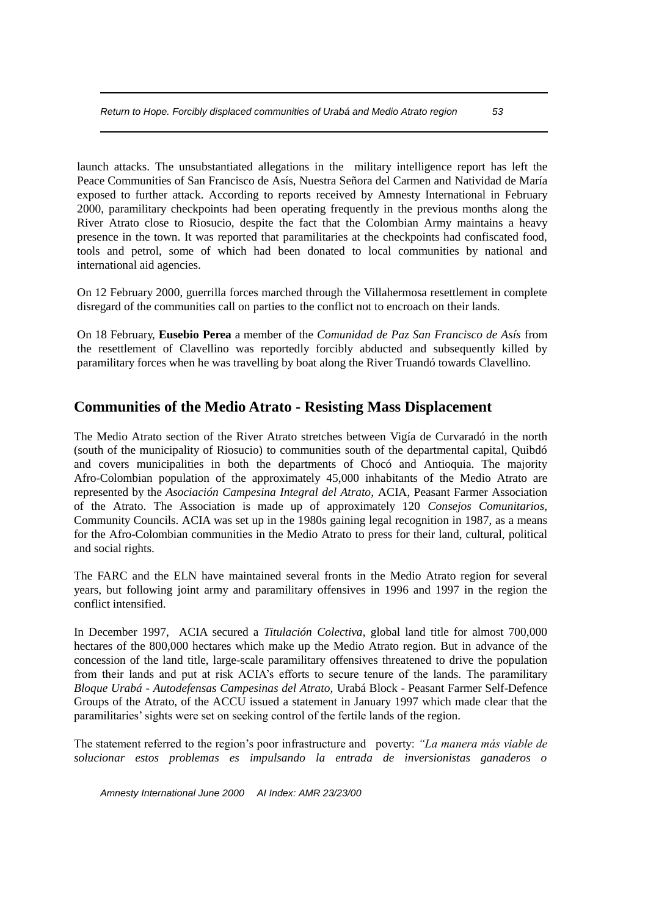launch attacks. The unsubstantiated allegations in the military intelligence report has left the Peace Communities of San Francisco de Asís, Nuestra Señora del Carmen and Natividad de María exposed to further attack. According to reports received by Amnesty International in February 2000, paramilitary checkpoints had been operating frequently in the previous months along the River Atrato close to Riosucio, despite the fact that the Colombian Army maintains a heavy presence in the town. It was reported that paramilitaries at the checkpoints had confiscated food, tools and petrol, some of which had been donated to local communities by national and international aid agencies.

On 12 February 2000, guerrilla forces marched through the Villahermosa resettlement in complete disregard of the communities call on parties to the conflict not to encroach on their lands.

On 18 February, **Eusebio Perea** a member of the *Comunidad de Paz San Francisco de Asís* from the resettlement of Clavellino was reportedly forcibly abducted and subsequently killed by paramilitary forces when he was travelling by boat along the River Truandó towards Clavellino.

## Communities of the Medio Atrato - Resisting Mass Displacement

The Medio Atrato section of the River Atrato stretches between Vigía de Curvaradó in the north (south of the municipality of Riosucio) to communities south of the departmental capital, Quibdó and covers municipalities in both the departments of Chocó and Antioquia. The majority Afro-Colombian population of the approximately 45,000 inhabitants of the Medio Atrato are represented by the *Asociación Campesina Integral del Atrato*, ACIA, Peasant Farmer Association of the Atrato. The Association is made up of approximately 120 *Consejos Comunitarios,* Community Councils. ACIA was set up in the 1980s gaining legal recognition in 1987, as a means for the Afro-Colombian communities in the Medio Atrato to press for their land, cultural, political and social rights.

The FARC and the ELN have maintained several fronts in the Medio Atrato region for several years, but following joint army and paramilitary offensives in 1996 and 1997 in the region the conflict intensified.

In December 1997, ACIA secured a *Titulación Colectiva*, global land title for almost 700,000 hectares of the 800,000 hectares which make up the Medio Atrato region. But in advance of the concession of the land title, large-scale paramilitary offensives threatened to drive the population from their lands and put at risk ACIA's efforts to secure tenure of the lands. The paramilitary *Bloque Urabá - Autodefensas Campesinas del Atrato,* Urabá Block - Peasant Farmer Self-Defence Groups of the Atrato, of the ACCU issued a statement in January 1997 which made clear that the paramilitaries' sights were set on seeking control of the fertile lands of the region.

The statement referred to the region's poor infrastructure and poverty: *"La manera más viable de solucionar estos problemas es impulsando la entrada de inversionistas ganaderos o*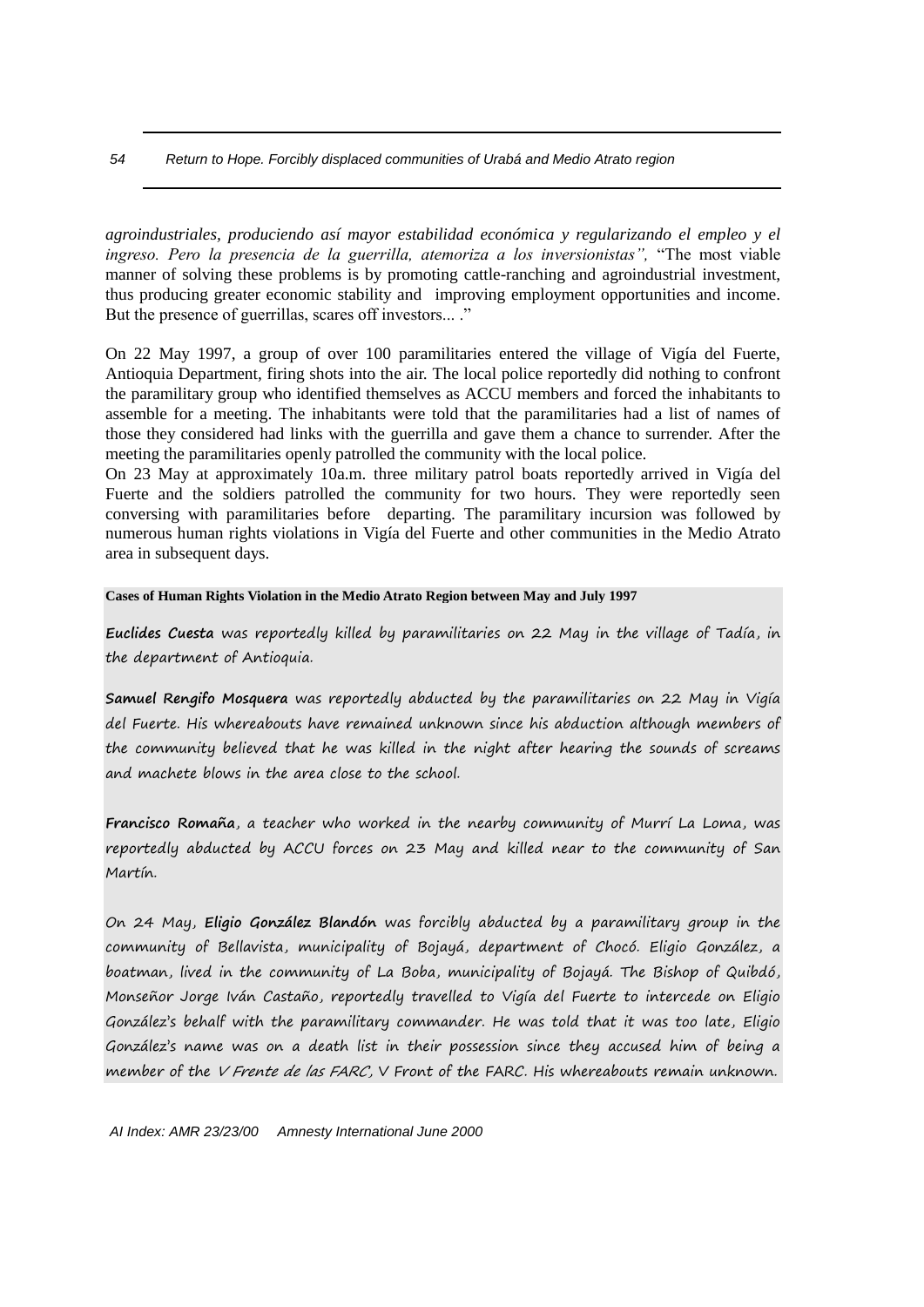*agroindustriales, produciendo así mayor estabilidad económica y regularizando el empleo y el ingreso. Pero la presencia de la guerrilla, atemoriza a los inversionistas",* "The most viable manner of solving these problems is by promoting cattle-ranching and agroindustrial investment, thus producing greater economic stability and improving employment opportunities and income. But the presence of guerrillas, scares off investors... ."

On 22 May 1997, a group of over 100 paramilitaries entered the village of Vigía del Fuerte, Antioquia Department, firing shots into the air. The local police reportedly did nothing to confront the paramilitary group who identified themselves as ACCU members and forced the inhabitants to assemble for a meeting. The inhabitants were told that the paramilitaries had a list of names of those they considered had links with the guerrilla and gave them a chance to surrender. After the meeting the paramilitaries openly patrolled the community with the local police.

On 23 May at approximately 10a.m. three military patrol boats reportedly arrived in Vigía del Fuerte and the soldiers patrolled the community for two hours. They were reportedly seen conversing with paramilitaries before departing. The paramilitary incursion was followed by numerous human rights violations in Vigía del Fuerte and other communities in the Medio Atrato area in subsequent days.

**Cases of Human Rights Violation in the Medio Atrato Region between May and July 1997**

**Euclides Cuesta** was reportedly killed by paramilitaries on 22 May in the village of Tadía, in the department of Antioquia.

**Samuel Rengifo Mosquera** was reportedly abducted by the paramilitaries on 22 May in Vigía del Fuerte. His whereabouts have remained unknown since his abduction although members of the community believed that he was killed in the night after hearing the sounds of screams and machete blows in the area close to the school.

**Francisco Romaña**, a teacher who worked in the nearby community of Murrí La Loma, was reportedly abducted by ACCU forces on 23 May and killed near to the community of San Martín.

On 24 May, **Eligio González Blandón** was forcibly abducted by a paramilitary group in the community of Bellavista, municipality of Bojayá, department of Chocó. Eligio González, a boatman, lived in the community of La Boba, municipality of Bojayá. The Bishop of Quibdó, Monseñor Jorge Iván Castaño, reportedly travelled to Vigía del Fuerte to intercede on Eligio González's behalf with the paramilitary commander. He was told that it was too late, Eligio González's name was on a death list in their possession since they accused him of being a member of the *V Frente de las FARC*, V Front of the FARC. His whereabouts remain unknown.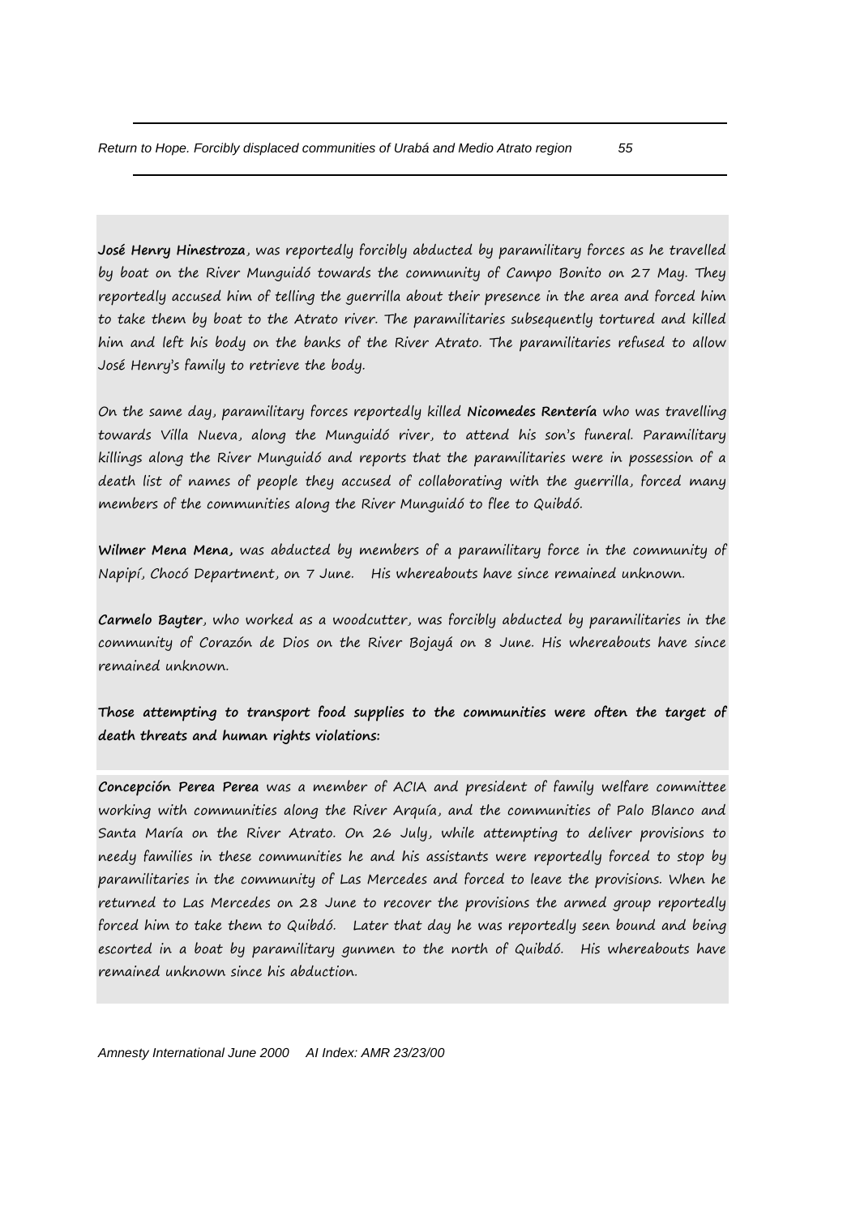**José Henry Hinestroza**, was reportedly forcibly abducted by paramilitary forces as he travelled by boat on the River Munguidó towards the community of Campo Bonito on 27 May. They reportedly accused him of telling the guerrilla about their presence in the area and forced him to take them by boat to the Atrato river. The paramilitaries subsequently tortured and killed him and left his body on the banks of the River Atrato. The paramilitaries refused to allow José Henry's family to retrieve the body.

On the same day, paramilitary forces reportedly killed **Nicomedes Rentería** who was travelling towards Villa Nueva, along the Munguidó river, to attend his son's funeral. Paramilitary killings along the River Munguidó and reports that the paramilitaries were in possession of a death list of names of people they accused of collaborating with the guerrilla, forced many members of the communities along the River Munguidó to flee to Quibdó.

**Wilmer Mena Mena,** was abducted by members of a paramilitary force in the community of Napipí, Chocó Department, on 7 June. His whereabouts have since remained unknown.

**Carmelo Bayter**, who worked as a woodcutter, was forcibly abducted by paramilitaries in the community of Corazón de Dios on the River Bojayá on 8 June. His whereabouts have since remained unknown.

**Those attempting to transport food supplies to the communities were often the target of death threats and human rights violations:**

**Concepción Perea Perea** was a member of ACIA and president of family welfare committee working with communities along the River Arquía, and the communities of Palo Blanco and Santa María on the River Atrato. On 26 July, while attempting to deliver provisions to needy families in these communities he and his assistants were reportedly forced to stop by paramilitaries in the community of Las Mercedes and forced to leave the provisions. When he returned to Las Mercedes on 28 June to recover the provisions the armed group reportedly forced him to take them to Quibdó. Later that day he was reportedly seen bound and being escorted in a boat by paramilitary gunmen to the north of Quibdó. His whereabouts have remained unknown since his abduction.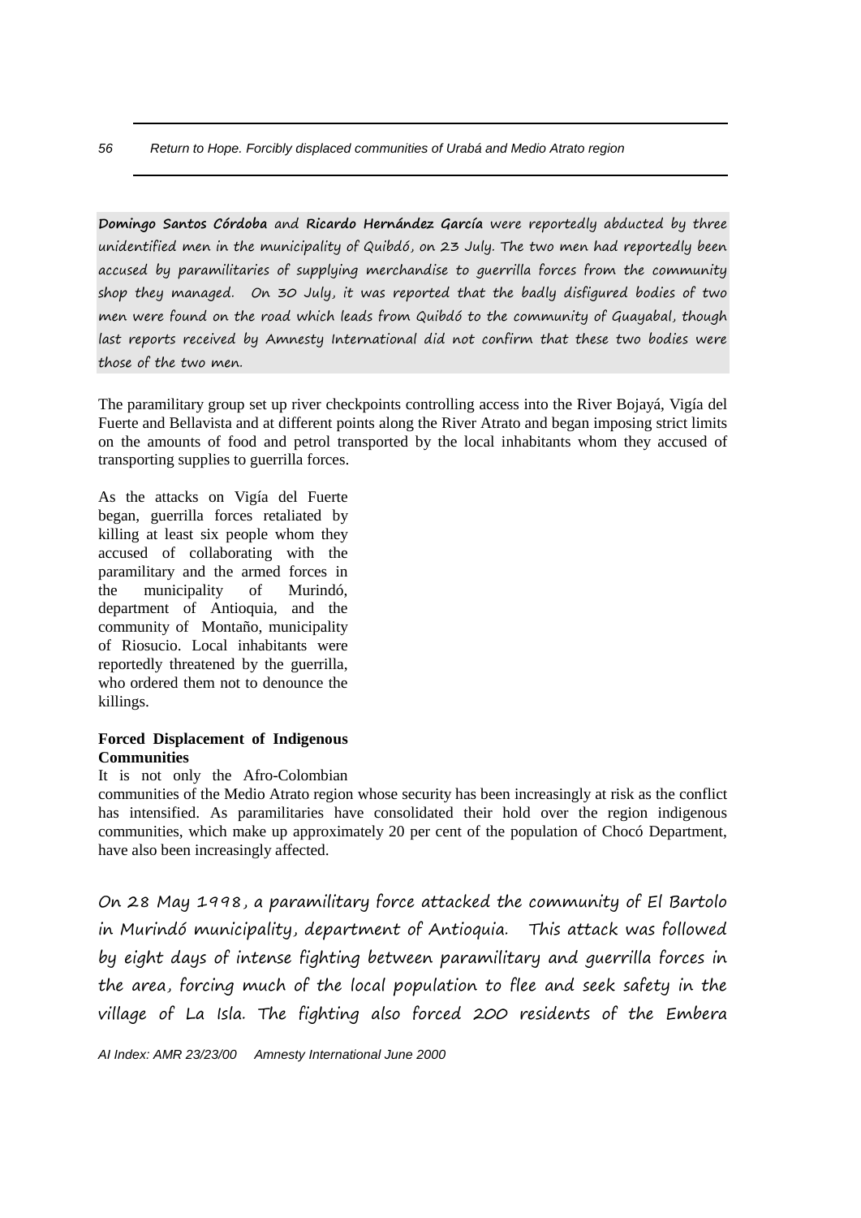**Domingo Santos Córdoba** and **Ricardo Hernández García** were reportedly abducted by three unidentified men in the municipality of Quibdó, on 23 July. The two men had reportedly been accused by paramilitaries of supplying merchandise to guerrilla forces from the community shop they managed. On 30 July, it was reported that the badly disfigured bodies of two men were found on the road which leads from Quibdó to the community of Guayabal, though last reports received by Amnesty International did not confirm that these two bodies were those of the two men.

The paramilitary group set up river checkpoints controlling access into the River Bojayá, Vigía del Fuerte and Bellavista and at different points along the River Atrato and began imposing strict limits on the amounts of food and petrol transported by the local inhabitants whom they accused of transporting supplies to guerrilla forces.

As the attacks on Vigía del Fuerte began, guerrilla forces retaliated by killing at least six people whom they accused of collaborating with the paramilitary and the armed forces in the municipality of Murindó, department of Antioquia, and the community of Montaño, municipality of Riosucio. Local inhabitants were reportedly threatened by the guerrilla, who ordered them not to denounce the killings.

**Forced Displacement of Indigenous Communities**

It is not only the Afro-Colombian communities of the Medio Atrato region whose security has been increasingly at risk as the conflict has intensified. As paramilitaries have consolidated their hold over the region indigenous communities, which make up approximately 20 per cent of the population of Chocó Department, have also been increasingly affected.

On 28 May 1998, a paramilitary force attacked the community of El Bartolo in Murindó municipality, department of Antioquia. This attack was followed by eight days of intense fighting between paramilitary and guerrilla forces in the area, forcing much of the local population to flee and seek safety in the village of La Isla. The fighting also forced 200 residents of the Embera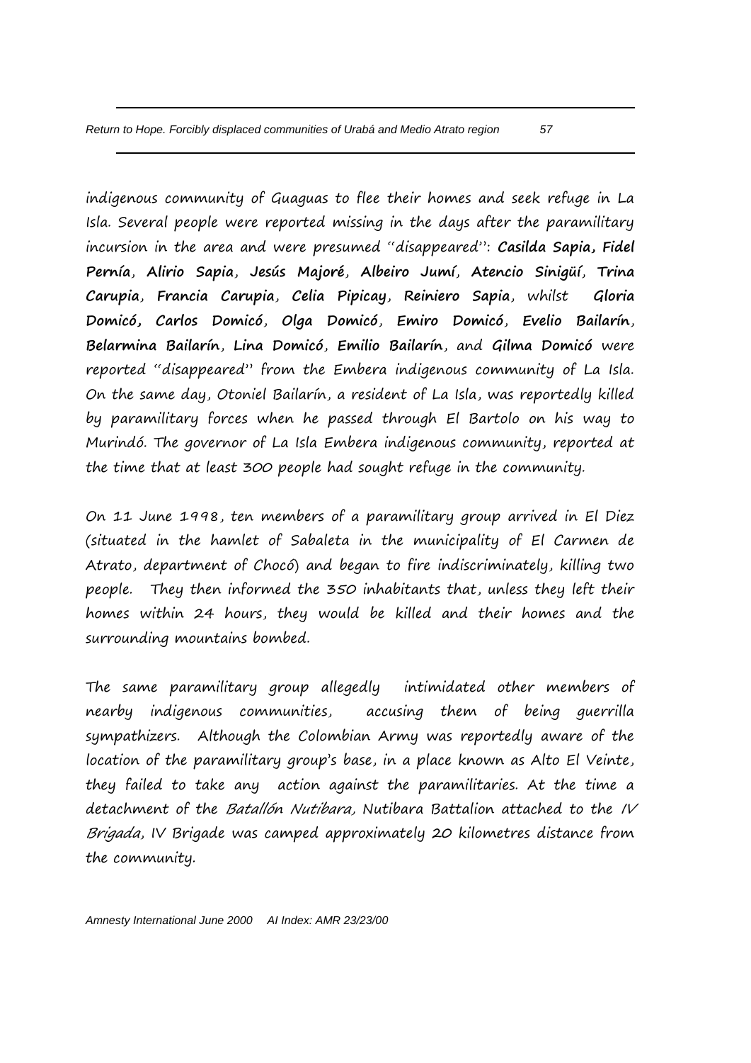indigenous community of Guaguas to flee their homes and seek refuge in La Isla. Several people were reported missing in the days after the paramilitary incursion in the area and were presumed "disappeared": **Casilda Sapia, Fidel Pernía**, **Alirio Sapia**, **Jesús Majoré**, **Albeiro Jumí**, **Atencio Sinigüí**, **Trina Carupia**, **Francia Carupia**, **Celia Pipicay**, **Reiniero Sapia**, whilst **Gloria Domicó, Carlos Domicó**, **Olga Domicó**, **Emiro Domicó**, **Evelio Bailarín**, **Belarmina Bailarín**, **Lina Domicó**, **Emilio Bailarín**, and **Gilma Domicó** were reported "disappeared" from the Embera indigenous community of La Isla. On the same day, Otoniel Bailarín, a resident of La Isla, was reportedly killed by paramilitary forces when he passed through El Bartolo on his way to Murindó. The governor of La Isla Embera indigenous community, reported at the time that at least 300 people had sought refuge in the community.

On 11 June 1998, ten members of a paramilitary group arrived in El Diez (situated in the hamlet of Sabaleta in the municipality of El Carmen de Atrato, department of Chocó) and began to fire indiscriminately, killing two people. They then informed the 350 inhabitants that, unless they left their homes within 24 hours, they would be killed and their homes and the surrounding mountains bombed.

The same paramilitary group allegedly intimidated other members of nearby indigenous communities, accusing them of being guerrilla sympathizers. Although the Colombian Army was reportedly aware of the location of the paramilitary group's base, in a place known as Alto El Veinte, they failed to take any action against the paramilitaries. At the time a detachment of the *Batallón Nutibara*, Nutibara Battalion attached to the *IV Brigada*, IV Brigade was camped approximately 20 kilometres distance from the community.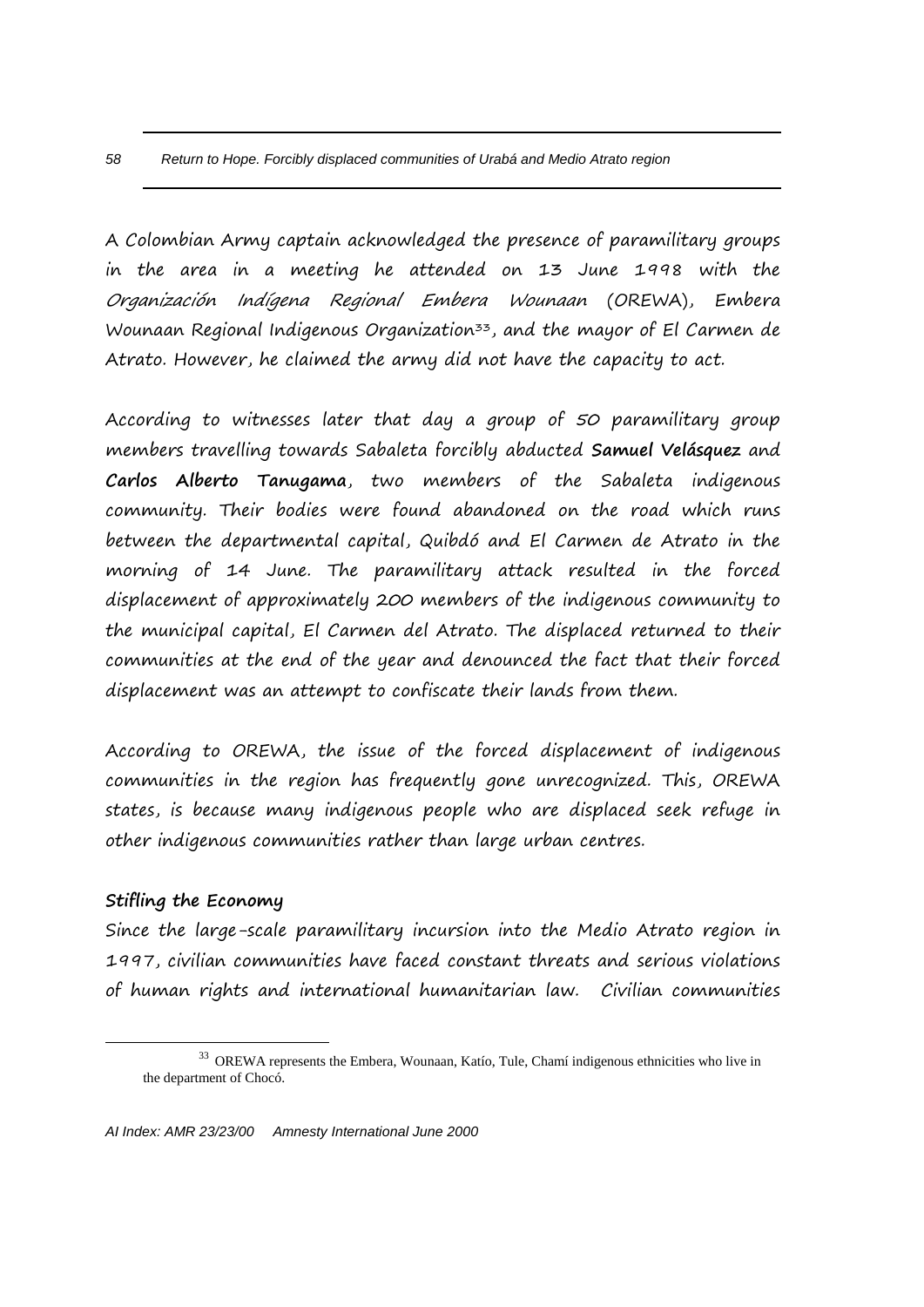A Colombian Army captain acknowledged the presence of paramilitary groups in the area in a meeting he attended on 13 June 1998 with the *Organización Indígena Regional Embera Wounaan* (OREWA), Embera Wounaan Regional Indigenous Organization[33], and the mayor of El Carmen de Atrato. However, he claimed the army did not have the capacity to act.

According to witnesses later that day a group of 50 paramilitary group members travelling towards Sabaleta forcibly abducted **Samuel Velásquez** and **Carlos Alberto Tanugama**, two members of the Sabaleta indigenous community. Their bodies were found abandoned on the road which runs between the departmental capital, Quibdó and El Carmen de Atrato in the morning of 14 June. The paramilitary attack resulted in the forced displacement of approximately 200 members of the indigenous community to the municipal capital, El Carmen del Atrato. The displaced returned to their communities at the end of the year and denounced the fact that their forced displacement was an attempt to confiscate their lands from them.

According to OREWA, the issue of the forced displacement of indigenous communities in the region has frequently gone unrecognized. This, OREWA states, is because many indigenous people who are displaced seek refuge in other indigenous communities rather than large urban centres.

**Stifling the Economy**

Since the large-scale paramilitary incursion into the Medio Atrato region in 1997, civilian communities have faced constant threats and serious violations of human rights and international humanitarian law. Civilian communities

[33] OREWA represents the Embera, Wounaan, Katío, Tule, Chamí indigenous ethnicities who live in the department of Chocó.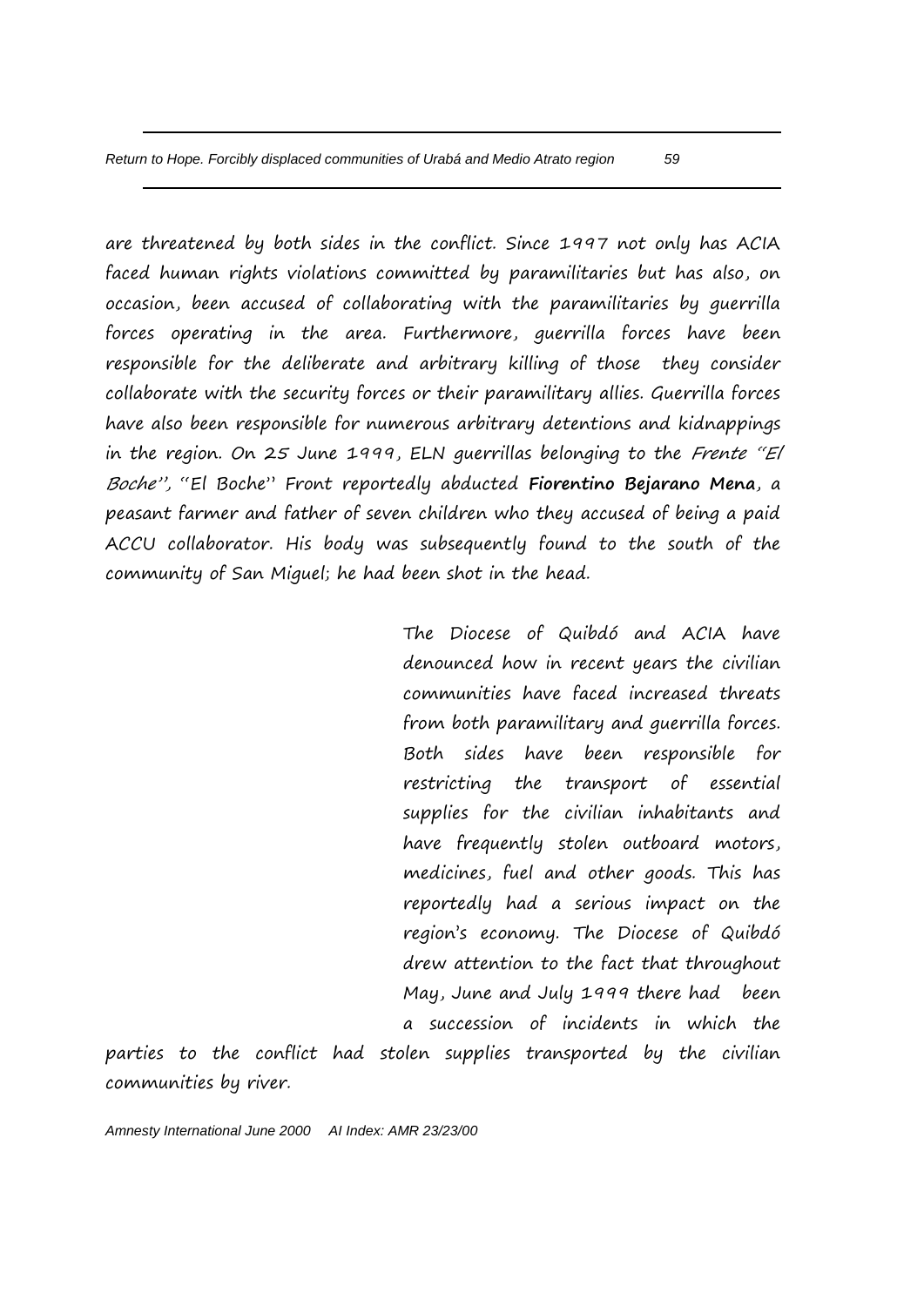are threatened by both sides in the conflict. Since 1997 not only has ACIA faced human rights violations committed by paramilitaries but has also, on occasion, been accused of collaborating with the paramilitaries by guerrilla forces operating in the area. Furthermore, guerrilla forces have been responsible for the deliberate and arbitrary killing of those they consider collaborate with the security forces or their paramilitary allies. Guerrilla forces have also been responsible for numerous arbitrary detentions and kidnappings in the region. On 25 June 1999, ELN guerrillas belonging to the *Frente "El Boche"*, "El Boche" Front reportedly abducted **Fiorentino Bejarano Mena**, a peasant farmer and father of seven children who they accused of being a paid ACCU collaborator. His body was subsequently found to the south of the community of San Miguel; he had been shot in the head.

The Diocese of Quibdó and ACIA have denounced how in recent years the civilian communities have faced increased threats from both paramilitary and guerrilla forces. Both sides have been responsible for restricting the transport of essential supplies for the civilian inhabitants and have frequently stolen outboard motors, medicines, fuel and other goods. This has reportedly had a serious impact on the region's economy. The Diocese of Quibdó drew attention to the fact that throughout May, June and July 1999 there had been a succession of incidents in which the parties to the conflict had stolen supplies transported by the civilian communities by river.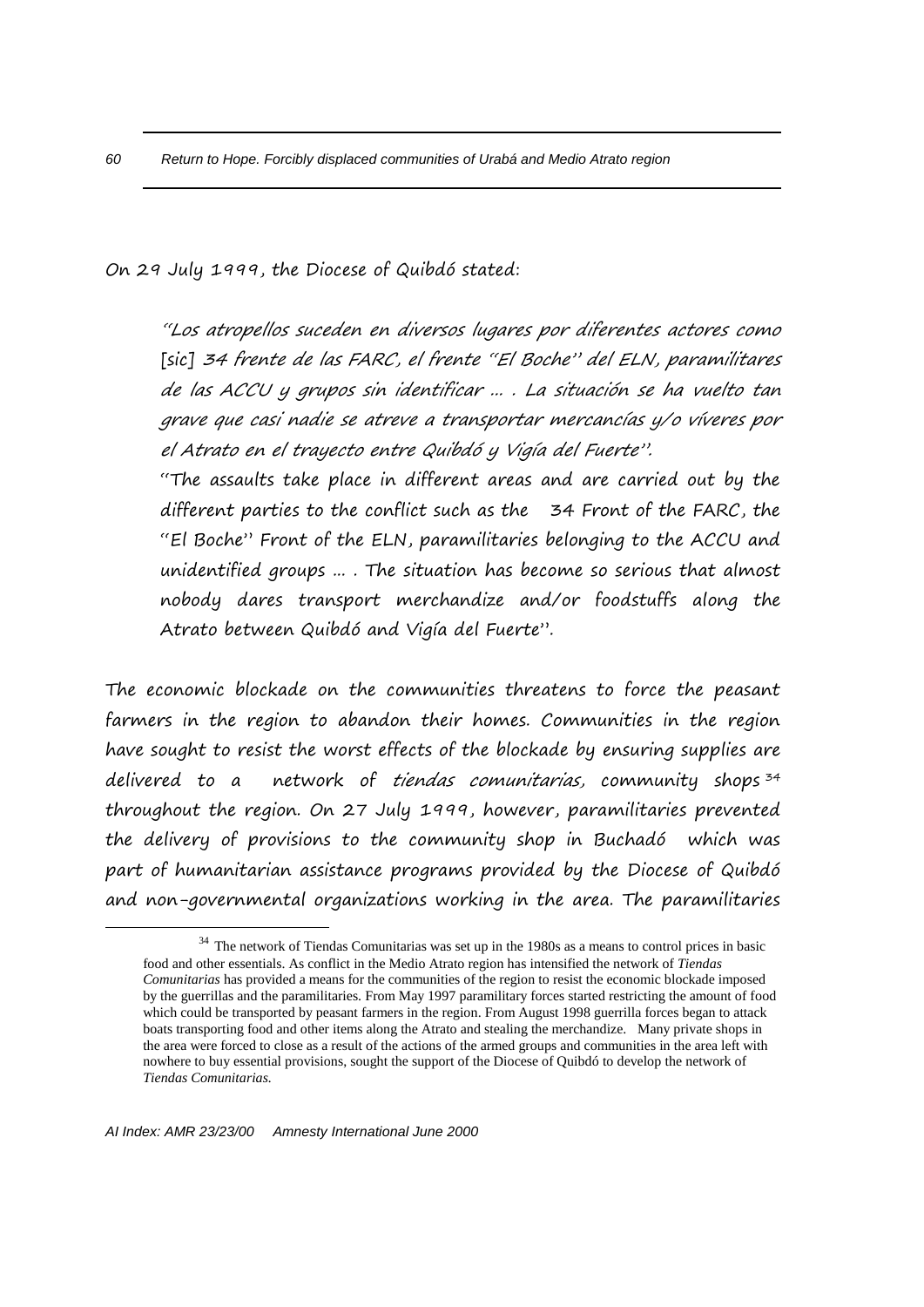On 29 July 1999, the Diocese of Quibdó stated:

> *"Los atropellos suceden en diversos lugares por diferentes actores como* [sic] *34 frente de las FARC, el frente "El Boche" del ELN, paramilitares de las ACCU y grupos sin identificar ... . La situación se ha vuelto tan grave que casi nadie se atreve a transportar mercancías y/o víveres por el Atrato en el trayecto entre Quibdó y Vigía del Fuerte".*
>
> "The assaults take place in different areas and are carried out by the different parties to the conflict such as the 34 Front of the FARC, the "El Boche" Front of the ELN, paramilitaries belonging to the ACCU and unidentified groups ... . The situation has become so serious that almost nobody dares transport merchandize and/or foodstuffs along the Atrato between Quibdó and Vigía del Fuerte".

The economic blockade on the communities threatens to force the peasant farmers in the region to abandon their homes. Communities in the region have sought to resist the worst effects of the blockade by ensuring supplies are delivered to a network of *tiendas comunitarias,* community shops[34] throughout the region. On 27 July 1999, however, paramilitaries prevented the delivery of provisions to the community shop in Buchadó which was part of humanitarian assistance programs provided by the Diocese of Quibdó and non-governmental organizations working in the area. The paramilitaries

---

[34] The network of Tiendas Comunitarias was set up in the 1980s as a means to control prices in basic food and other essentials. As conflict in the Medio Atrato region has intensified the network of *Tiendas Comunitarias* has provided a means for the communities of the region to resist the economic blockade imposed by the guerrillas and the paramilitaries. From May 1997 paramilitary forces started restricting the amount of food which could be transported by peasant farmers in the region. From August 1998 guerrilla forces began to attack boats transporting food and other items along the Atrato and stealing the merchandize. Many private shops in the area were forced to close as a result of the actions of the armed groups and communities in the area left with nowhere to buy essential provisions, sought the support of the Diocese of Quibdó to develop the network of *Tiendas Comunitarias.*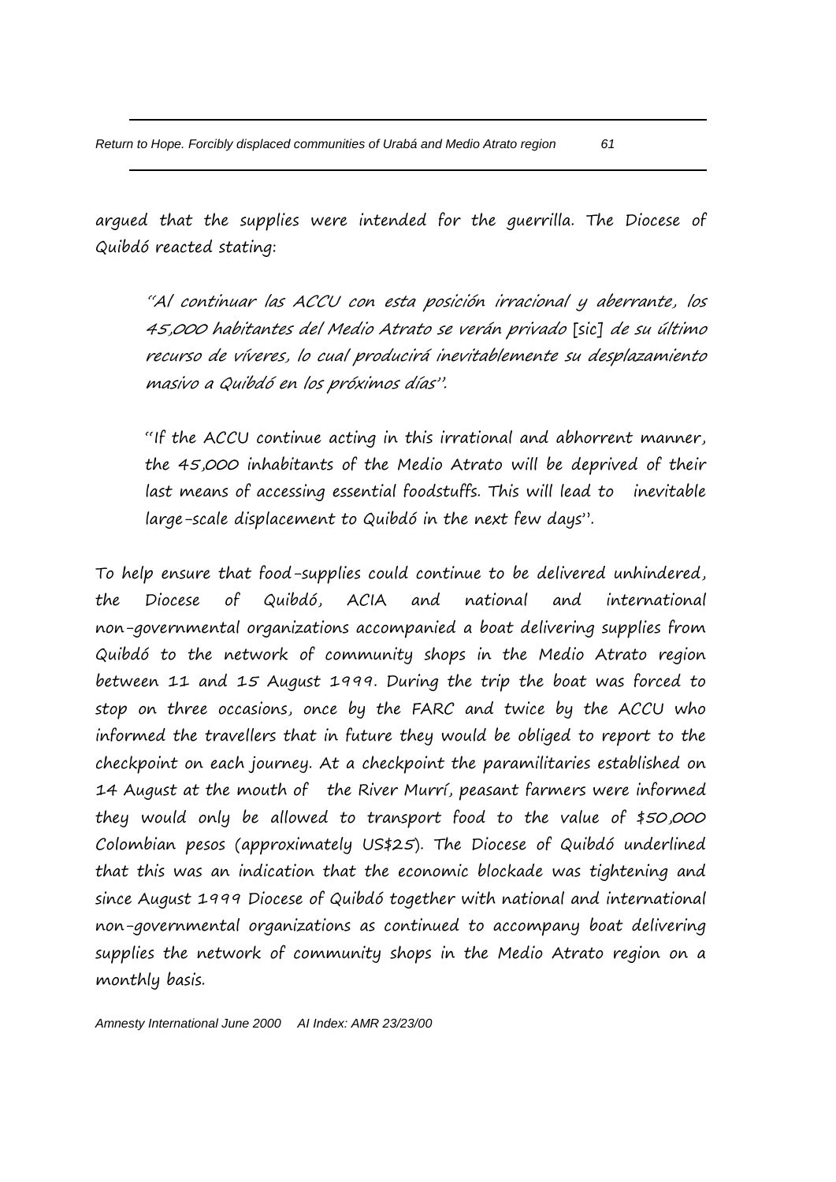argued that the supplies were intended for the guerrilla. The Diocese of Quibdó reacted stating:

> *"Al continuar las ACCU con esta posición irracional y aberrante, los 45,000 habitantes del Medio Atrato se verán privado* [sic] *de su último recurso de víveres, lo cual producirá inevitablemente su desplazamiento masivo a Quibdó en los próximos días".*
>
> "If the ACCU continue acting in this irrational and abhorrent manner, the 45,000 inhabitants of the Medio Atrato will be deprived of their last means of accessing essential foodstuffs. This will lead to inevitable large-scale displacement to Quibdó in the next few days".

To help ensure that food-supplies could continue to be delivered unhindered, the Diocese of Quibdó, ACIA and national and international non-governmental organizations accompanied a boat delivering supplies from Quibdó to the network of community shops in the Medio Atrato region between 11 and 15 August 1999. During the trip the boat was forced to stop on three occasions, once by the FARC and twice by the ACCU who informed the travellers that in future they would be obliged to report to the checkpoint on each journey. At a checkpoint the paramilitaries established on 14 August at the mouth of the River Murrí, peasant farmers were informed they would only be allowed to transport food to the value of $50,000 Colombian pesos (approximately US$25). The Diocese of Quibdó underlined that this was an indication that the economic blockade was tightening and since August 1999 Diocese of Quibdó together with national and international non-governmental organizations as continued to accompany boat delivering supplies the network of community shops in the Medio Atrato region on a monthly basis.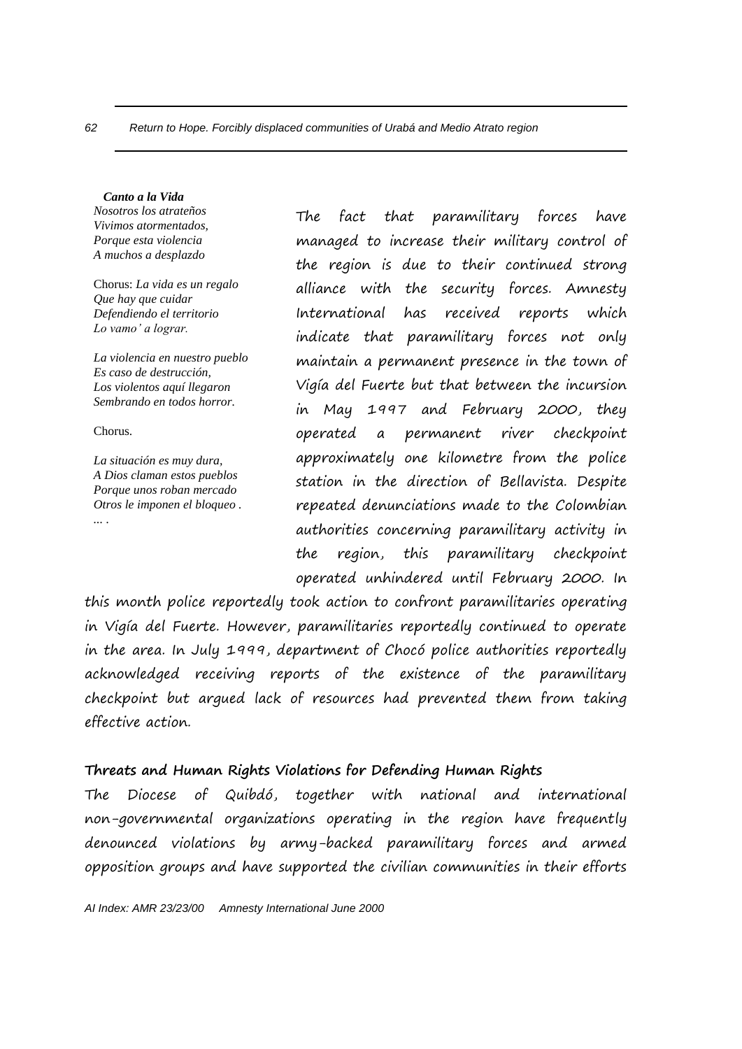***Canto a la Vida***
*Nosotros los atrateños*
*Vivimos atormentados,*
*Porque esta violencia*
*A muchos a desplazdo*

Chorus: *La vida es un regalo*
*Que hay que cuidar*
*Defendiendo el territorio*
*Lo vamo' a lograr.*

*La violencia en nuestro pueblo*
*Es caso de destrucción,*
*Los violentos aquí llegaron*
*Sembrando en todos horror.*

Chorus.

*La situación es muy dura,*
*A Dios claman estos pueblos*
*Porque unos roban mercado*
*Otros le imponen el bloqueo .*
*... .*

The fact that paramilitary forces have managed to increase their military control of the region is due to their continued strong alliance with the security forces. Amnesty International has received reports which indicate that paramilitary forces not only maintain a permanent presence in the town of Vigía del Fuerte but that between the incursion in May 1997 and February 2000, they operated a permanent river checkpoint approximately one kilometre from the police station in the direction of Bellavista. Despite repeated denunciations made to the Colombian authorities concerning paramilitary activity in the region, this paramilitary checkpoint operated unhindered until February 2000. In this month police reportedly took action to confront paramilitaries operating in Vigía del Fuerte. However, paramilitaries reportedly continued to operate in the area. In July 1999, department of Chocó police authorities reportedly acknowledged receiving reports of the existence of the paramilitary checkpoint but argued lack of resources had prevented them from taking effective action.

**Threats and Human Rights Violations for Defending Human Rights**

The Diocese of Quibdó, together with national and international non-governmental organizations operating in the region have frequently denounced violations by army-backed paramilitary forces and armed opposition groups and have supported the civilian communities in their efforts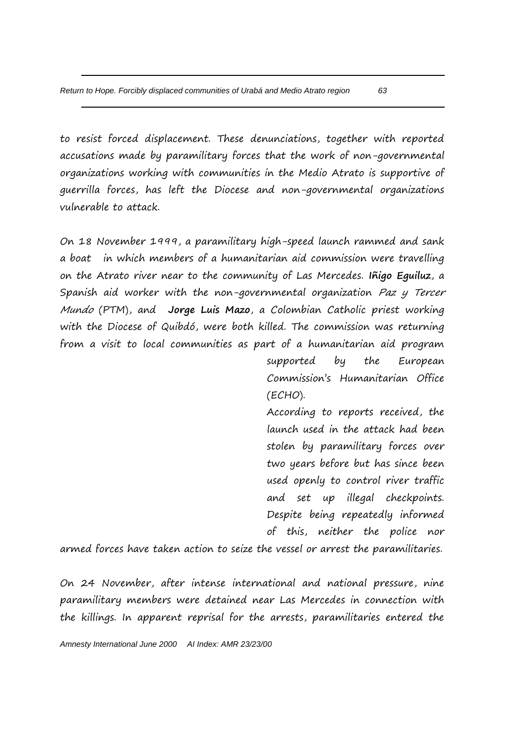to resist forced displacement. These denunciations, together with reported accusations made by paramilitary forces that the work of non-governmental organizations working with communities in the Medio Atrato is supportive of guerrilla forces, has left the Diocese and non-governmental organizations vulnerable to attack.

On 18 November 1999, a paramilitary high-speed launch rammed and sank a boat in which members of a humanitarian aid commission were travelling on the Atrato river near to the community of Las Mercedes. **Iñigo Eguiluz**, a Spanish aid worker with the non-governmental organization *Paz y Tercer Mundo* (PTM), and **Jorge Luis Mazo**, a Colombian Catholic priest working with the Diocese of Quibdó, were both killed. The commission was returning from a visit to local communities as part of a humanitarian aid program supported by the European Commission's Humanitarian Office (ECHO).

According to reports received, the launch used in the attack had been stolen by paramilitary forces over two years before but has since been used openly to control river traffic and set up illegal checkpoints. Despite being repeatedly informed of this, neither the police nor armed forces have taken action to seize the vessel or arrest the paramilitaries.

On 24 November, after intense international and national pressure, nine paramilitary members were detained near Las Mercedes in connection with the killings. In apparent reprisal for the arrests, paramilitaries entered the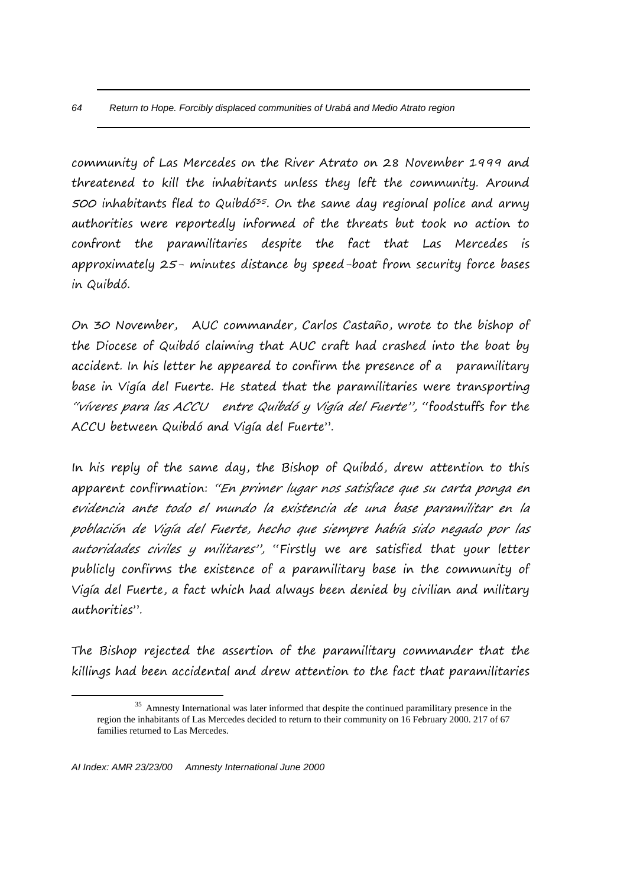community of Las Mercedes on the River Atrato on 28 November 1999 and threatened to kill the inhabitants unless they left the community. Around 500 inhabitants fled to Quibdó[35]. On the same day regional police and army authorities were reportedly informed of the threats but took no action to confront the paramilitaries despite the fact that Las Mercedes is approximately 25- minutes distance by speed-boat from security force bases in Quibdó.

On 30 November, AUC commander, Carlos Castaño, wrote to the bishop of the Diocese of Quibdó claiming that AUC craft had crashed into the boat by accident. In his letter he appeared to confirm the presence of a paramilitary base in Vigía del Fuerte. He stated that the paramilitaries were transporting *"víveres para las ACCU entre Quibdó y Vigía del Fuerte"*, "foodstuffs for the ACCU between Quibdó and Vigía del Fuerte".

In his reply of the same day, the Bishop of Quibdó, drew attention to this apparent confirmation: *"En primer lugar nos satisface que su carta ponga en evidencia ante todo el mundo la existencia de una base paramilitar en la población de Vigía del Fuerte, hecho que siempre había sido negado por las autoridades civiles y militares"*, "Firstly we are satisfied that your letter publicly confirms the existence of a paramilitary base in the community of Vigía del Fuerte, a fact which had always been denied by civilian and military authorities".

The Bishop rejected the assertion of the paramilitary commander that the killings had been accidental and drew attention to the fact that paramilitaries

[35] Amnesty International was later informed that despite the continued paramilitary presence in the region the inhabitants of Las Mercedes decided to return to their community on 16 February 2000. 217 of 67 families returned to Las Mercedes.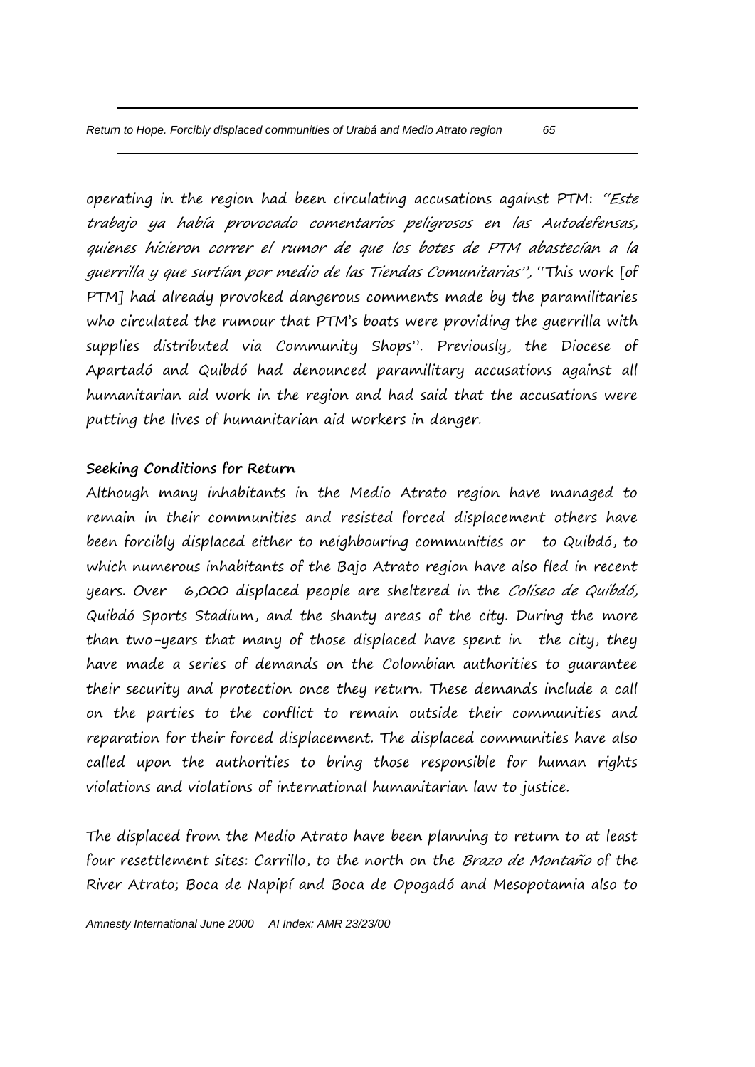operating in the region had been circulating accusations against PTM: "*Este trabajo ya había provocado comentarios peligrosos en las Autodefensas, quienes hicieron correr el rumor de que los botes de PTM abastecían a la guerrilla y que surtían por medio de las Tiendas Comunitarias*", "This work [of PTM] had already provoked dangerous comments made by the paramilitaries who circulated the rumour that PTM's boats were providing the guerrilla with supplies distributed via Community Shops". Previously, the Diocese of Apartadó and Quibdó had denounced paramilitary accusations against all humanitarian aid work in the region and had said that the accusations were putting the lives of humanitarian aid workers in danger.

**Seeking Conditions for Return**

Although many inhabitants in the Medio Atrato region have managed to remain in their communities and resisted forced displacement others have been forcibly displaced either to neighbouring communities or to Quibdó, to which numerous inhabitants of the Bajo Atrato region have also fled in recent years. Over 6,000 displaced people are sheltered in the *Coliseo de Quibdó*, Quibdó Sports Stadium, and the shanty areas of the city. During the more than two-years that many of those displaced have spent in the city, they have made a series of demands on the Colombian authorities to guarantee their security and protection once they return. These demands include a call on the parties to the conflict to remain outside their communities and reparation for their forced displacement. The displaced communities have also called upon the authorities to bring those responsible for human rights violations and violations of international humanitarian law to justice.

The displaced from the Medio Atrato have been planning to return to at least four resettlement sites: Carrillo, to the north on the *Brazo de Montaño* of the River Atrato; Boca de Napipí and Boca de Opogadó and Mesopotamia also to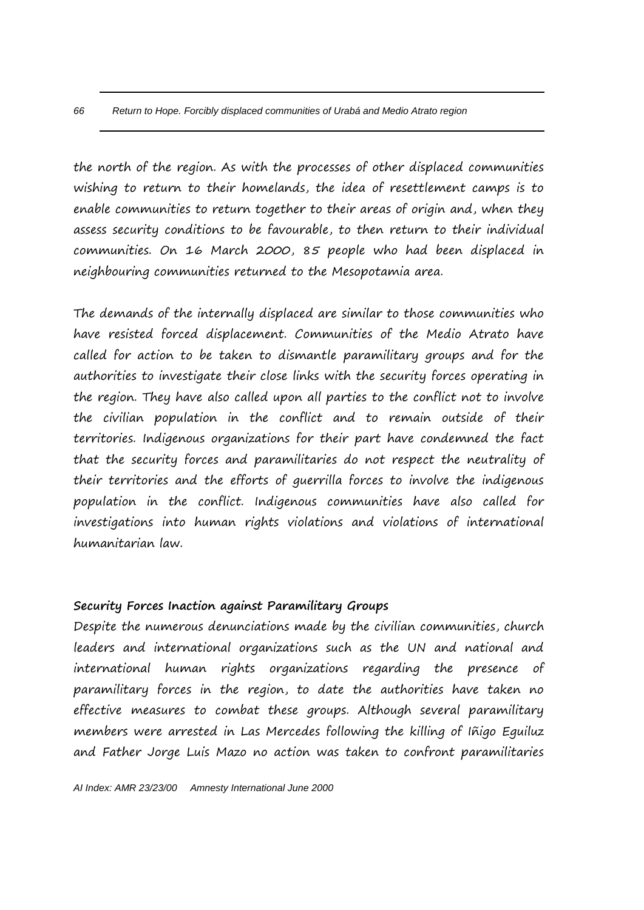the north of the region. As with the processes of other displaced communities wishing to return to their homelands, the idea of resettlement camps is to enable communities to return together to their areas of origin and, when they assess security conditions to be favourable, to then return to their individual communities. On 16 March 2000, 85 people who had been displaced in neighbouring communities returned to the Mesopotamia area.

The demands of the internally displaced are similar to those communities who have resisted forced displacement. Communities of the Medio Atrato have called for action to be taken to dismantle paramilitary groups and for the authorities to investigate their close links with the security forces operating in the region. They have also called upon all parties to the conflict not to involve the civilian population in the conflict and to remain outside of their territories. Indigenous organizations for their part have condemned the fact that the security forces and paramilitaries do not respect the neutrality of their territories and the efforts of guerrilla forces to involve the indigenous population in the conflict. Indigenous communities have also called for investigations into human rights violations and violations of international humanitarian law.

**Security Forces Inaction against Paramilitary Groups**

Despite the numerous denunciations made by the civilian communities, church leaders and international organizations such as the UN and national and international human rights organizations regarding the presence of paramilitary forces in the region, to date the authorities have taken no effective measures to combat these groups. Although several paramilitary members were arrested in Las Mercedes following the killing of Iñigo Eguiluz and Father Jorge Luis Mazo no action was taken to confront paramilitaries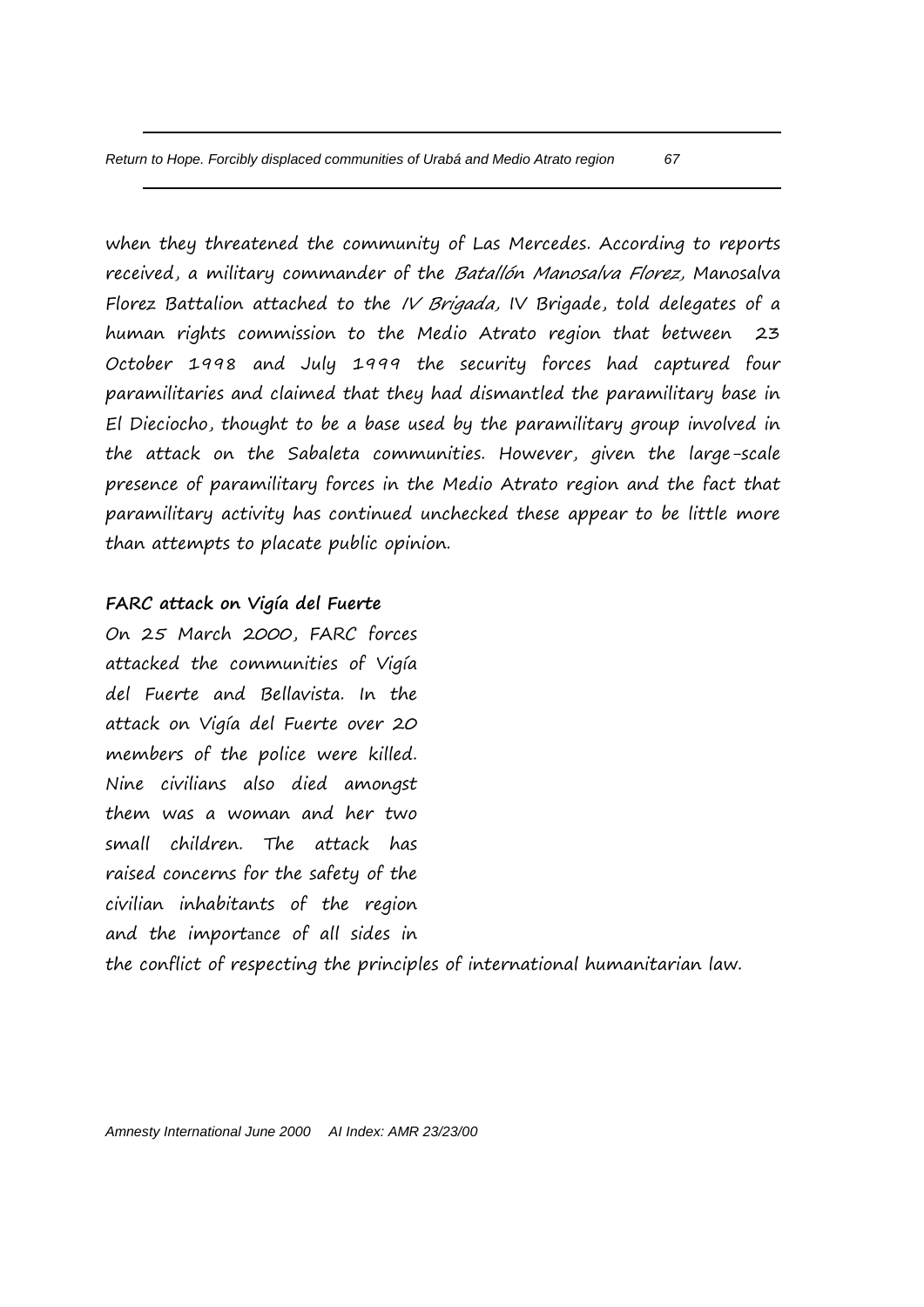when they threatened the community of Las Mercedes. According to reports received, a military commander of the *Batallón Manosalva Florez,* Manosalva Florez Battalion attached to the *IV Brigada,* IV Brigade, told delegates of a human rights commission to the Medio Atrato region that between 23 October 1998 and July 1999 the security forces had captured four paramilitaries and claimed that they had dismantled the paramilitary base in El Dieciocho, thought to be a base used by the paramilitary group involved in the attack on the Sabaleta communities. However, given the large-scale presence of paramilitary forces in the Medio Atrato region and the fact that paramilitary activity has continued unchecked these appear to be little more than attempts to placate public opinion.

**FARC attack on Vigía del Fuerte**

On 25 March 2000, FARC forces attacked the communities of Vigía del Fuerte and Bellavista. In the attack on Vigía del Fuerte over 20 members of the police were killed. Nine civilians also died amongst them was a woman and her two small children. The attack has raised concerns for the safety of the civilian inhabitants of the region and the importance of all sides in the conflict of respecting the principles of international humanitarian law.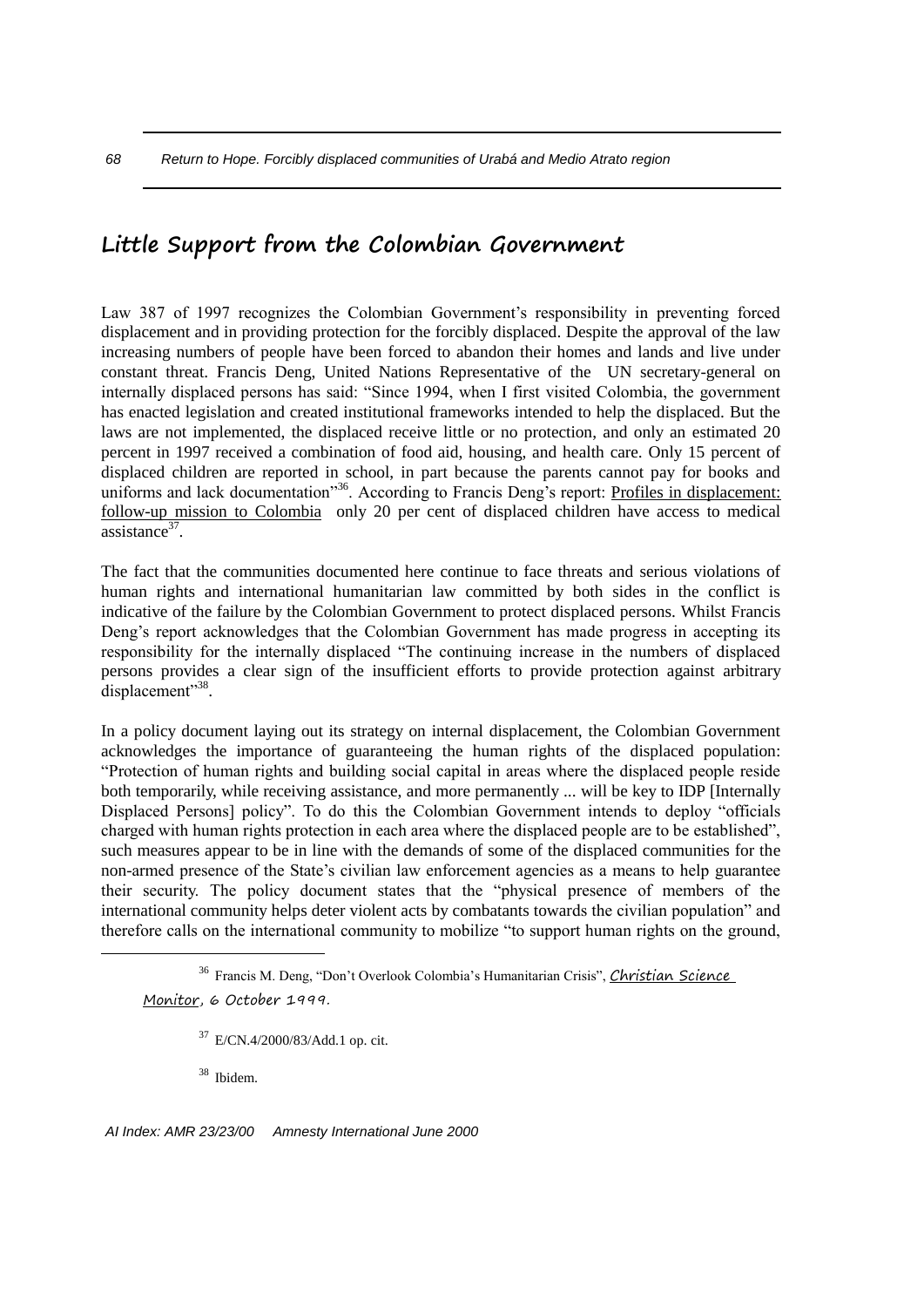## Little Support from the Colombian Government

Law 387 of 1997 recognizes the Colombian Government's responsibility in preventing forced displacement and in providing protection for the forcibly displaced. Despite the approval of the law increasing numbers of people have been forced to abandon their homes and lands and live under constant threat. Francis Deng, United Nations Representative of the UN secretary-general on internally displaced persons has said: "Since 1994, when I first visited Colombia, the government has enacted legislation and created institutional frameworks intended to help the displaced. But the laws are not implemented, the displaced receive little or no protection, and only an estimated 20 percent in 1997 received a combination of food aid, housing, and health care. Only 15 percent of displaced children are reported in school, in part because the parents cannot pay for books and uniforms and lack documentation"[36]. According to Francis Deng's report: Profiles in displacement: follow-up mission to Colombia only 20 per cent of displaced children have access to medical assistance[37].

The fact that the communities documented here continue to face threats and serious violations of human rights and international humanitarian law committed by both sides in the conflict is indicative of the failure by the Colombian Government to protect displaced persons. Whilst Francis Deng's report acknowledges that the Colombian Government has made progress in accepting its responsibility for the internally displaced "The continuing increase in the numbers of displaced persons provides a clear sign of the insufficient efforts to provide protection against arbitrary displacement"[38].

In a policy document laying out its strategy on internal displacement, the Colombian Government acknowledges the importance of guaranteeing the human rights of the displaced population: "Protection of human rights and building social capital in areas where the displaced people reside both temporarily, while receiving assistance, and more permanently ... will be key to IDP [Internally Displaced Persons] policy". To do this the Colombian Government intends to deploy "officials charged with human rights protection in each area where the displaced people are to be established", such measures appear to be in line with the demands of some of the displaced communities for the non-armed presence of the State's civilian law enforcement agencies as a means to help guarantee their security. The policy document states that the "physical presence of members of the international community helps deter violent acts by combatants towards the civilian population" and therefore calls on the international community to mobilize "to support human rights on the ground,

---

[36] Francis M. Deng, "Don't Overlook Colombia's Humanitarian Crisis", *Christian Science Monitor*, 6 October 1999.

[37] E/CN.4/2000/83/Add.1 op. cit.

[38] Ibidem.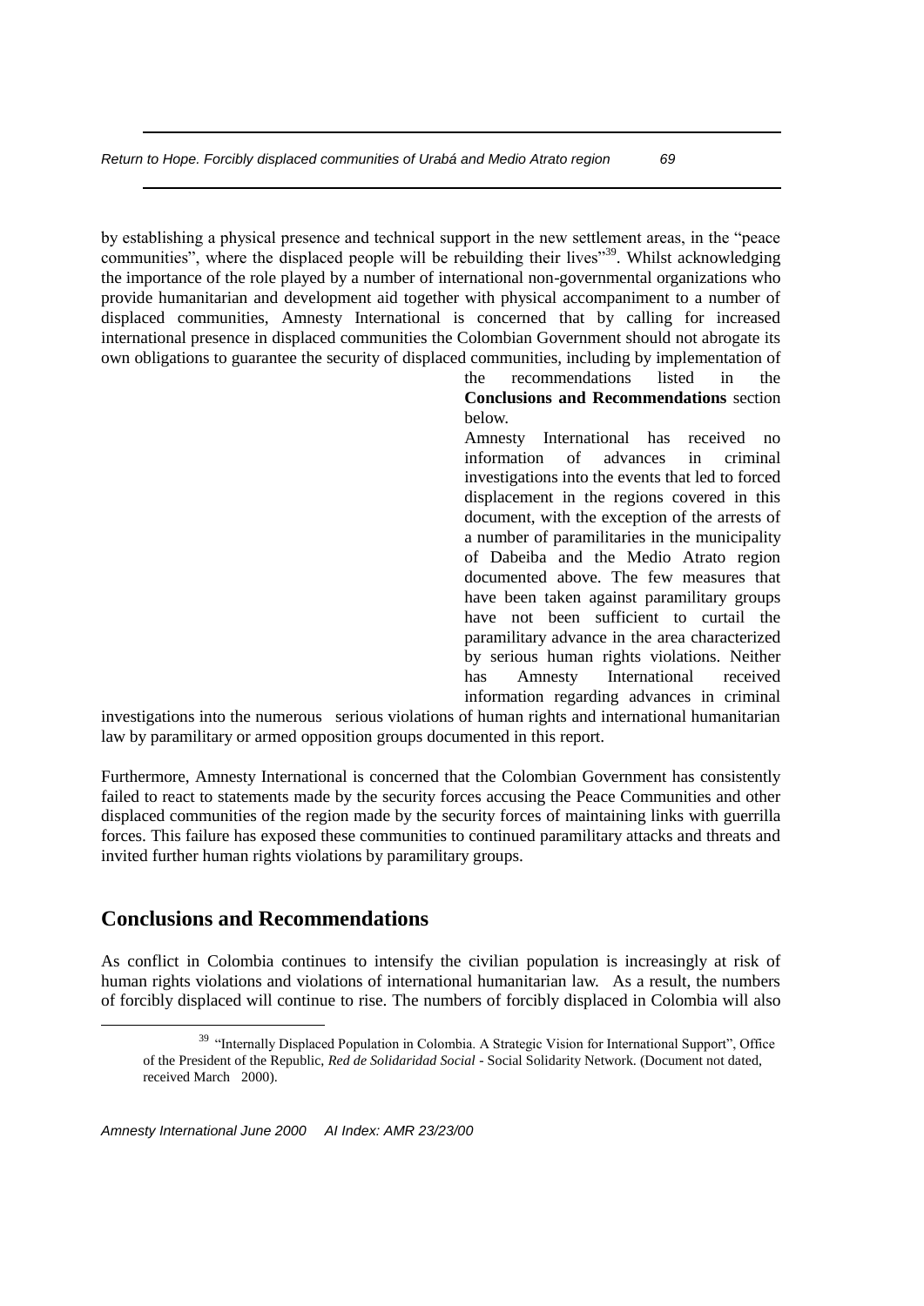by establishing a physical presence and technical support in the new settlement areas, in the "peace communities", where the displaced people will be rebuilding their lives"[39]. Whilst acknowledging the importance of the role played by a number of international non-governmental organizations who provide humanitarian and development aid together with physical accompaniment to a number of displaced communities, Amnesty International is concerned that by calling for increased international presence in displaced communities the Colombian Government should not abrogate its own obligations to guarantee the security of displaced communities, including by implementation of the recommendations listed in the **Conclusions and Recommendations** section below.

Amnesty International has received no information of advances in criminal investigations into the events that led to forced displacement in the regions covered in this document, with the exception of the arrests of a number of paramilitaries in the municipality of Dabeiba and the Medio Atrato region documented above. The few measures that have been taken against paramilitary groups have not been sufficient to curtail the paramilitary advance in the area characterized by serious human rights violations. Neither has Amnesty International received information regarding advances in criminal investigations into the numerous serious violations of human rights and international humanitarian law by paramilitary or armed opposition groups documented in this report.

Furthermore, Amnesty International is concerned that the Colombian Government has consistently failed to react to statements made by the security forces accusing the Peace Communities and other displaced communities of the region made by the security forces of maintaining links with guerrilla forces. This failure has exposed these communities to continued paramilitary attacks and threats and invited further human rights violations by paramilitary groups.

## Conclusions and Recommendations

As conflict in Colombia continues to intensify the civilian population is increasingly at risk of human rights violations and violations of international humanitarian law. As a result, the numbers of forcibly displaced will continue to rise. The numbers of forcibly displaced in Colombia will also

---

[39] "Internally Displaced Population in Colombia. A Strategic Vision for International Support", Office of the President of the Republic, *Red de Solidaridad Social* - Social Solidarity Network. (Document not dated, received March 2000).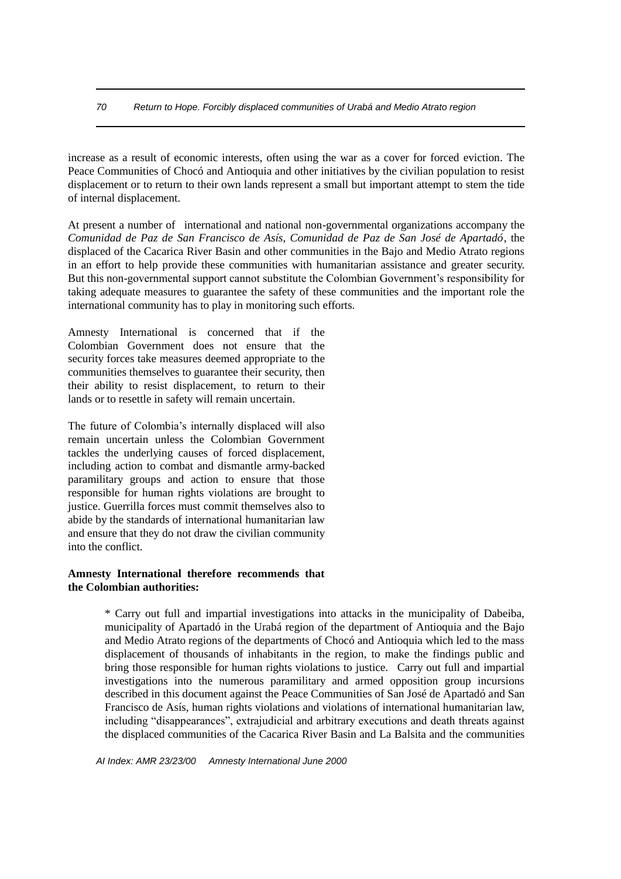increase as a result of economic interests, often using the war as a cover for forced eviction. The Peace Communities of Chocó and Antioquia and other initiatives by the civilian population to resist displacement or to return to their own lands represent a small but important attempt to stem the tide of internal displacement.

At present a number of international and national non-governmental organizations accompany the *Comunidad de Paz de San Francisco de Asís, Comunidad de Paz de San José de Apartadó*, the displaced of the Cacarica River Basin and other communities in the Bajo and Medio Atrato regions in an effort to help provide these communities with humanitarian assistance and greater security. But this non-governmental support cannot substitute the Colombian Government's responsibility for taking adequate measures to guarantee the safety of these communities and the important role the international community has to play in monitoring such efforts.

Amnesty International is concerned that if the Colombian Government does not ensure that the security forces take measures deemed appropriate to the communities themselves to guarantee their security, then their ability to resist displacement, to return to their lands or to resettle in safety will remain uncertain.

The future of Colombia's internally displaced will also remain uncertain unless the Colombian Government tackles the underlying causes of forced displacement, including action to combat and dismantle army-backed paramilitary groups and action to ensure that those responsible for human rights violations are brought to justice. Guerrilla forces must commit themselves also to abide by the standards of international humanitarian law and ensure that they do not draw the civilian community into the conflict.

**Amnesty International therefore recommends that the Colombian authorities:**

* Carry out full and impartial investigations into attacks in the municipality of Dabeiba, municipality of Apartadó in the Urabá region of the department of Antioquia and the Bajo and Medio Atrato regions of the departments of Chocó and Antioquia which led to the mass displacement of thousands of inhabitants in the region, to make the findings public and bring those responsible for human rights violations to justice. Carry out full and impartial investigations into the numerous paramilitary and armed opposition group incursions described in this document against the Peace Communities of San José de Apartadó and San Francisco de Asís, human rights violations and violations of international humanitarian law, including "disappearances", extrajudicial and arbitrary executions and death threats against the displaced communities of the Cacarica River Basin and La Balsita and the communities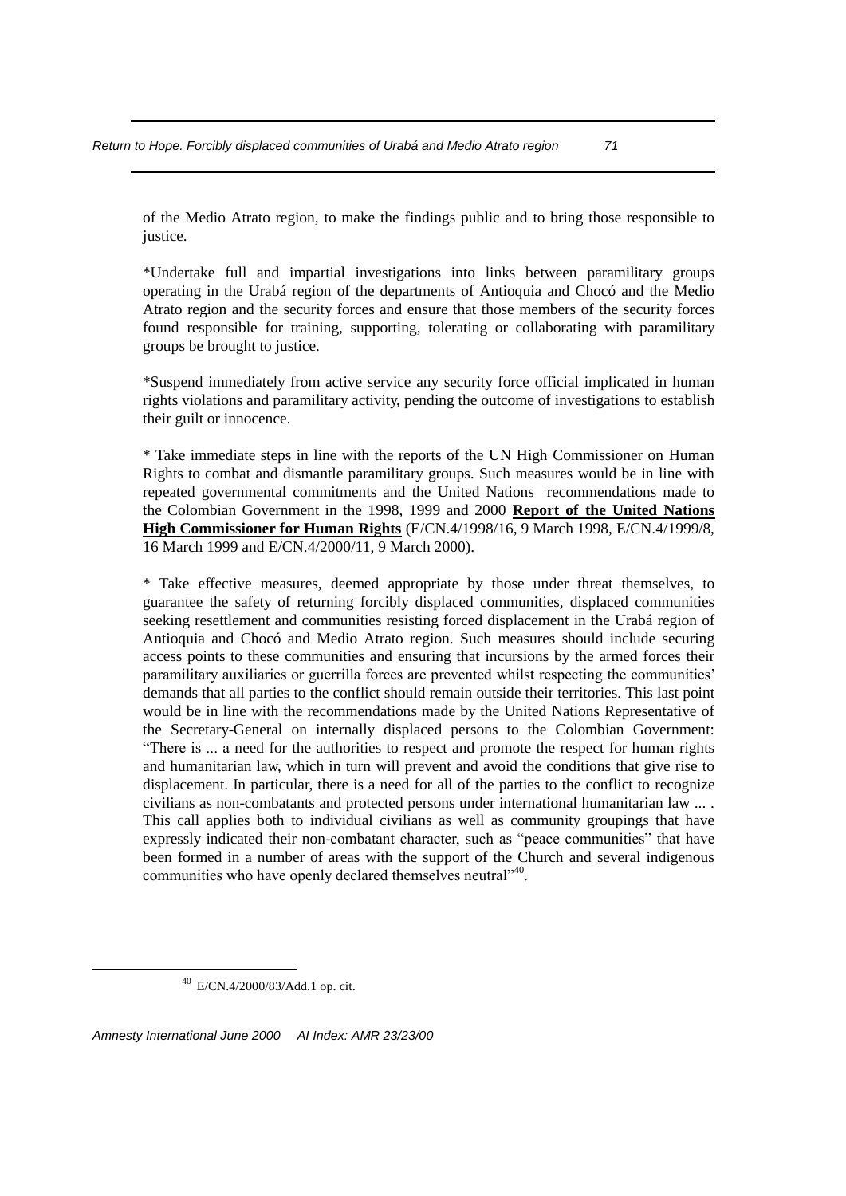of the Medio Atrato region, to make the findings public and to bring those responsible to justice.

*Undertake full and impartial investigations into links between paramilitary groups operating in the Urabá region of the departments of Antioquia and Chocó and the Medio Atrato region and the security forces and ensure that those members of the security forces found responsible for training, supporting, tolerating or collaborating with paramilitary groups be brought to justice.

*Suspend immediately from active service any security force official implicated in human rights violations and paramilitary activity, pending the outcome of investigations to establish their guilt or innocence.

* Take immediate steps in line with the reports of the UN High Commissioner on Human Rights to combat and dismantle paramilitary groups. Such measures would be in line with repeated governmental commitments and the United Nations recommendations made to the Colombian Government in the 1998, 1999 and 2000 **Report of the United Nations High Commissioner for Human Rights** (E/CN.4/1998/16, 9 March 1998, E/CN.4/1999/8, 16 March 1999 and E/CN.4/2000/11, 9 March 2000).

* Take effective measures, deemed appropriate by those under threat themselves, to guarantee the safety of returning forcibly displaced communities, displaced communities seeking resettlement and communities resisting forced displacement in the Urabá region of Antioquia and Chocó and Medio Atrato region. Such measures should include securing access points to these communities and ensuring that incursions by the armed forces their paramilitary auxiliaries or guerrilla forces are prevented whilst respecting the communities' demands that all parties to the conflict should remain outside their territories. This last point would be in line with the recommendations made by the United Nations Representative of the Secretary-General on internally displaced persons to the Colombian Government: "There is ... a need for the authorities to respect and promote the respect for human rights and humanitarian law, which in turn will prevent and avoid the conditions that give rise to displacement. In particular, there is a need for all of the parties to the conflict to recognize civilians as non-combatants and protected persons under international humanitarian law ... . This call applies both to individual civilians as well as community groupings that have expressly indicated their non-combatant character, such as "peace communities" that have been formed in a number of areas with the support of the Church and several indigenous communities who have openly declared themselves neutral"[40].

---

[40] E/CN.4/2000/83/Add.1 op. cit.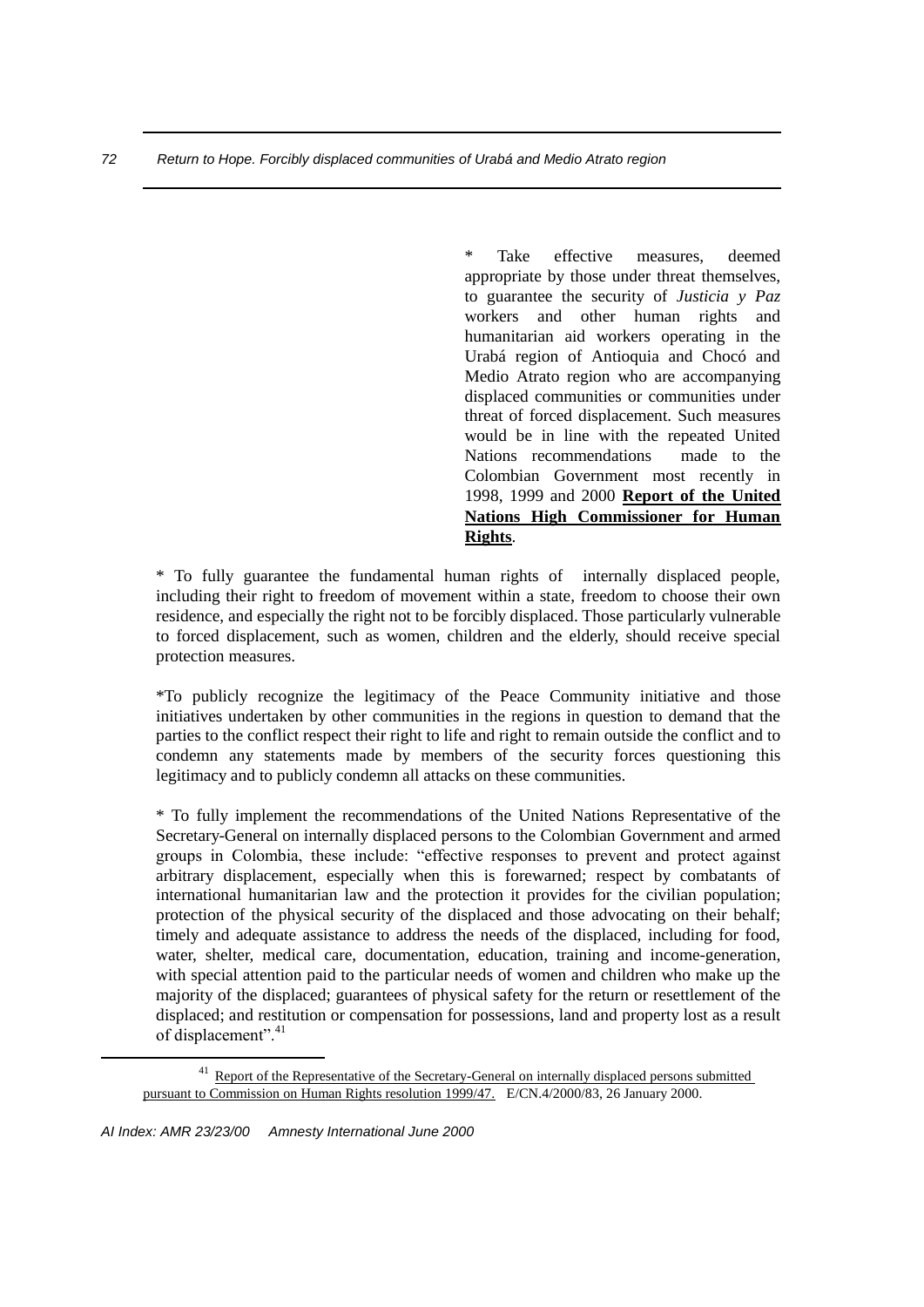* Take effective measures, deemed appropriate by those under threat themselves, to guarantee the security of *Justicia y Paz* workers and other human rights and humanitarian aid workers operating in the Urabá region of Antioquia and Chocó and Medio Atrato region who are accompanying displaced communities or communities under threat of forced displacement. Such measures would be in line with the repeated United Nations recommendations made to the Colombian Government most recently in 1998, 1999 and 2000 **Report of the United Nations High Commissioner for Human Rights**.

* To fully guarantee the fundamental human rights of internally displaced people, including their right to freedom of movement within a state, freedom to choose their own residence, and especially the right not to be forcibly displaced. Those particularly vulnerable to forced displacement, such as women, children and the elderly, should receive special protection measures.

*To publicly recognize the legitimacy of the Peace Community initiative and those initiatives undertaken by other communities in the regions in question to demand that the parties to the conflict respect their right to life and right to remain outside the conflict and to condemn any statements made by members of the security forces questioning this legitimacy and to publicly condemn all attacks on these communities.

* To fully implement the recommendations of the United Nations Representative of the Secretary-General on internally displaced persons to the Colombian Government and armed groups in Colombia, these include: "effective responses to prevent and protect against arbitrary displacement, especially when this is forewarned; respect by combatants of international humanitarian law and the protection it provides for the civilian population; protection of the physical security of the displaced and those advocating on their behalf; timely and adequate assistance to address the needs of the displaced, including for food, water, shelter, medical care, documentation, education, training and income-generation, with special attention paid to the particular needs of women and children who make up the majority of the displaced; guarantees of physical safety for the return or resettlement of the displaced; and restitution or compensation for possessions, land and property lost as a result of displacement".[41]

---

[41] Report of the Representative of the Secretary-General on internally displaced persons submitted pursuant to Commission on Human Rights resolution 1999/47. E/CN.4/2000/83, 26 January 2000.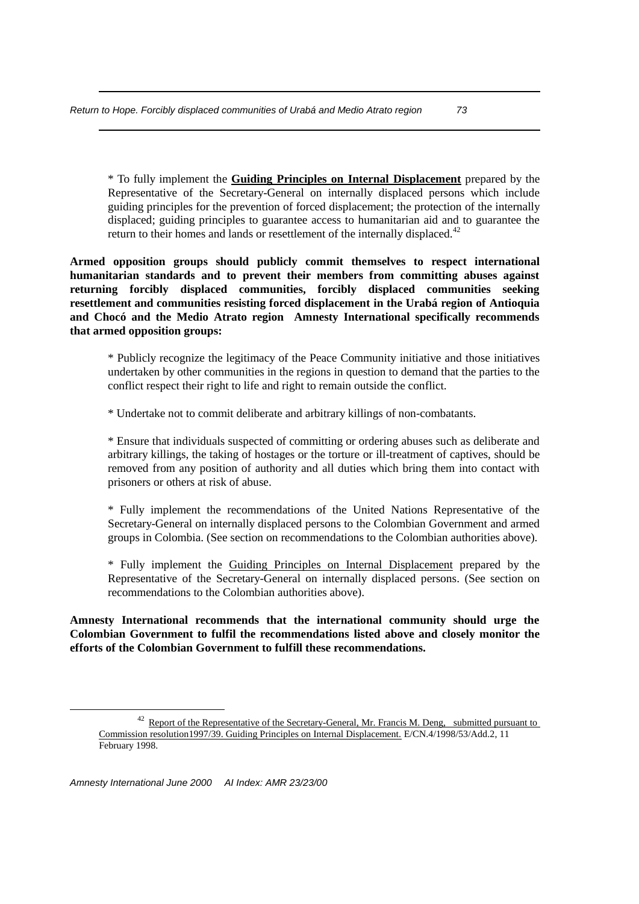* To fully implement the **Guiding Principles on Internal Displacement** prepared by the Representative of the Secretary-General on internally displaced persons which include guiding principles for the prevention of forced displacement; the protection of the internally displaced; guiding principles to guarantee access to humanitarian aid and to guarantee the return to their homes and lands or resettlement of the internally displaced.[42]

**Armed opposition groups should publicly commit themselves to respect international humanitarian standards and to prevent their members from committing abuses against returning forcibly displaced communities, forcibly displaced communities seeking resettlement and communities resisting forced displacement in the Urabá region of Antioquia and Chocó and the Medio Atrato region Amnesty International specifically recommends that armed opposition groups:**

* Publicly recognize the legitimacy of the Peace Community initiative and those initiatives undertaken by other communities in the regions in question to demand that the parties to the conflict respect their right to life and right to remain outside the conflict.

* Undertake not to commit deliberate and arbitrary killings of non-combatants.

* Ensure that individuals suspected of committing or ordering abuses such as deliberate and arbitrary killings, the taking of hostages or the torture or ill-treatment of captives, should be removed from any position of authority and all duties which bring them into contact with prisoners or others at risk of abuse.

* Fully implement the recommendations of the United Nations Representative of the Secretary-General on internally displaced persons to the Colombian Government and armed groups in Colombia. (See section on recommendations to the Colombian authorities above).

* Fully implement the Guiding Principles on Internal Displacement prepared by the Representative of the Secretary-General on internally displaced persons. (See section on recommendations to the Colombian authorities above).

**Amnesty International recommends that the international community should urge the Colombian Government to fulfil the recommendations listed above and closely monitor the efforts of the Colombian Government to fulfill these recommendations.**

---

[42] Report of the Representative of the Secretary-General, Mr. Francis M. Deng, submitted pursuant to Commission resolution1997/39. Guiding Principles on Internal Displacement. E/CN.4/1998/53/Add.2, 11 February 1998.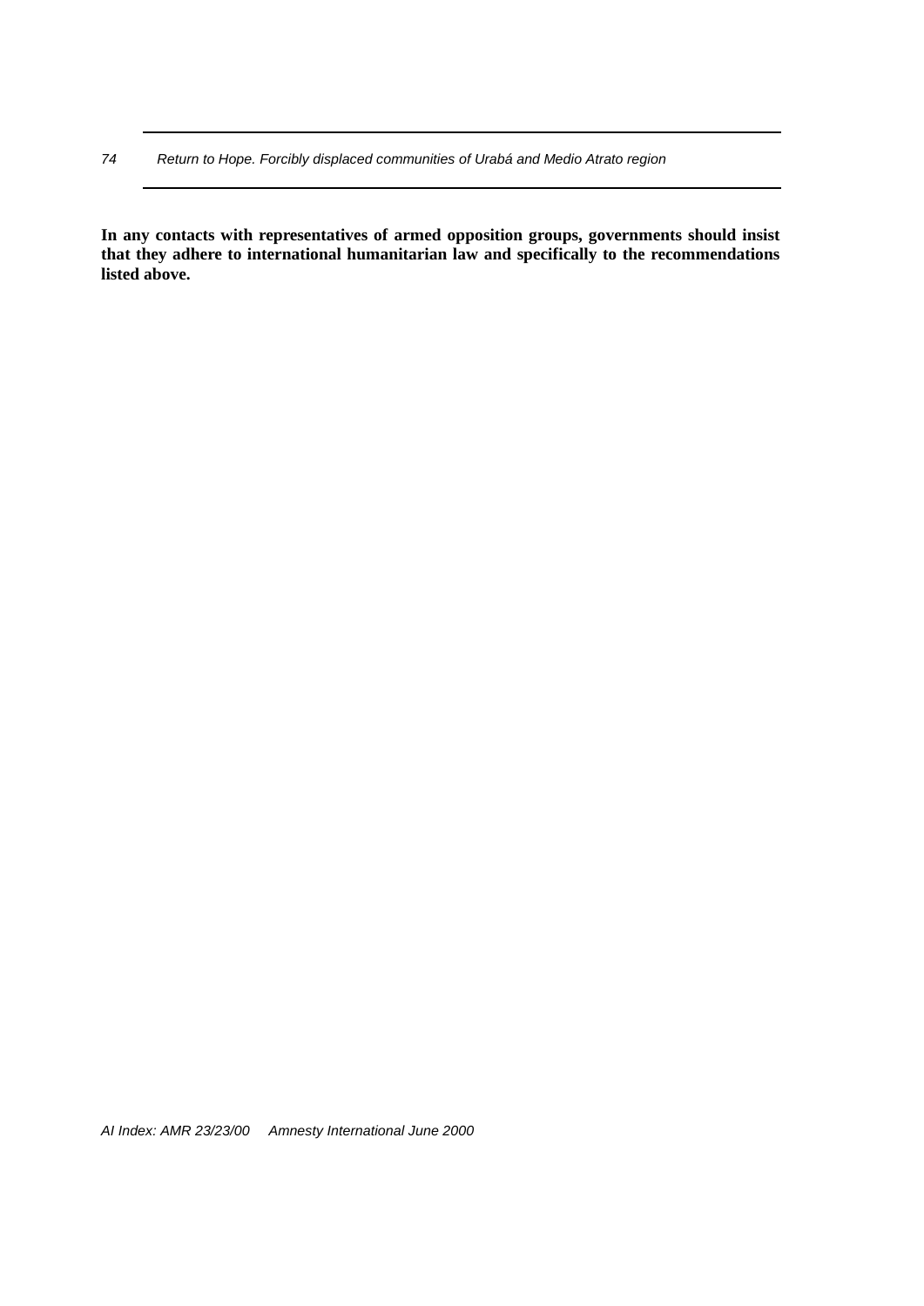**In any contacts with representatives of armed opposition groups, governments should insist that they adhere to international humanitarian law and specifically to the recommendations listed above.**